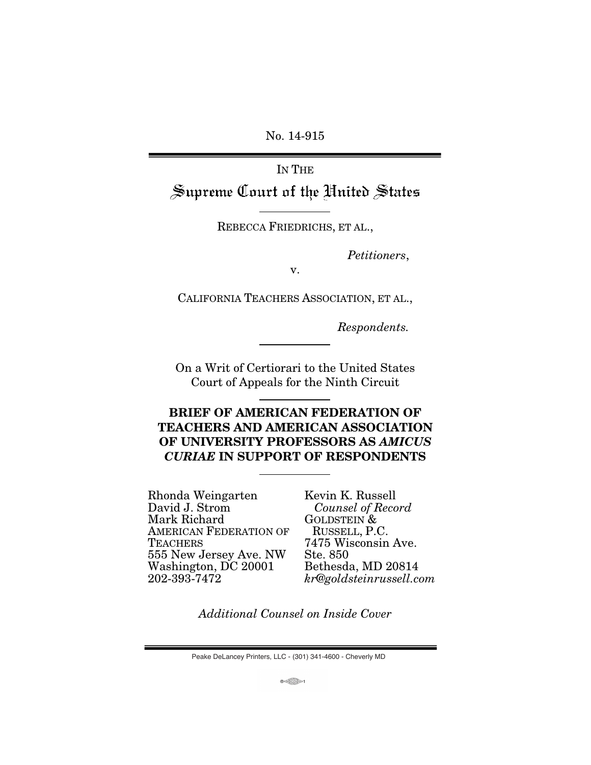No. 14-915

IN THE

# Supreme Court of the United States

REBECCA FRIEDRICHS, ET AL.,

*Petitioners*,

v.

CALIFORNIA TEACHERS ASSOCIATION, ET AL.,

*Respondents.*

On a Writ of Certiorari to the United States Court of Appeals for the Ninth Circuit

**BRIEF OF AMERICAN FEDERATION OF TEACHERS AND AMERICAN ASSOCIATION OF UNIVERSITY PROFESSORS AS *AMICUS CURIAE* IN SUPPORT OF RESPONDENTS**

Rhonda Weingarten
David J. Strom
Mark Richard
AMERICAN FEDERATION OF TEACHERS
555 New Jersey Ave. NW
Washington, DC 20001
202-393-7472

Kevin K. Russell
*Counsel of Record*
GOLDSTEIN & RUSSELL, P.C.
7475 Wisconsin Ave.
Ste. 850
Bethesda, MD 20814
*kr@goldsteinrussell.com*

*Additional Counsel on Inside Cover*

Peake DeLancey Printers, LLC - (301) 341-4600 - Cheverly MD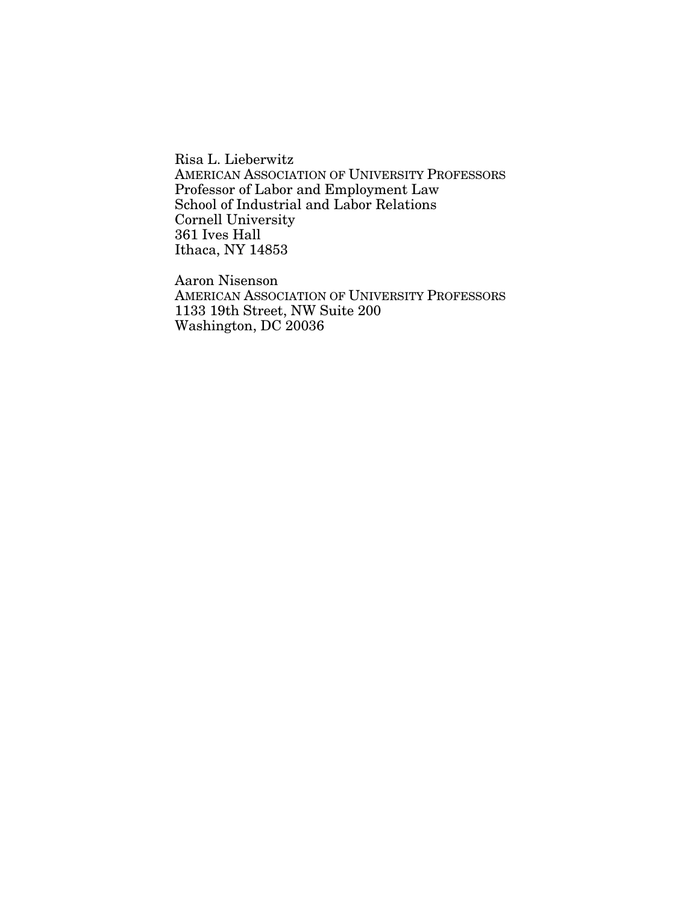Risa L. Lieberwitz  
AMERICAN ASSOCIATION OF UNIVERSITY PROFESSORS  
Professor of Labor and Employment Law  
School of Industrial and Labor Relations  
Cornell University  
361 Ives Hall  
Ithaca, NY 14853

Aaron Nisenson  
AMERICAN ASSOCIATION OF UNIVERSITY PROFESSORS  
1133 19th Street, NW Suite 200  
Washington, DC 20036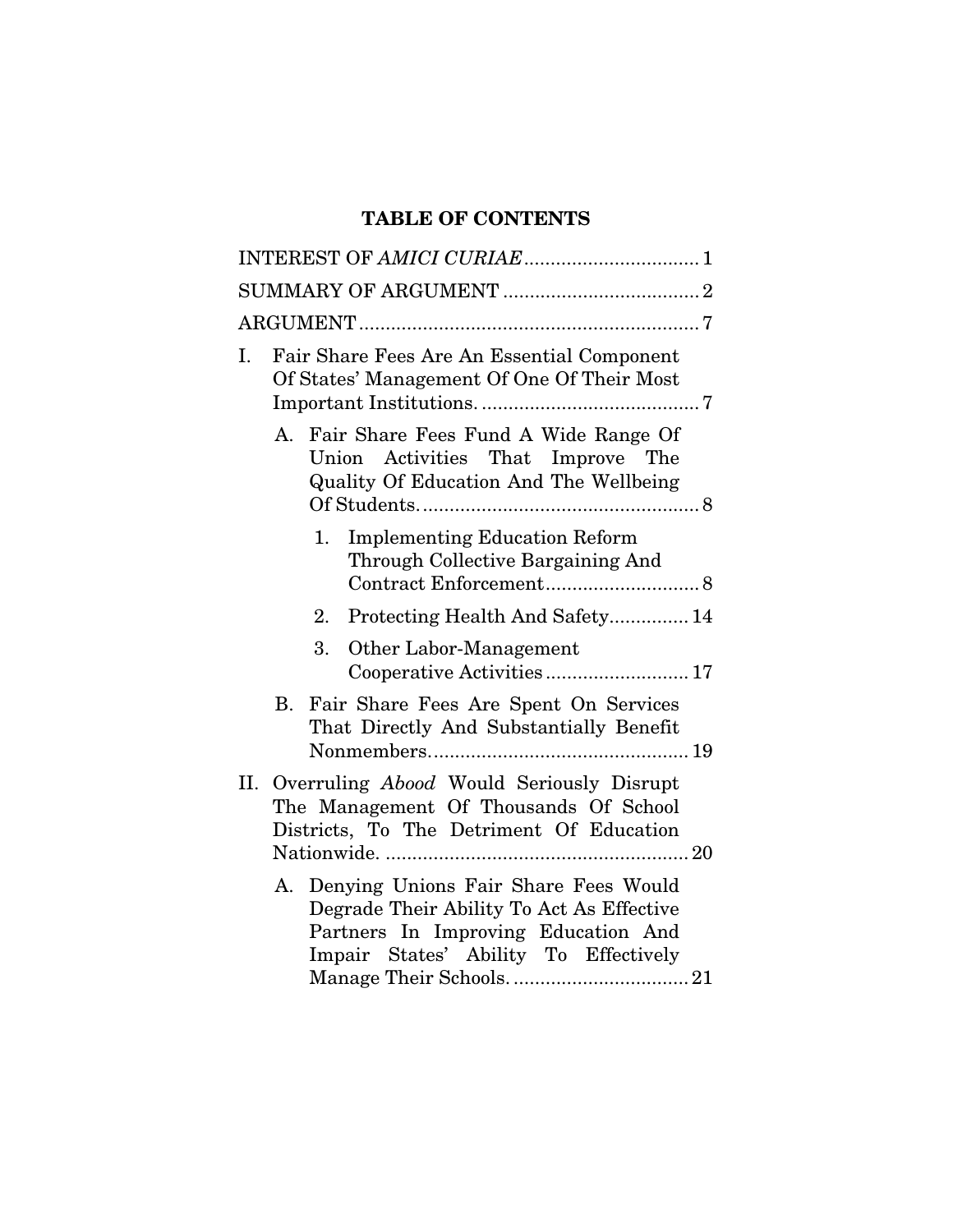## TABLE OF CONTENTS

INTEREST OF *AMICI CURIAE* ................................ 1

SUMMARY OF ARGUMENT .................................... 2

ARGUMENT ............................................................... 7

I. Fair Share Fees Are An Essential Component Of States' Management Of One Of Their Most Important Institutions. ........................................ 7

   A. Fair Share Fees Fund A Wide Range Of Union Activities That Improve The Quality Of Education And The Wellbeing Of Students. .................................................... 8

      1. Implementing Education Reform Through Collective Bargaining And Contract Enforcement ............................ 8

      2. Protecting Health And Safety ............... 14

      3. Other Labor-Management Cooperative Activities ........................... 17

   B. Fair Share Fees Are Spent On Services That Directly And Substantially Benefit Nonmembers. ............................................... 19

II. Overruling *Abood* Would Seriously Disrupt The Management Of Thousands Of School Districts, To The Detriment Of Education Nationwide. ......................................................... 20

   A. Denying Unions Fair Share Fees Would Degrade Their Ability To Act As Effective Partners In Improving Education And Impair States' Ability To Effectively Manage Their Schools. ................................ 21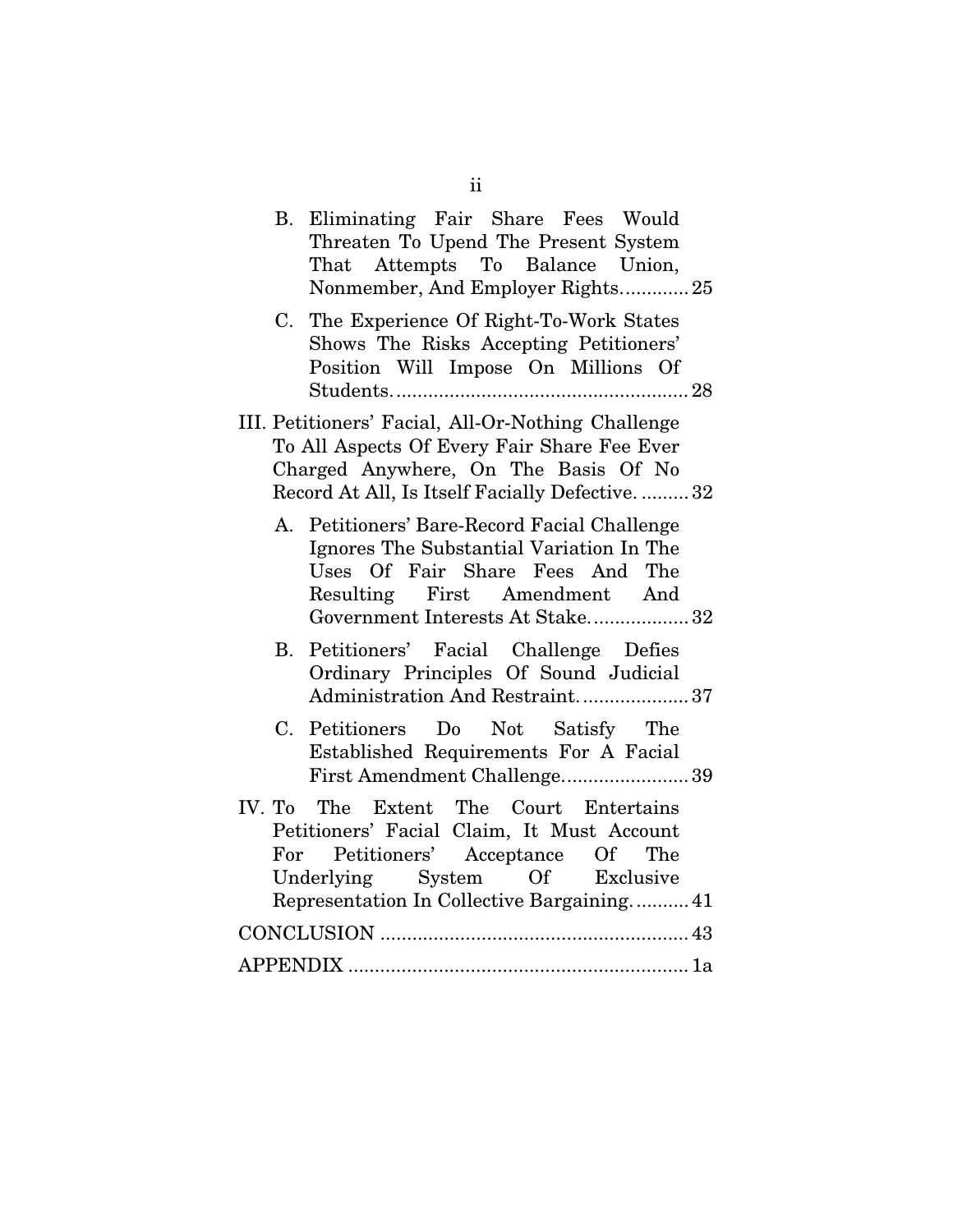B. Eliminating Fair Share Fees Would Threaten To Upend The Present System That Attempts To Balance Union, Nonmember, And Employer Rights............ 25

C. The Experience Of Right-To-Work States Shows The Risks Accepting Petitioners' Position Will Impose On Millions Of Students........................................................ 28

III. Petitioners' Facial, All-Or-Nothing Challenge To All Aspects Of Every Fair Share Fee Ever Charged Anywhere, On The Basis Of No Record At All, Is Itself Facially Defective. ......... 32

A. Petitioners' Bare-Record Facial Challenge Ignores The Substantial Variation In The Uses Of Fair Share Fees And The Resulting First Amendment And Government Interests At Stake.................. 32

B. Petitioners' Facial Challenge Defies Ordinary Principles Of Sound Judicial Administration And Restraint.................... 37

C. Petitioners Do Not Satisfy The Established Requirements For A Facial First Amendment Challenge........................ 39

IV. To The Extent The Court Entertains Petitioners' Facial Claim, It Must Account For Petitioners' Acceptance Of The Underlying System Of Exclusive Representation In Collective Bargaining. .......... 41

CONCLUSION .......................................................... 43

APPENDIX ................................................................ 1a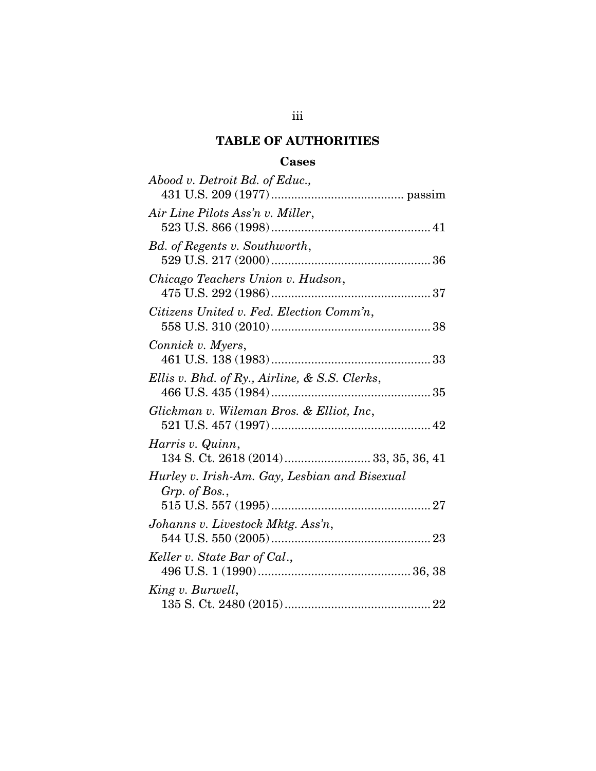## TABLE OF AUTHORITIES

### Cases

*Abood v. Detroit Bd. of Educ.*,
431 U.S. 209 (1977) ........................................ passim

*Air Line Pilots Ass'n v. Miller*,
523 U.S. 866 (1998) ................................................ 41

*Bd. of Regents v. Southworth*,
529 U.S. 217 (2000) ................................................ 36

*Chicago Teachers Union v. Hudson*,
475 U.S. 292 (1986) ................................................ 37

*Citizens United v. Fed. Election Comm'n*,
558 U.S. 310 (2010) ................................................ 38

*Connick v. Myers*,
461 U.S. 138 (1983) ................................................ 33

*Ellis v. Bhd. of Ry., Airline, & S.S. Clerks*,
466 U.S. 435 (1984) ................................................ 35

*Glickman v. Wileman Bros. & Elliot, Inc*,
521 U.S. 457 (1997) ................................................ 42

*Harris v. Quinn*,
134 S. Ct. 2618 (2014) .......................... 33, 35, 36, 41

*Hurley v. Irish-Am. Gay, Lesbian and Bisexual Grp. of Bos.*,
515 U.S. 557 (1995) ................................................ 27

*Johanns v. Livestock Mktg. Ass'n*,
544 U.S. 550 (2005) ................................................ 23

*Keller v. State Bar of Cal.*,
496 U.S. 1 (1990) .............................................. 36, 38

*King v. Burwell*,
135 S. Ct. 2480 (2015) ............................................ 22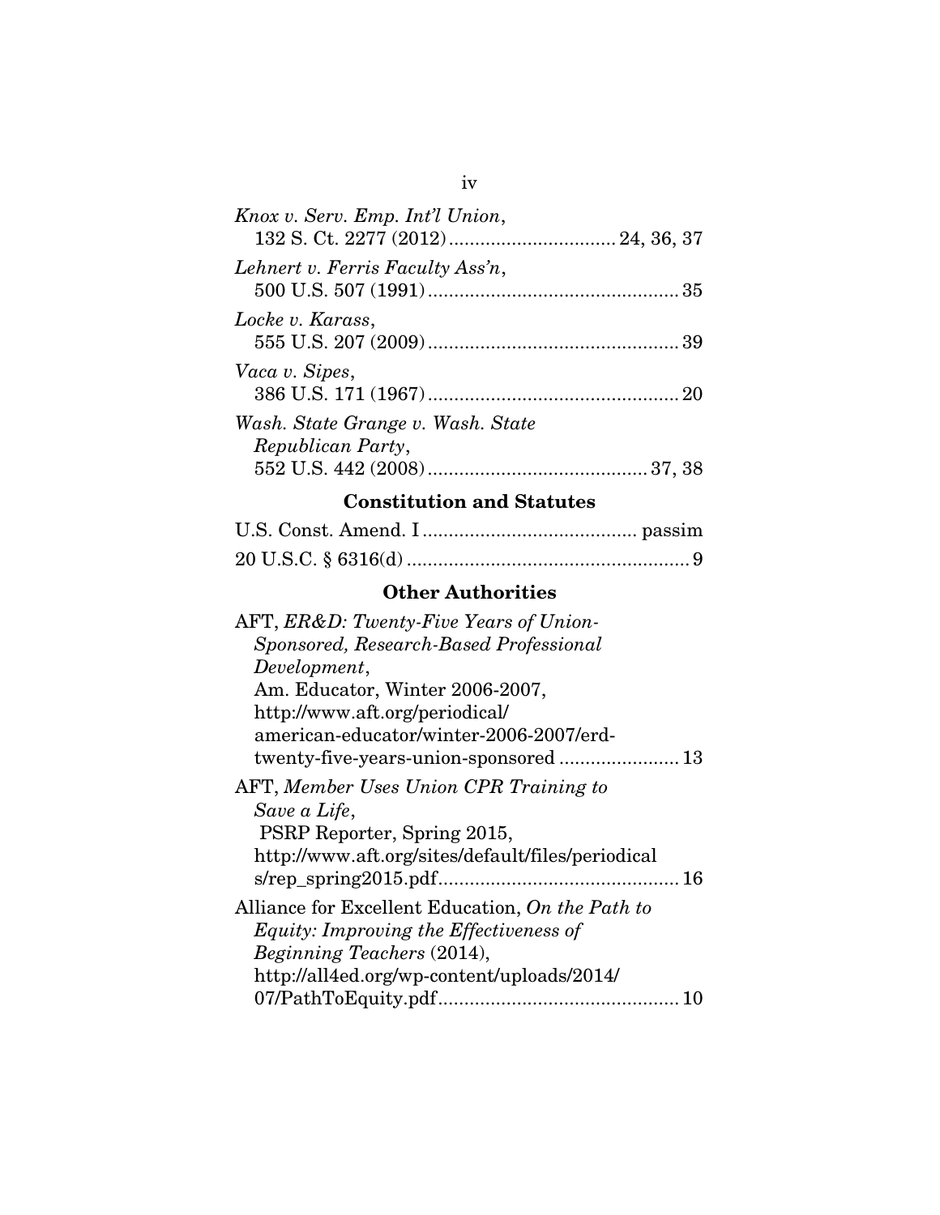*Knox v. Serv. Emp. Int'l Union*,
132 S. Ct. 2277 (2012) ................................ 24, 36, 37

*Lehnert v. Ferris Faculty Ass'n*,
500 U.S. 507 (1991) ................................................ 35

*Locke v. Karass*,
555 U.S. 207 (2009) ................................................ 39

*Vaca v. Sipes*,
386 U.S. 171 (1967) ................................................ 20

*Wash. State Grange v. Wash. State Republican Party*,
552 U.S. 442 (2008) .......................................... 37, 38

### Constitution and Statutes

U.S. Const. Amend. I ......................................... passim

20 U.S.C. § 6316(d) ...................................................... 9

### Other Authorities

AFT, *ER&D: Twenty-Five Years of Union-Sponsored, Research-Based Professional Development*,
Am. Educator, Winter 2006-2007,
http://www.aft.org/periodical/american-educator/winter-2006-2007/erd-twenty-five-years-union-sponsored ....................... 13

AFT, *Member Uses Union CPR Training to Save a Life*,
PSRP Reporter, Spring 2015,
http://www.aft.org/sites/default/files/periodicals/rep_spring2015.pdf ............................................. 16

Alliance for Excellent Education, *On the Path to Equity: Improving the Effectiveness of Beginning Teachers* (2014),
http://all4ed.org/wp-content/uploads/2014/07/PathToEquity.pdf ............................................. 10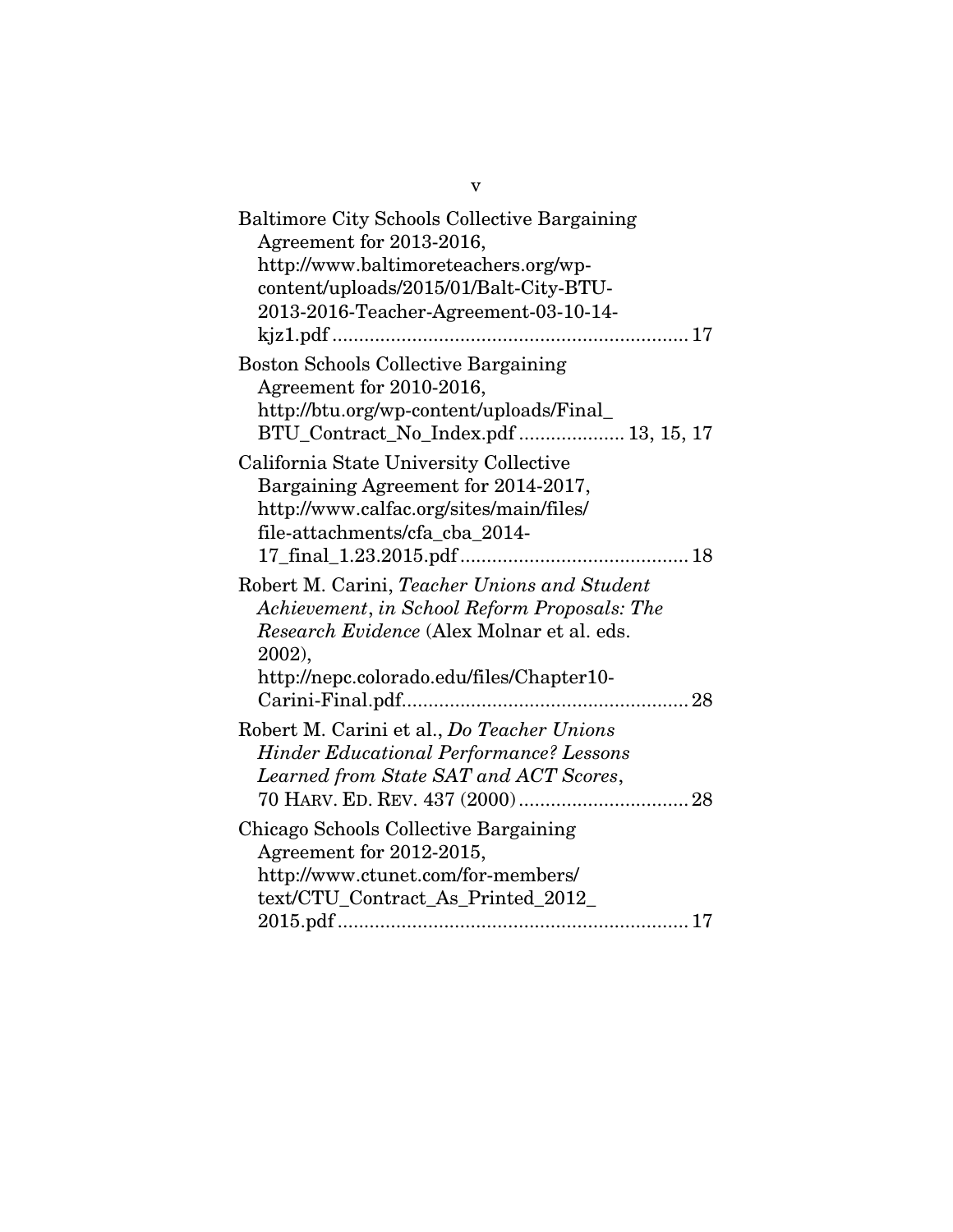Baltimore City Schools Collective Bargaining Agreement for 2013-2016, http://www.baltimoreteachers.org/wp-content/uploads/2015/01/Balt-City-BTU-2013-2016-Teacher-Agreement-03-10-14-kjz1.pdf .................................................................. 17

Boston Schools Collective Bargaining Agreement for 2010-2016, http://btu.org/wp-content/uploads/Final_BTU_Contract_No_Index.pdf .................... 13, 15, 17

California State University Collective Bargaining Agreement for 2014-2017, http://www.calfac.org/sites/main/files/file-attachments/cfa_cba_2014-17_final_1.23.2015.pdf .......................................... 18

Robert M. Carini, *Teacher Unions and Student Achievement*, *in School Reform Proposals: The Research Evidence* (Alex Molnar et al. eds. 2002), http://nepc.colorado.edu/files/Chapter10-Carini-Final.pdf..................................................... 28

Robert M. Carini et al., *Do Teacher Unions Hinder Educational Performance? Lessons Learned from State SAT and ACT Scores*, 70 HARV. ED. REV. 437 (2000) ................................ 28

Chicago Schools Collective Bargaining Agreement for 2012-2015, http://www.ctunet.com/for-members/text/CTU_Contract_As_Printed_2012_2015.pdf ................................................................. 17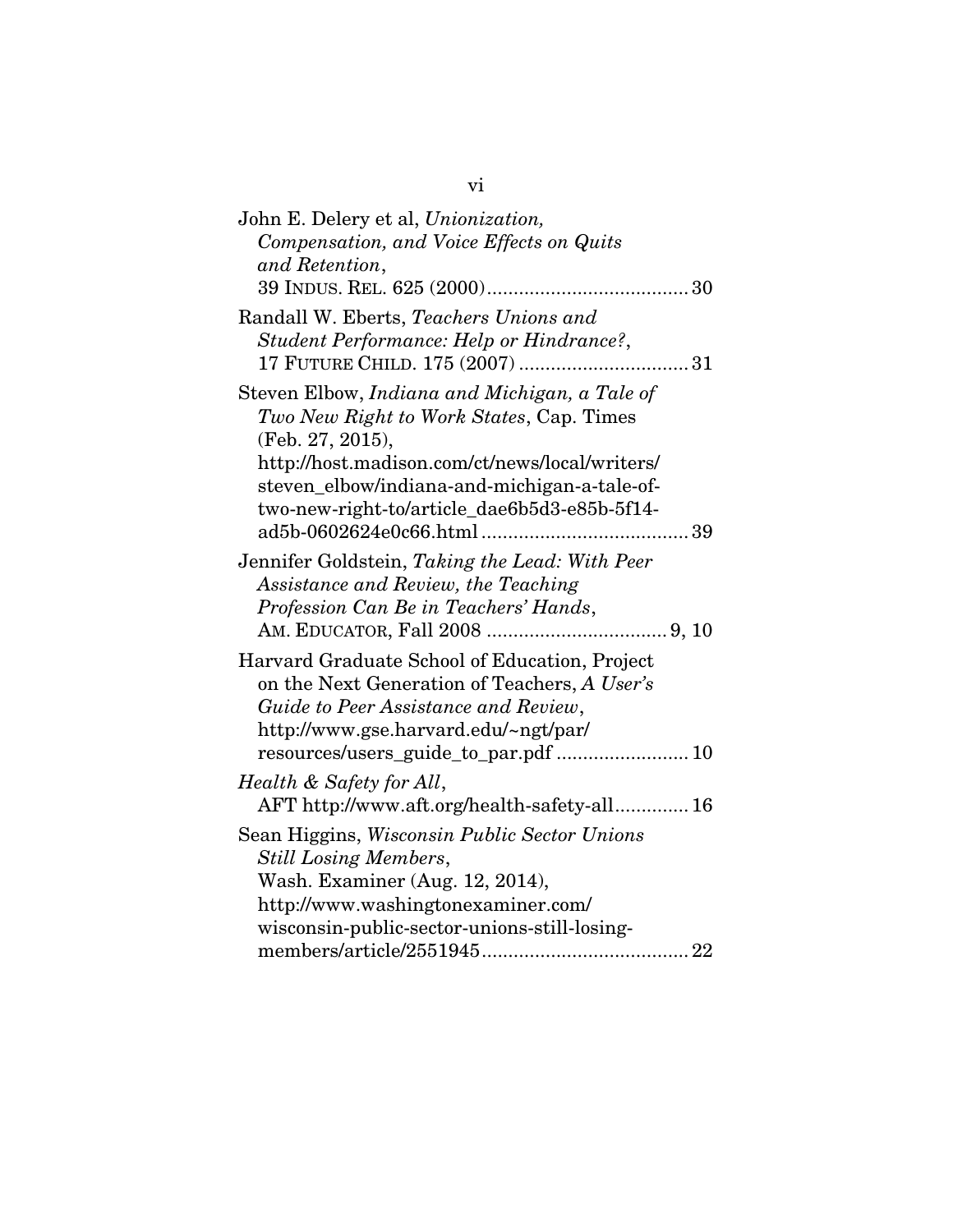John E. Delery et al, *Unionization, Compensation, and Voice Effects on Quits and Retention*, 39 INDUS. REL. 625 (2000) ........................................ 30

Randall W. Eberts, *Teachers Unions and Student Performance: Help or Hindrance?*, 17 FUTURE CHILD. 175 (2007) ................................ 31

Steven Elbow, *Indiana and Michigan, a Tale of Two New Right to Work States*, Cap. Times (Feb. 27, 2015), http://host.madison.com/ct/news/local/writers/steven_elbow/indiana-and-michigan-a-tale-of-two-new-right-to/article_dae6b5d3-e85b-5f14-ad5b-0602624e0c66.html ........................................ 39

Jennifer Goldstein, *Taking the Lead: With Peer Assistance and Review, the Teaching Profession Can Be in Teachers' Hands*, AM. EDUCATOR, Fall 2008 .................................. 9, 10

Harvard Graduate School of Education, Project on the Next Generation of Teachers, *A User's Guide to Peer Assistance and Review*, http://www.gse.harvard.edu/~ngt/par/resources/users_guide_to_par.pdf ......................... 10

*Health & Safety for All*, AFT http://www.aft.org/health-safety-all.............. 16

Sean Higgins, *Wisconsin Public Sector Unions Still Losing Members*, Wash. Examiner (Aug. 12, 2014), http://www.washingtonexaminer.com/wisconsin-public-sector-unions-still-losing-members/article/2551945 ....................................... 22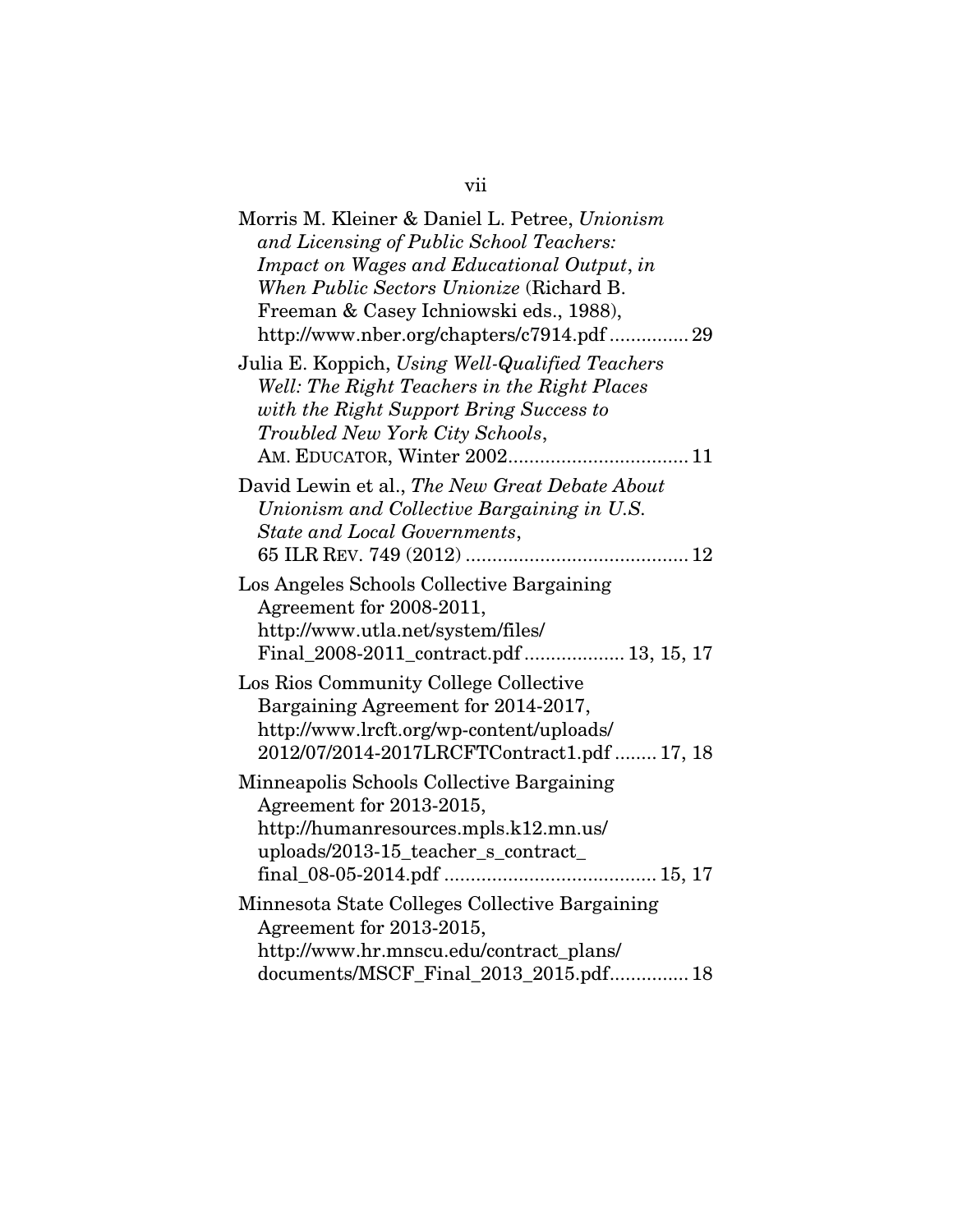Morris M. Kleiner & Daniel L. Petree, *Unionism and Licensing of Public School Teachers: Impact on Wages and Educational Output*, *in When Public Sectors Unionize* (Richard B. Freeman & Casey Ichniowski eds., 1988), http://www.nber.org/chapters/c7914.pdf ............... 29

Julia E. Koppich, *Using Well-Qualified Teachers Well: The Right Teachers in the Right Places with the Right Support Bring Success to Troubled New York City Schools*, AM. EDUCATOR, Winter 2002.................................. 11

David Lewin et al., *The New Great Debate About Unionism and Collective Bargaining in U.S. State and Local Governments*, 65 ILR REV. 749 (2012) .......................................... 12

Los Angeles Schools Collective Bargaining Agreement for 2008-2011, http://www.utla.net/system/files/Final_2008-2011_contract.pdf ................... 13, 15, 17

Los Rios Community College Collective Bargaining Agreement for 2014-2017, http://www.lrcft.org/wp-content/uploads/2012/07/2014-2017LRCFTContract1.pdf ........ 17, 18

Minneapolis Schools Collective Bargaining Agreement for 2013-2015, http://humanresources.mpls.k12.mn.us/uploads/2013-15_teacher_s_contract_final_08-05-2014.pdf ........................................ 15, 17

Minnesota State Colleges Collective Bargaining Agreement for 2013-2015, http://www.hr.mnscu.edu/contract_plans/documents/MSCF_Final_2013_2015.pdf.............. 18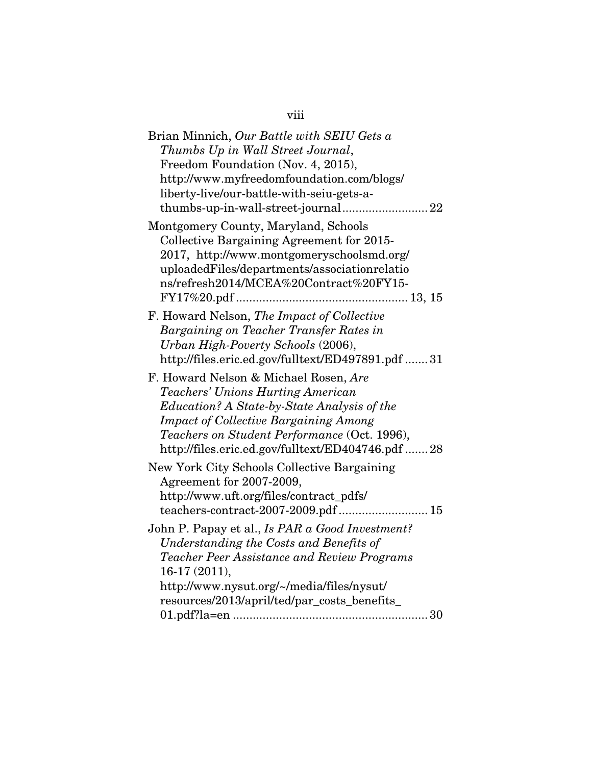Brian Minnich, *Our Battle with SEIU Gets a Thumbs Up in Wall Street Journal*, Freedom Foundation (Nov. 4, 2015), http://www.myfreedomfoundation.com/blogs/liberty-live/our-battle-with-seiu-gets-a-thumbs-up-in-wall-street-journal .......................... 22

Montgomery County, Maryland, Schools Collective Bargaining Agreement for 2015-2017, http://www.montgomeryschoolsmd.org/uploadedFiles/departments/associationrelations/refresh2014/MCEA%20Contract%20FY15-FY17%20.pdf .................................................... 13, 15

F. Howard Nelson, *The Impact of Collective Bargaining on Teacher Transfer Rates in Urban High-Poverty Schools* (2006), http://files.eric.ed.gov/fulltext/ED497891.pdf ....... 31

F. Howard Nelson & Michael Rosen, *Are Teachers' Unions Hurting American Education? A State-by-State Analysis of the Impact of Collective Bargaining Among Teachers on Student Performance* (Oct. 1996), http://files.eric.ed.gov/fulltext/ED404746.pdf ....... 28

New York City Schools Collective Bargaining Agreement for 2007-2009, http://www.uft.org/files/contract_pdfs/teachers-contract-2007-2009.pdf ........................... 15

John P. Papay et al., *Is PAR a Good Investment? Understanding the Costs and Benefits of Teacher Peer Assistance and Review Programs* 16-17 (2011), http://www.nysut.org/~/media/files/nysut/resources/2013/april/ted/par_costs_benefits_01.pdf?la=en ........................................................... 30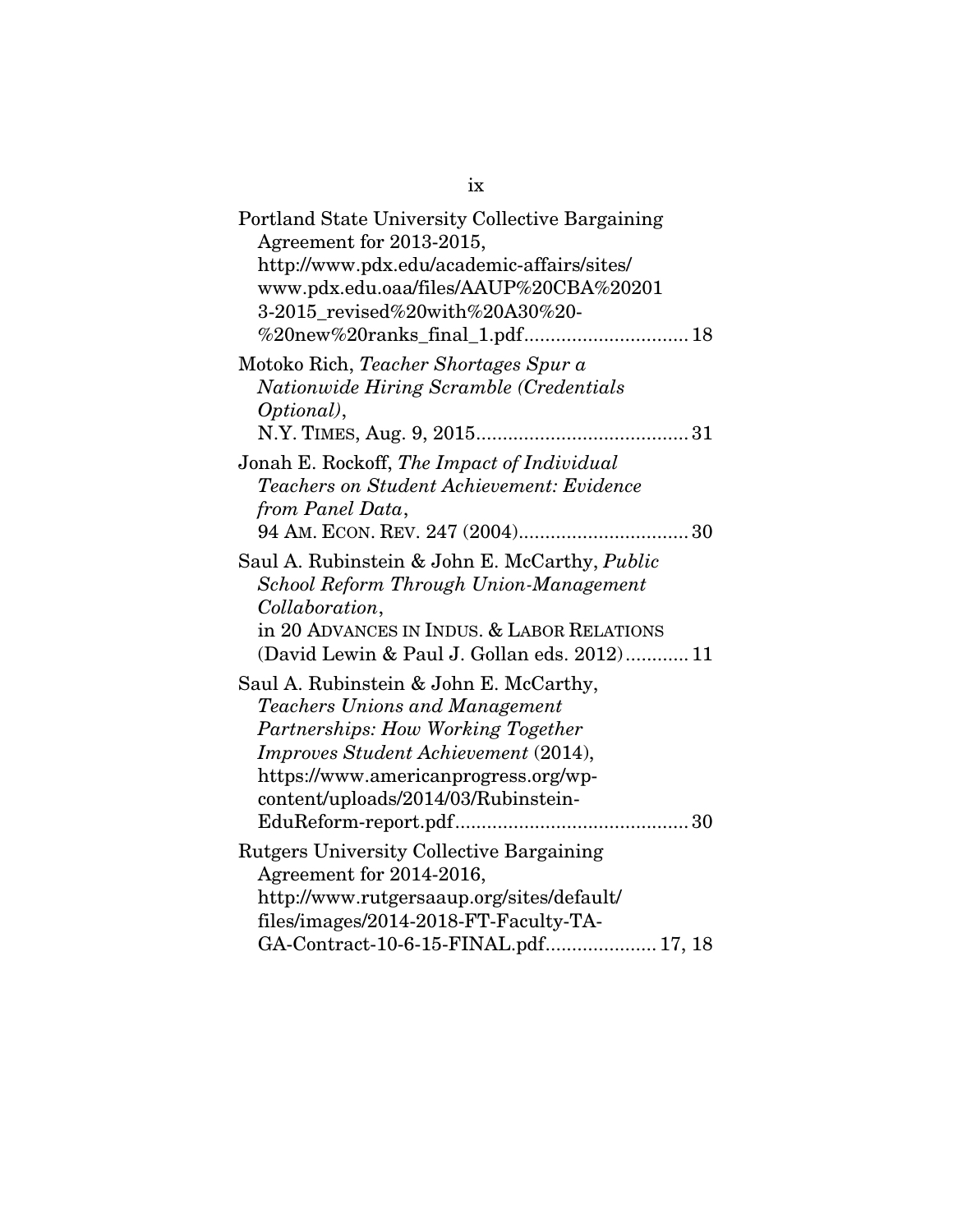Portland State University Collective Bargaining Agreement for 2013-2015, http://www.pdx.edu/academic-affairs/sites/www.pdx.edu.oaa/files/AAUP%20CBA%202013-2015_revised%20with%20A30%20-%20new%20ranks_final_1.pdf............................... 18

Motoko Rich, *Teacher Shortages Spur a Nationwide Hiring Scramble (Credentials Optional)*, N.Y. TIMES, Aug. 9, 2015........................................ 31

Jonah E. Rockoff, *The Impact of Individual Teachers on Student Achievement: Evidence from Panel Data*, 94 AM. ECON. REV. 247 (2004)................................ 30

Saul A. Rubinstein & John E. McCarthy, *Public School Reform Through Union-Management Collaboration*, in 20 ADVANCES IN INDUS. & LABOR RELATIONS (David Lewin & Paul J. Gollan eds. 2012)............ 11

Saul A. Rubinstein & John E. McCarthy, *Teachers Unions and Management Partnerships: How Working Together Improves Student Achievement* (2014), https://www.americanprogress.org/wp-content/uploads/2014/03/Rubinstein-EduReform-report.pdf........................................... 30

Rutgers University Collective Bargaining Agreement for 2014-2016, http://www.rutgersaaup.org/sites/default/files/images/2014-2018-FT-Faculty-TA-GA-Contract-10-6-15-FINAL.pdf..................... 17, 18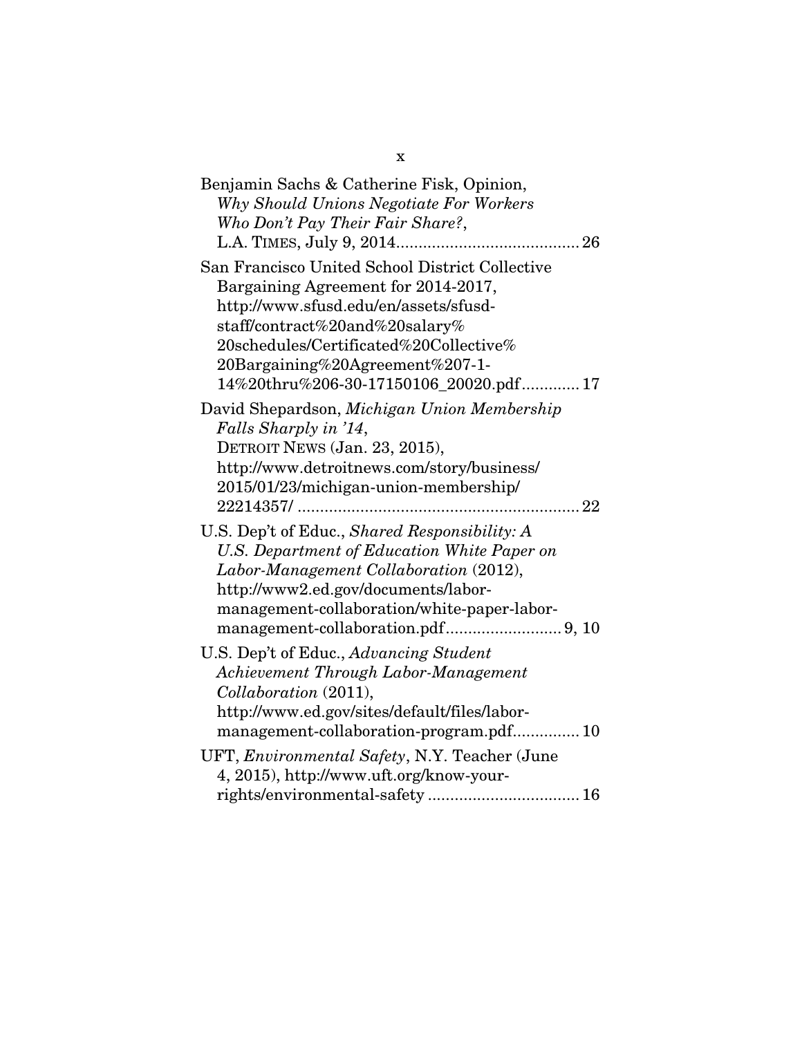Benjamin Sachs & Catherine Fisk, Opinion, *Why Should Unions Negotiate For Workers Who Don't Pay Their Fair Share?*, L.A. TIMES, July 9, 2014........................................26

San Francisco United School District Collective Bargaining Agreement for 2014-2017, http://www.sfusd.edu/en/assets/sfusd-staff/contract%20and%20salary%20schedules/Certificated%20Collective%20Bargaining%20Agreement%207-1-14%20thru%206-30-17150106_20020.pdf............17

David Shepardson, *Michigan Union Membership Falls Sharply in '14*, DETROIT NEWS (Jan. 23, 2015), http://www.detroitnews.com/story/business/2015/01/23/michigan-union-membership/22214357/ ................................................................22

U.S. Dep't of Educ., *Shared Responsibility: A U.S. Department of Education White Paper on Labor-Management Collaboration* (2012), http://www2.ed.gov/documents/labor-management-collaboration/white-paper-labor-management-collaboration.pdf.......................... 9, 10

U.S. Dep't of Educ., *Advancing Student Achievement Through Labor-Management Collaboration* (2011), http://www.ed.gov/sites/default/files/labor-management-collaboration-program.pdf..............10

UFT, *Environmental Safety*, N.Y. Teacher (June 4, 2015), http://www.uft.org/know-your-rights/environmental-safety ..................................16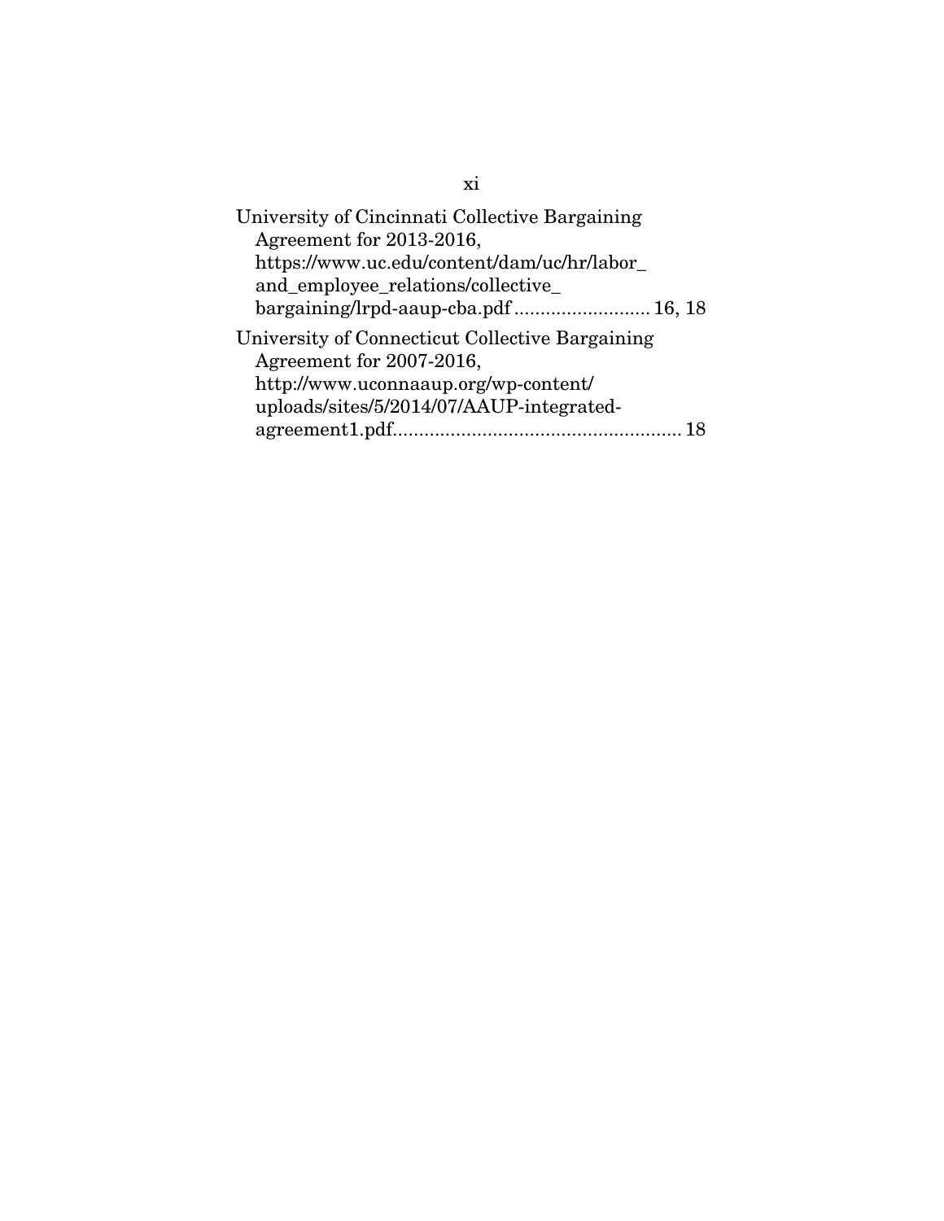University of Cincinnati Collective Bargaining Agreement for 2013-2016, https://www.uc.edu/content/dam/uc/hr/labor_and_employee_relations/collective_bargaining/lrpd-aaup-cba.pdf .......................... 16, 18

University of Connecticut Collective Bargaining Agreement for 2007-2016, http://www.uconnaaup.org/wp-content/uploads/sites/5/2014/07/AAUP-integrated-agreement1.pdf....................................................... 18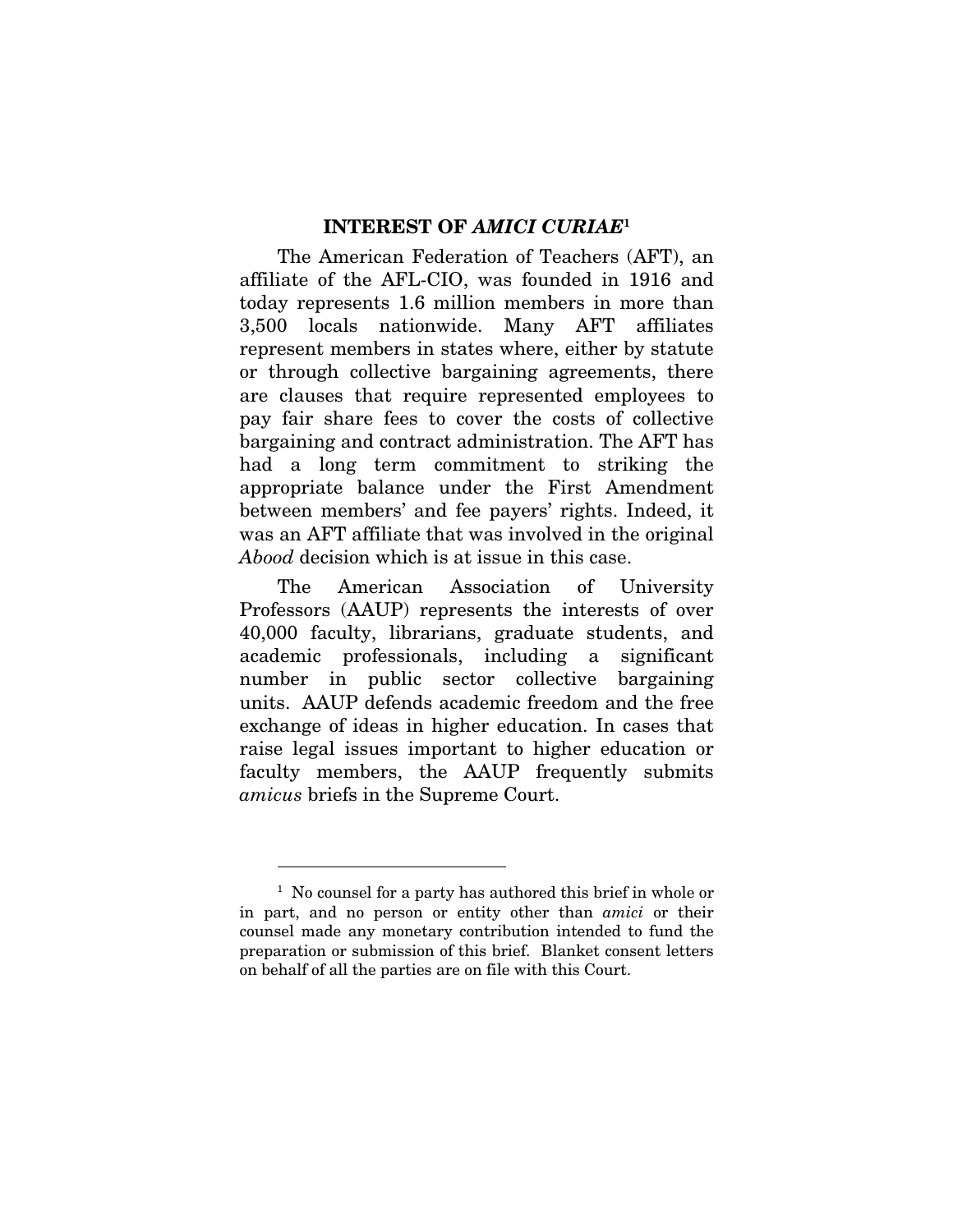## INTEREST OF *AMICI CURIAE*[1]

The American Federation of Teachers (AFT), an affiliate of the AFL-CIO, was founded in 1916 and today represents 1.6 million members in more than 3,500 locals nationwide. Many AFT affiliates represent members in states where, either by statute or through collective bargaining agreements, there are clauses that require represented employees to pay fair share fees to cover the costs of collective bargaining and contract administration. The AFT has had a long term commitment to striking the appropriate balance under the First Amendment between members' and fee payers' rights. Indeed, it was an AFT affiliate that was involved in the original *Abood* decision which is at issue in this case.

The American Association of University Professors (AAUP) represents the interests of over 40,000 faculty, librarians, graduate students, and academic professionals, including a significant number in public sector collective bargaining units. AAUP defends academic freedom and the free exchange of ideas in higher education. In cases that raise legal issues important to higher education or faculty members, the AAUP frequently submits *amicus* briefs in the Supreme Court.

---

[1] No counsel for a party has authored this brief in whole or in part, and no person or entity other than *amici* or their counsel made any monetary contribution intended to fund the preparation or submission of this brief. Blanket consent letters on behalf of all the parties are on file with this Court.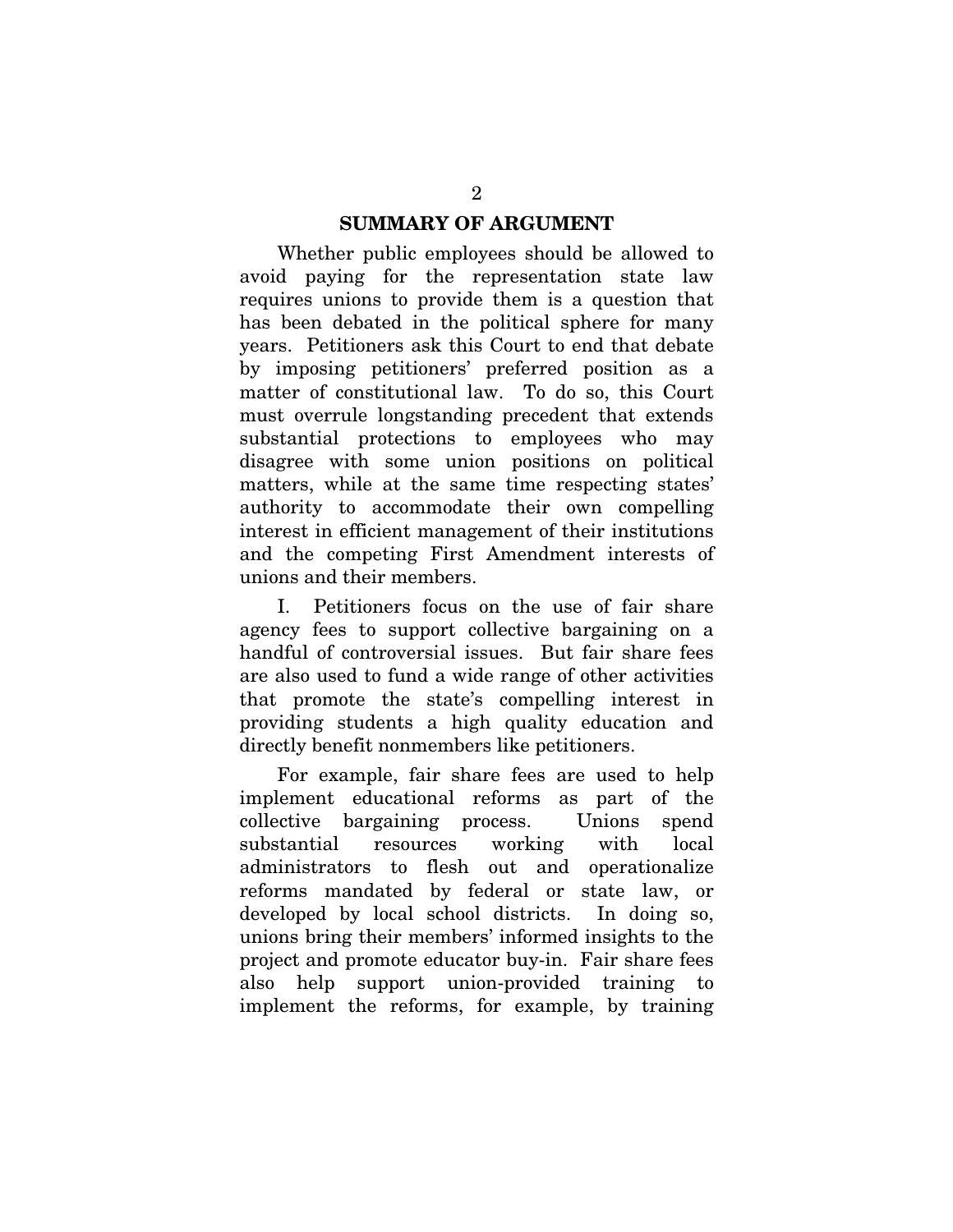## SUMMARY OF ARGUMENT

Whether public employees should be allowed to avoid paying for the representation state law requires unions to provide them is a question that has been debated in the political sphere for many years. Petitioners ask this Court to end that debate by imposing petitioners' preferred position as a matter of constitutional law. To do so, this Court must overrule longstanding precedent that extends substantial protections to employees who may disagree with some union positions on political matters, while at the same time respecting states' authority to accommodate their own compelling interest in efficient management of their institutions and the competing First Amendment interests of unions and their members.

I. Petitioners focus on the use of fair share agency fees to support collective bargaining on a handful of controversial issues. But fair share fees are also used to fund a wide range of other activities that promote the state's compelling interest in providing students a high quality education and directly benefit nonmembers like petitioners.

For example, fair share fees are used to help implement educational reforms as part of the collective bargaining process. Unions spend substantial resources working with local administrators to flesh out and operationalize reforms mandated by federal or state law, or developed by local school districts. In doing so, unions bring their members' informed insights to the project and promote educator buy-in. Fair share fees also help support union-provided training to implement the reforms, for example, by training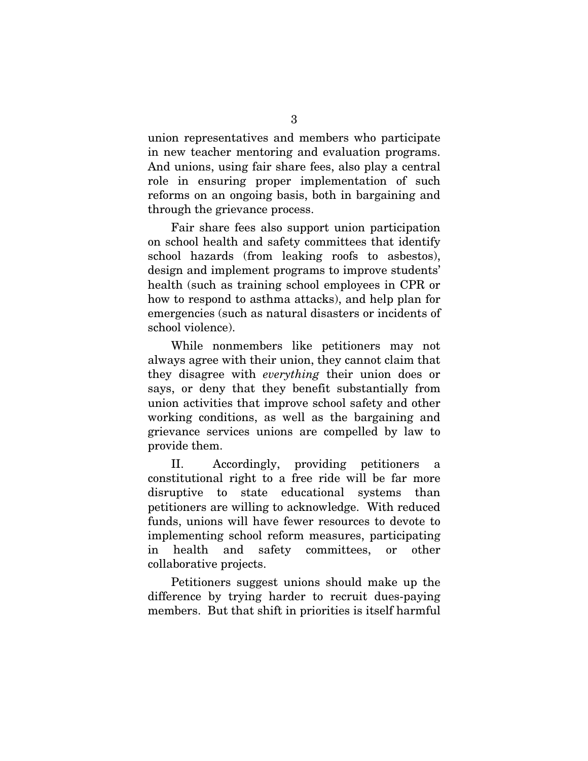union representatives and members who participate in new teacher mentoring and evaluation programs. And unions, using fair share fees, also play a central role in ensuring proper implementation of such reforms on an ongoing basis, both in bargaining and through the grievance process.

Fair share fees also support union participation on school health and safety committees that identify school hazards (from leaking roofs to asbestos), design and implement programs to improve students' health (such as training school employees in CPR or how to respond to asthma attacks), and help plan for emergencies (such as natural disasters or incidents of school violence).

While nonmembers like petitioners may not always agree with their union, they cannot claim that they disagree with *everything* their union does or says, or deny that they benefit substantially from union activities that improve school safety and other working conditions, as well as the bargaining and grievance services unions are compelled by law to provide them.

II. Accordingly, providing petitioners a constitutional right to a free ride will be far more disruptive to state educational systems than petitioners are willing to acknowledge. With reduced funds, unions will have fewer resources to devote to implementing school reform measures, participating in health and safety committees, or other collaborative projects.

Petitioners suggest unions should make up the difference by trying harder to recruit dues-paying members. But that shift in priorities is itself harmful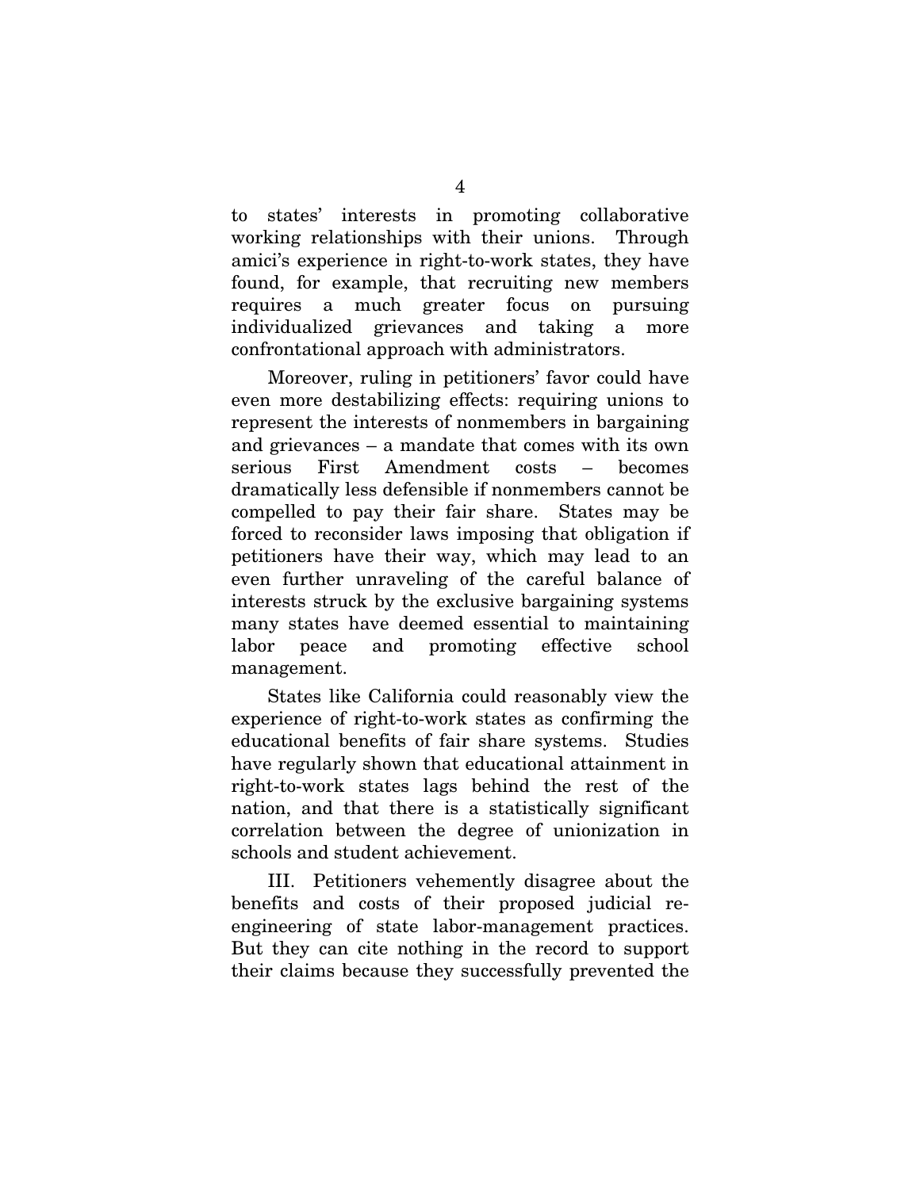to states' interests in promoting collaborative working relationships with their unions. Through amici's experience in right-to-work states, they have found, for example, that recruiting new members requires a much greater focus on pursuing individualized grievances and taking a more confrontational approach with administrators.

Moreover, ruling in petitioners' favor could have even more destabilizing effects: requiring unions to represent the interests of nonmembers in bargaining and grievances – a mandate that comes with its own serious First Amendment costs – becomes dramatically less defensible if nonmembers cannot be compelled to pay their fair share. States may be forced to reconsider laws imposing that obligation if petitioners have their way, which may lead to an even further unraveling of the careful balance of interests struck by the exclusive bargaining systems many states have deemed essential to maintaining labor peace and promoting effective school management.

States like California could reasonably view the experience of right-to-work states as confirming the educational benefits of fair share systems. Studies have regularly shown that educational attainment in right-to-work states lags behind the rest of the nation, and that there is a statistically significant correlation between the degree of unionization in schools and student achievement.

III. Petitioners vehemently disagree about the benefits and costs of their proposed judicial re-engineering of state labor-management practices. But they can cite nothing in the record to support their claims because they successfully prevented the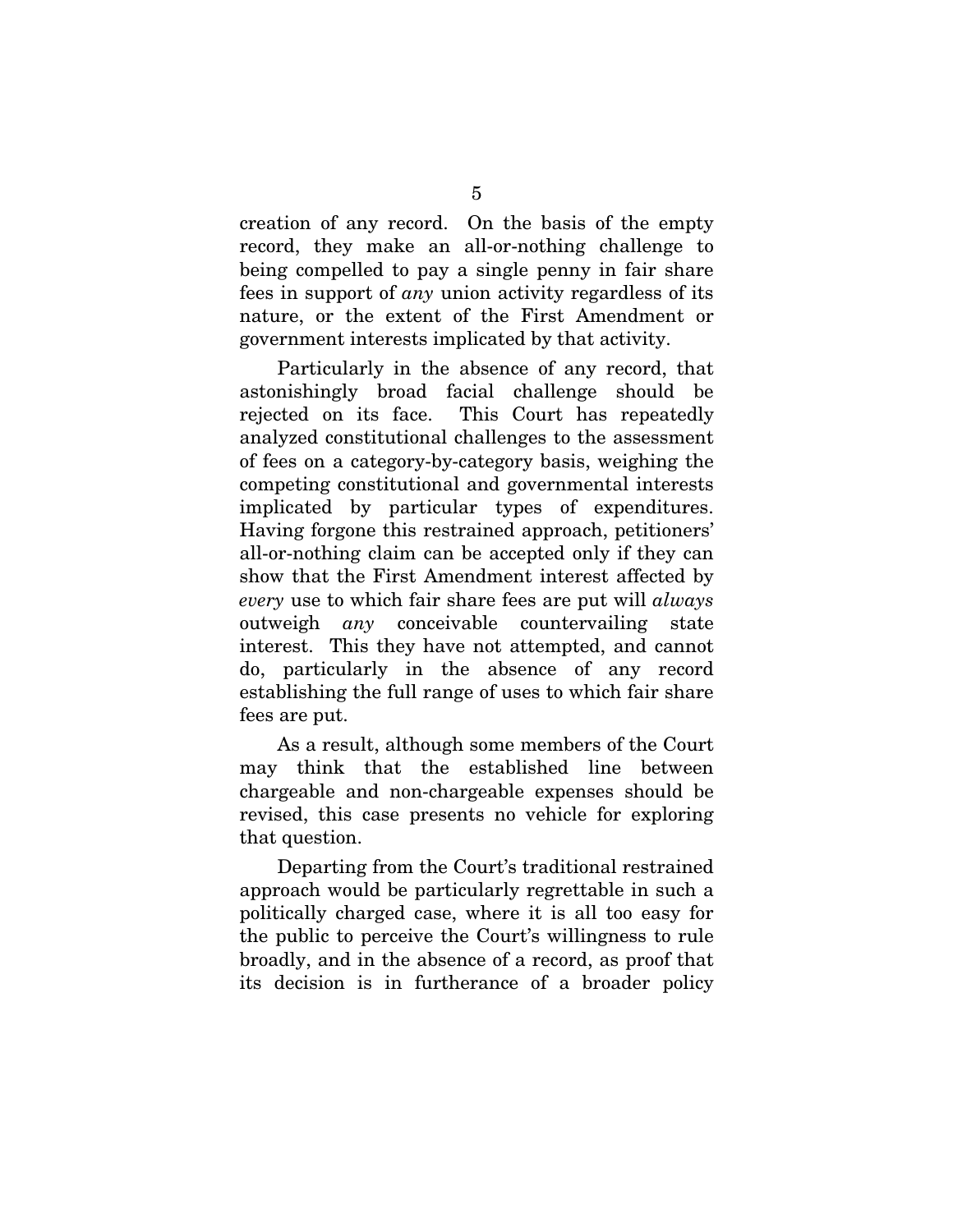creation of any record. On the basis of the empty record, they make an all-or-nothing challenge to being compelled to pay a single penny in fair share fees in support of *any* union activity regardless of its nature, or the extent of the First Amendment or government interests implicated by that activity.

Particularly in the absence of any record, that astonishingly broad facial challenge should be rejected on its face. This Court has repeatedly analyzed constitutional challenges to the assessment of fees on a category-by-category basis, weighing the competing constitutional and governmental interests implicated by particular types of expenditures. Having forgone this restrained approach, petitioners' all-or-nothing claim can be accepted only if they can show that the First Amendment interest affected by *every* use to which fair share fees are put will *always* outweigh *any* conceivable countervailing state interest. This they have not attempted, and cannot do, particularly in the absence of any record establishing the full range of uses to which fair share fees are put.

As a result, although some members of the Court may think that the established line between chargeable and non-chargeable expenses should be revised, this case presents no vehicle for exploring that question.

Departing from the Court's traditional restrained approach would be particularly regrettable in such a politically charged case, where it is all too easy for the public to perceive the Court's willingness to rule broadly, and in the absence of a record, as proof that its decision is in furtherance of a broader policy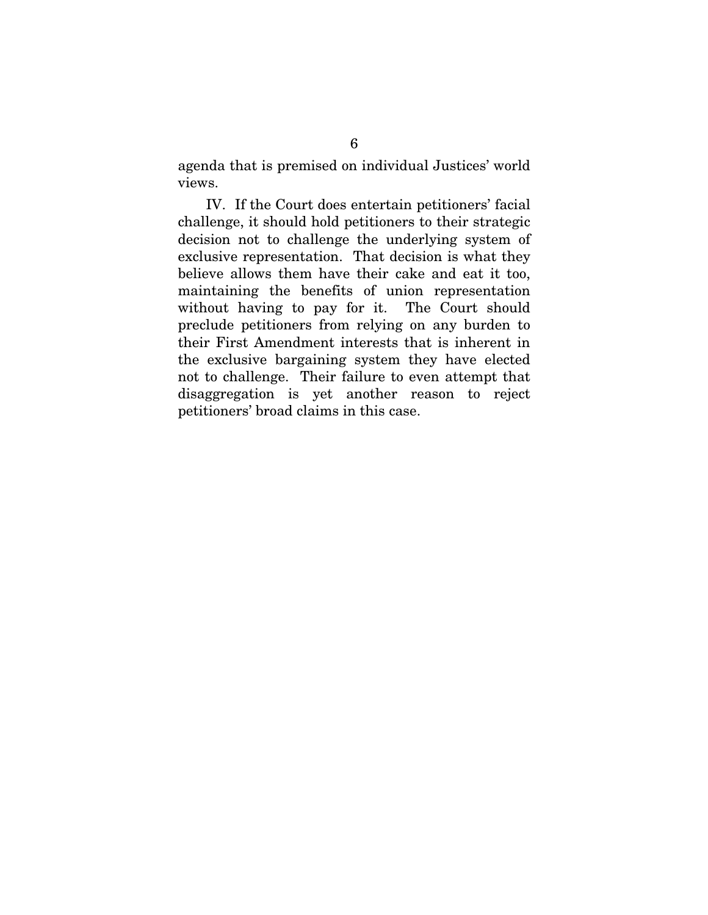agenda that is premised on individual Justices' world views.

IV. If the Court does entertain petitioners' facial challenge, it should hold petitioners to their strategic decision not to challenge the underlying system of exclusive representation. That decision is what they believe allows them have their cake and eat it too, maintaining the benefits of union representation without having to pay for it. The Court should preclude petitioners from relying on any burden to their First Amendment interests that is inherent in the exclusive bargaining system they have elected not to challenge. Their failure to even attempt that disaggregation is yet another reason to reject petitioners' broad claims in this case.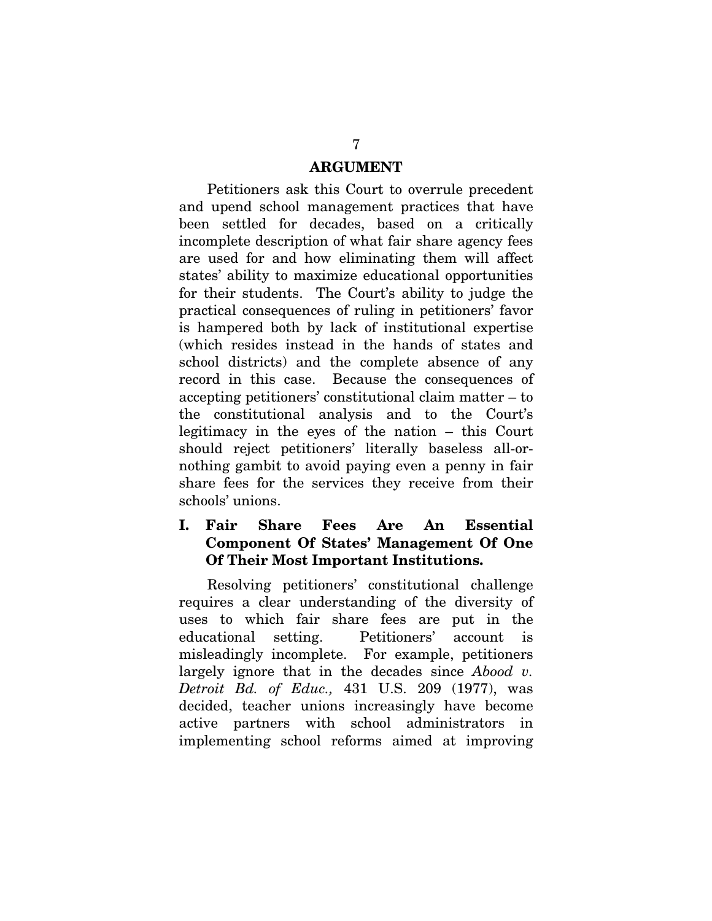## ARGUMENT

Petitioners ask this Court to overrule precedent and upend school management practices that have been settled for decades, based on a critically incomplete description of what fair share agency fees are used for and how eliminating them will affect states' ability to maximize educational opportunities for their students. The Court's ability to judge the practical consequences of ruling in petitioners' favor is hampered both by lack of institutional expertise (which resides instead in the hands of states and school districts) and the complete absence of any record in this case. Because the consequences of accepting petitioners' constitutional claim matter – to the constitutional analysis and to the Court's legitimacy in the eyes of the nation – this Court should reject petitioners' literally baseless all-or-nothing gambit to avoid paying even a penny in fair share fees for the services they receive from their schools' unions.

### I. Fair Share Fees Are An Essential Component Of States' Management Of One Of Their Most Important Institutions.

Resolving petitioners' constitutional challenge requires a clear understanding of the diversity of uses to which fair share fees are put in the educational setting. Petitioners' account is misleadingly incomplete. For example, petitioners largely ignore that in the decades since *Abood v. Detroit Bd. of Educ.,* 431 U.S. 209 (1977), was decided, teacher unions increasingly have become active partners with school administrators in implementing school reforms aimed at improving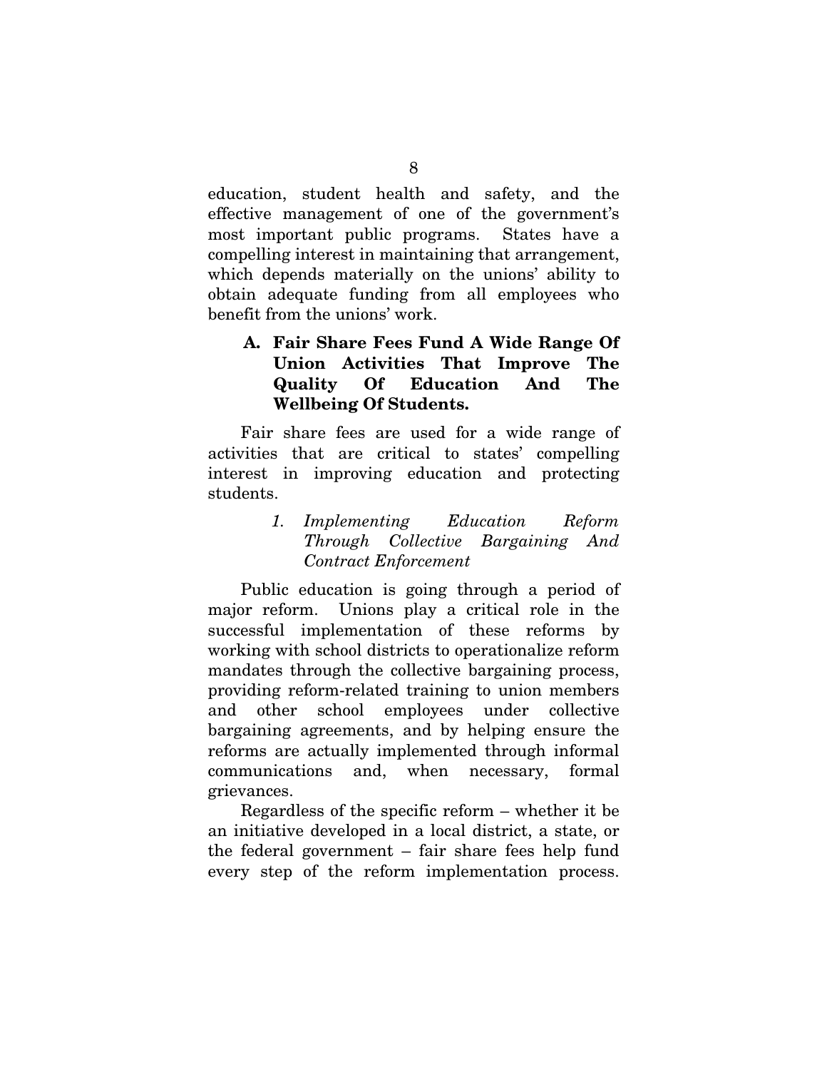education, student health and safety, and the effective management of one of the government's most important public programs. States have a compelling interest in maintaining that arrangement, which depends materially on the unions' ability to obtain adequate funding from all employees who benefit from the unions' work.

### A. Fair Share Fees Fund A Wide Range Of Union Activities That Improve The Quality Of Education And The Wellbeing Of Students.

Fair share fees are used for a wide range of activities that are critical to states' compelling interest in improving education and protecting students.

#### *1. Implementing Education Reform Through Collective Bargaining And Contract Enforcement*

Public education is going through a period of major reform. Unions play a critical role in the successful implementation of these reforms by working with school districts to operationalize reform mandates through the collective bargaining process, providing reform-related training to union members and other school employees under collective bargaining agreements, and by helping ensure the reforms are actually implemented through informal communications and, when necessary, formal grievances.

Regardless of the specific reform – whether it be an initiative developed in a local district, a state, or the federal government – fair share fees help fund every step of the reform implementation process.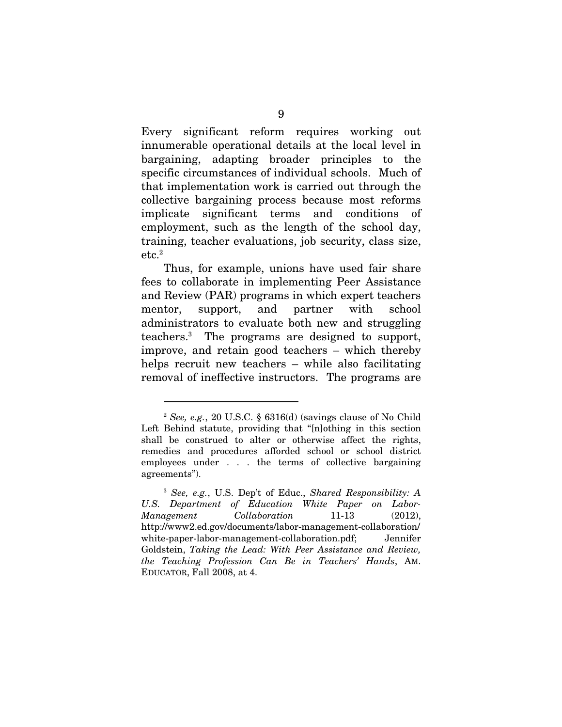Every significant reform requires working out innumerable operational details at the local level in bargaining, adapting broader principles to the specific circumstances of individual schools. Much of that implementation work is carried out through the collective bargaining process because most reforms implicate significant terms and conditions of employment, such as the length of the school day, training, teacher evaluations, job security, class size, etc.[2]

Thus, for example, unions have used fair share fees to collaborate in implementing Peer Assistance and Review (PAR) programs in which expert teachers mentor, support, and partner with school administrators to evaluate both new and struggling teachers.[3] The programs are designed to support, improve, and retain good teachers – which thereby helps recruit new teachers – while also facilitating removal of ineffective instructors. The programs are

---

[2] *See, e.g.*, 20 U.S.C. § 6316(d) (savings clause of No Child Left Behind statute, providing that "[n]othing in this section shall be construed to alter or otherwise affect the rights, remedies and procedures afforded school or school district employees under . . . the terms of collective bargaining agreements").

[3] *See, e.g.*, U.S. Dep't of Educ., *Shared Responsibility: A U.S. Department of Education White Paper on Labor-Management Collaboration* 11-13 (2012), http://www2.ed.gov/documents/labor-management-collaboration/white-paper-labor-management-collaboration.pdf; Jennifer Goldstein, *Taking the Lead: With Peer Assistance and Review, the Teaching Profession Can Be in Teachers' Hands*, AM. EDUCATOR, Fall 2008, at 4.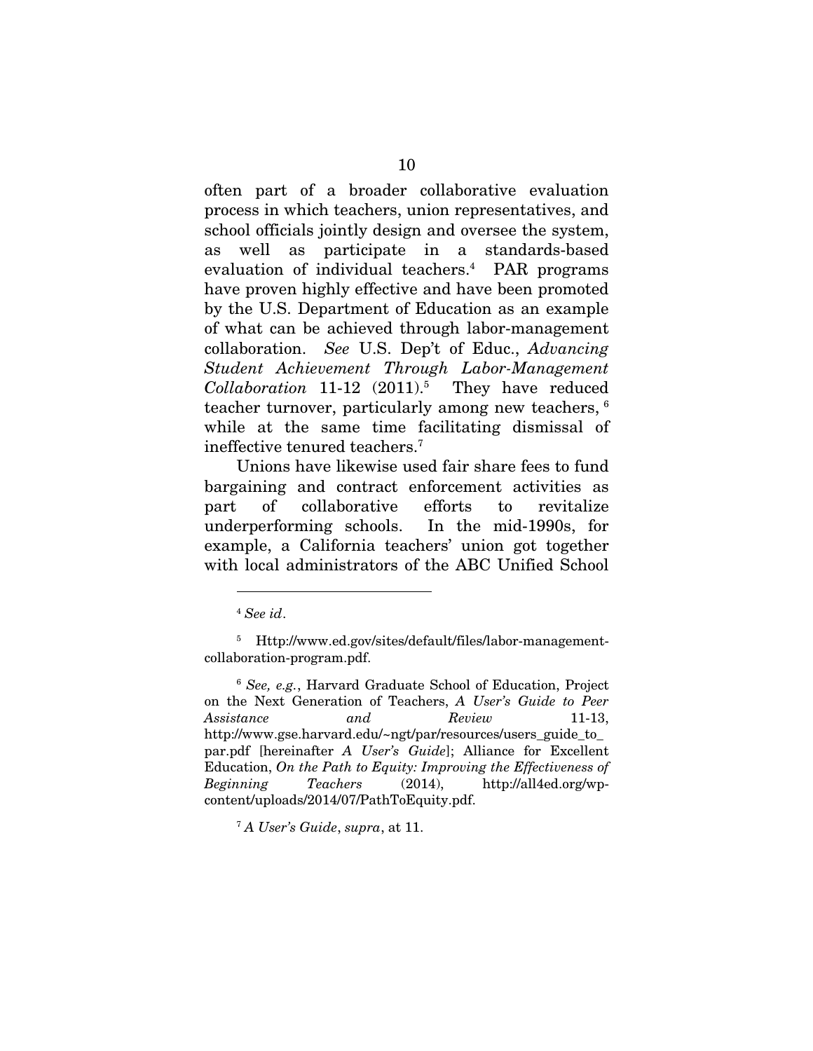often part of a broader collaborative evaluation process in which teachers, union representatives, and school officials jointly design and oversee the system, as well as participate in a standards-based evaluation of individual teachers.[4] PAR programs have proven highly effective and have been promoted by the U.S. Department of Education as an example of what can be achieved through labor-management collaboration. *See* U.S. Dep't of Educ., *Advancing Student Achievement Through Labor-Management Collaboration* 11-12 (2011).[5] They have reduced teacher turnover, particularly among new teachers, [6] while at the same time facilitating dismissal of ineffective tenured teachers.[7]

Unions have likewise used fair share fees to fund bargaining and contract enforcement activities as part of collaborative efforts to revitalize underperforming schools. In the mid-1990s, for example, a California teachers' union got together with local administrators of the ABC Unified School

---

[4] *See id*.

[5] Http://www.ed.gov/sites/default/files/labor-management-collaboration-program.pdf.

[6] *See, e.g.*, Harvard Graduate School of Education, Project on the Next Generation of Teachers, *A User's Guide to Peer Assistance and Review* 11-13, http://www.gse.harvard.edu/~ngt/par/resources/users_guide_to_par.pdf [hereinafter *A User's Guide*]; Alliance for Excellent Education, *On the Path to Equity: Improving the Effectiveness of Beginning Teachers* (2014), http://all4ed.org/wp-content/uploads/2014/07/PathToEquity.pdf.

[7] *A User's Guide*, *supra*, at 11.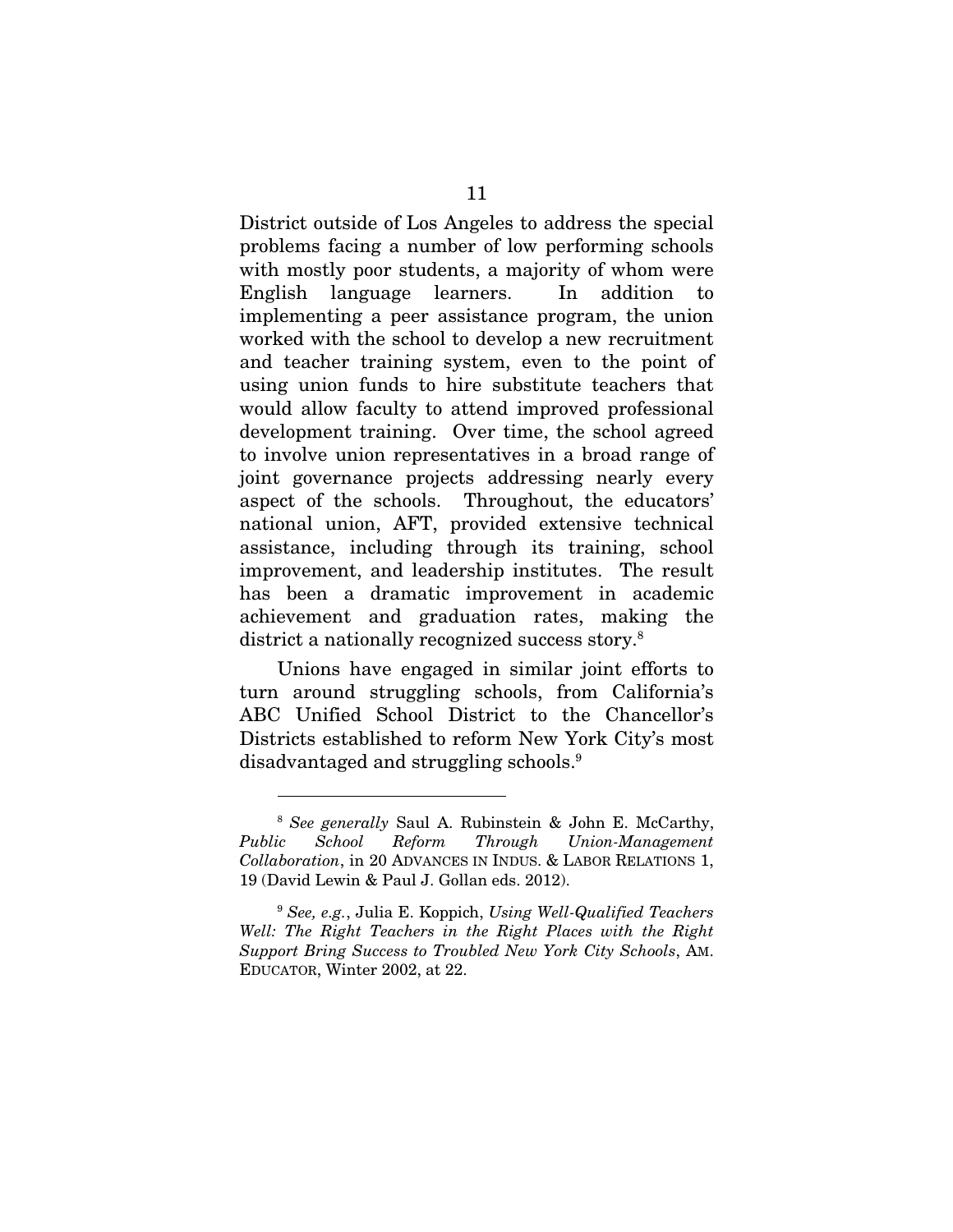District outside of Los Angeles to address the special problems facing a number of low performing schools with mostly poor students, a majority of whom were English language learners. In addition to implementing a peer assistance program, the union worked with the school to develop a new recruitment and teacher training system, even to the point of using union funds to hire substitute teachers that would allow faculty to attend improved professional development training. Over time, the school agreed to involve union representatives in a broad range of joint governance projects addressing nearly every aspect of the schools. Throughout, the educators' national union, AFT, provided extensive technical assistance, including through its training, school improvement, and leadership institutes. The result has been a dramatic improvement in academic achievement and graduation rates, making the district a nationally recognized success story.[8]

Unions have engaged in similar joint efforts to turn around struggling schools, from California's ABC Unified School District to the Chancellor's Districts established to reform New York City's most disadvantaged and struggling schools.[9]

---

[8] *See generally* Saul A. Rubinstein & John E. McCarthy, *Public School Reform Through Union-Management Collaboration*, in 20 ADVANCES IN INDUS. & LABOR RELATIONS 1, 19 (David Lewin & Paul J. Gollan eds. 2012).

[9] *See, e.g.*, Julia E. Koppich, *Using Well-Qualified Teachers Well: The Right Teachers in the Right Places with the Right Support Bring Success to Troubled New York City Schools*, AM. EDUCATOR, Winter 2002, at 22.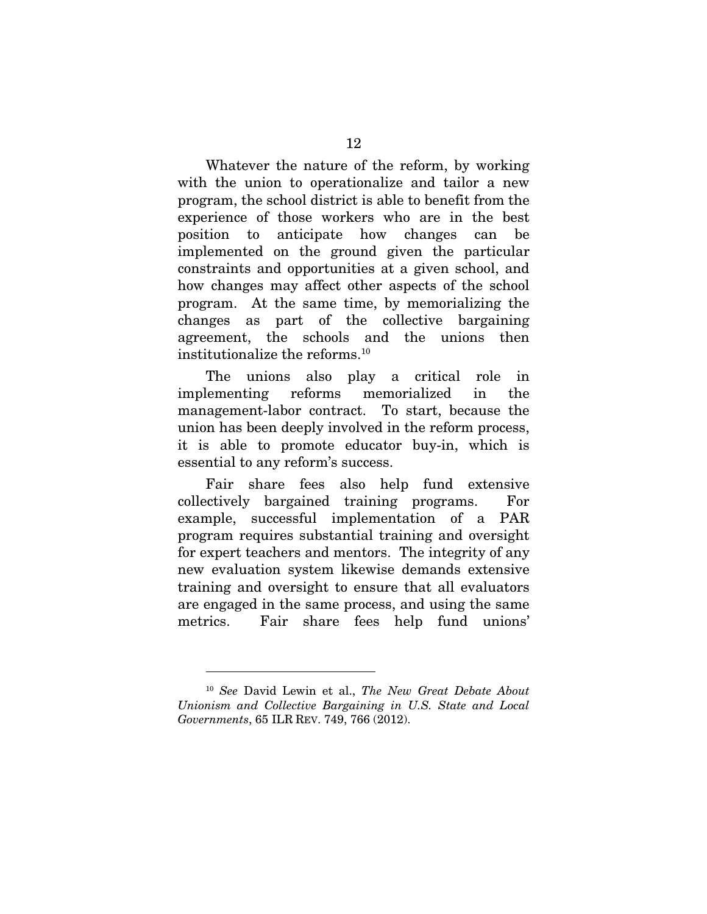Whatever the nature of the reform, by working with the union to operationalize and tailor a new program, the school district is able to benefit from the experience of those workers who are in the best position to anticipate how changes can be implemented on the ground given the particular constraints and opportunities at a given school, and how changes may affect other aspects of the school program. At the same time, by memorializing the changes as part of the collective bargaining agreement, the schools and the unions then institutionalize the reforms.[10]

The unions also play a critical role in implementing reforms memorialized in the management-labor contract. To start, because the union has been deeply involved in the reform process, it is able to promote educator buy-in, which is essential to any reform's success.

Fair share fees also help fund extensive collectively bargained training programs. For example, successful implementation of a PAR program requires substantial training and oversight for expert teachers and mentors. The integrity of any new evaluation system likewise demands extensive training and oversight to ensure that all evaluators are engaged in the same process, and using the same metrics. Fair share fees help fund unions'

---

[10] *See* David Lewin et al., *The New Great Debate About Unionism and Collective Bargaining in U.S. State and Local Governments*, 65 ILR REV. 749, 766 (2012).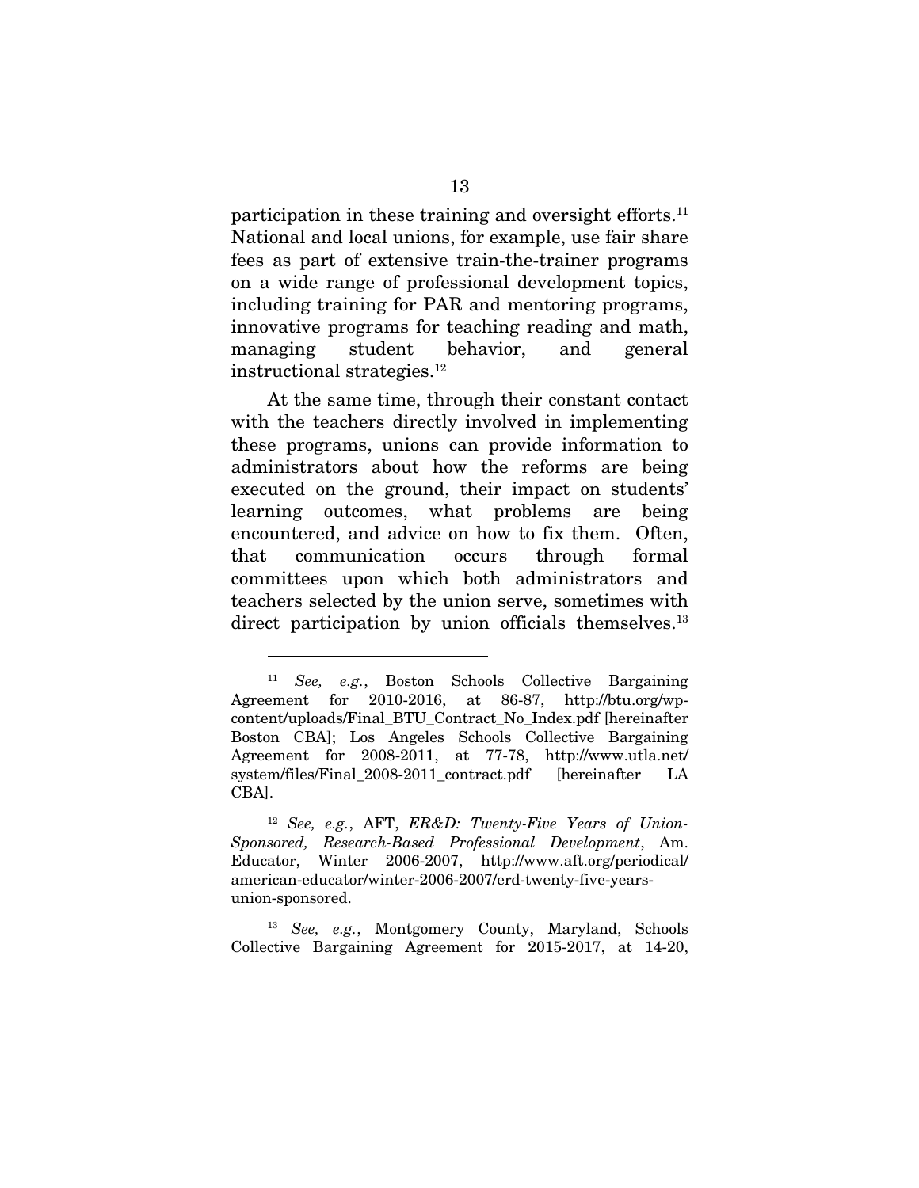participation in these training and oversight efforts.[11] National and local unions, for example, use fair share fees as part of extensive train-the-trainer programs on a wide range of professional development topics, including training for PAR and mentoring programs, innovative programs for teaching reading and math, managing student behavior, and general instructional strategies.[12]

At the same time, through their constant contact with the teachers directly involved in implementing these programs, unions can provide information to administrators about how the reforms are being executed on the ground, their impact on students' learning outcomes, what problems are being encountered, and advice on how to fix them. Often, that communication occurs through formal committees upon which both administrators and teachers selected by the union serve, sometimes with direct participation by union officials themselves.[13]

---

[11] *See, e.g.*, Boston Schools Collective Bargaining Agreement for 2010-2016, at 86-87, http://btu.org/wp-content/uploads/Final_BTU_Contract_No_Index.pdf [hereinafter Boston CBA]; Los Angeles Schools Collective Bargaining Agreement for 2008-2011, at 77-78, http://www.utla.net/system/files/Final_2008-2011_contract.pdf [hereinafter LA CBA].

[12] *See, e.g.*, AFT, *ER&D: Twenty-Five Years of Union-Sponsored, Research-Based Professional Development*, Am. Educator, Winter 2006-2007, http://www.aft.org/periodical/american-educator/winter-2006-2007/erd-twenty-five-years-union-sponsored.

[13] *See, e.g.*, Montgomery County, Maryland, Schools Collective Bargaining Agreement for 2015-2017, at 14-20,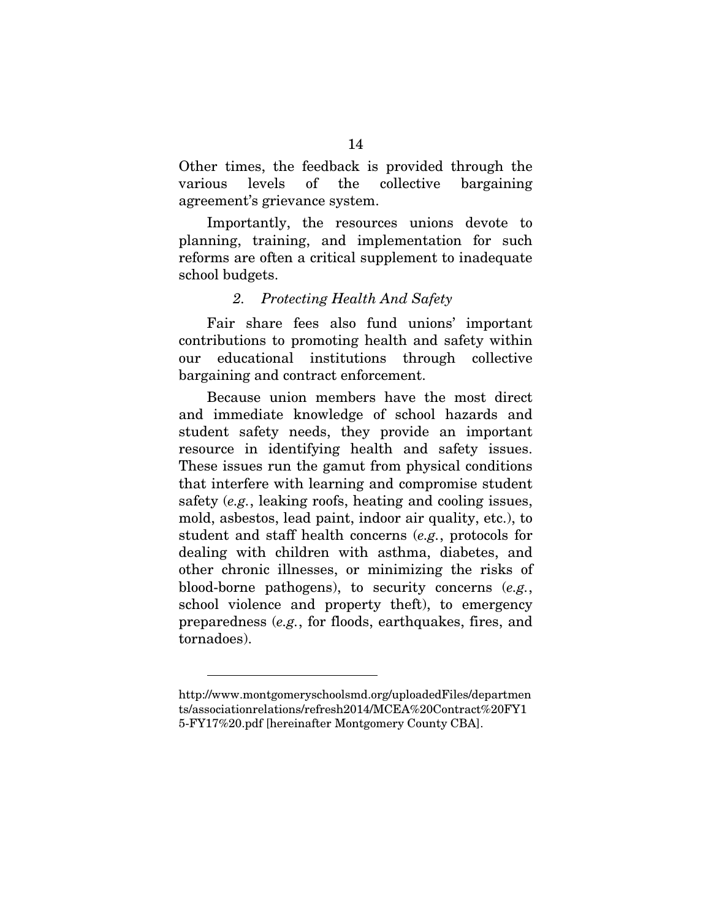Other times, the feedback is provided through the various levels of the collective bargaining agreement's grievance system.

Importantly, the resources unions devote to planning, training, and implementation for such reforms are often a critical supplement to inadequate school budgets.

### *2. Protecting Health And Safety*

Fair share fees also fund unions' important contributions to promoting health and safety within our educational institutions through collective bargaining and contract enforcement.

Because union members have the most direct and immediate knowledge of school hazards and student safety needs, they provide an important resource in identifying health and safety issues. These issues run the gamut from physical conditions that interfere with learning and compromise student safety (*e.g.*, leaking roofs, heating and cooling issues, mold, asbestos, lead paint, indoor air quality, etc.), to student and staff health concerns (*e.g.*, protocols for dealing with children with asthma, diabetes, and other chronic illnesses, or minimizing the risks of blood-borne pathogens), to security concerns (*e.g.*, school violence and property theft), to emergency preparedness (*e.g.*, for floods, earthquakes, fires, and tornadoes).

---

http://www.montgomeryschoolsmd.org/uploadedFiles/departments/associationrelations/refresh2014/MCEA%20Contract%20FY15-FY17%20.pdf [hereinafter Montgomery County CBA].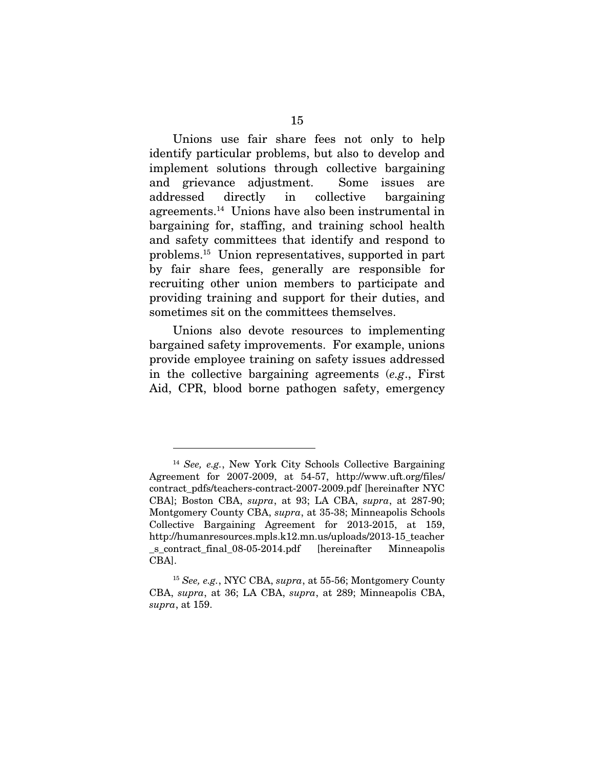Unions use fair share fees not only to help identify particular problems, but also to develop and implement solutions through collective bargaining and grievance adjustment. Some issues are addressed directly in collective bargaining agreements.[14] Unions have also been instrumental in bargaining for, staffing, and training school health and safety committees that identify and respond to problems.[15] Union representatives, supported in part by fair share fees, generally are responsible for recruiting other union members to participate and providing training and support for their duties, and sometimes sit on the committees themselves.

Unions also devote resources to implementing bargained safety improvements. For example, unions provide employee training on safety issues addressed in the collective bargaining agreements (*e.g*., First Aid, CPR, blood borne pathogen safety, emergency

---

[14] *See, e.g.*, New York City Schools Collective Bargaining Agreement for 2007-2009, at 54-57, http://www.uft.org/files/contract_pdfs/teachers-contract-2007-2009.pdf [hereinafter NYC CBA]; Boston CBA, *supra*, at 93; LA CBA, *supra*, at 287-90; Montgomery County CBA, *supra*, at 35-38; Minneapolis Schools Collective Bargaining Agreement for 2013-2015, at 159, http://humanresources.mpls.k12.mn.us/uploads/2013-15_teacher_s_contract_final_08-05-2014.pdf [hereinafter Minneapolis CBA].

[15] *See, e.g.*, NYC CBA, *supra*, at 55-56; Montgomery County CBA, *supra*, at 36; LA CBA, *supra*, at 289; Minneapolis CBA, *supra*, at 159.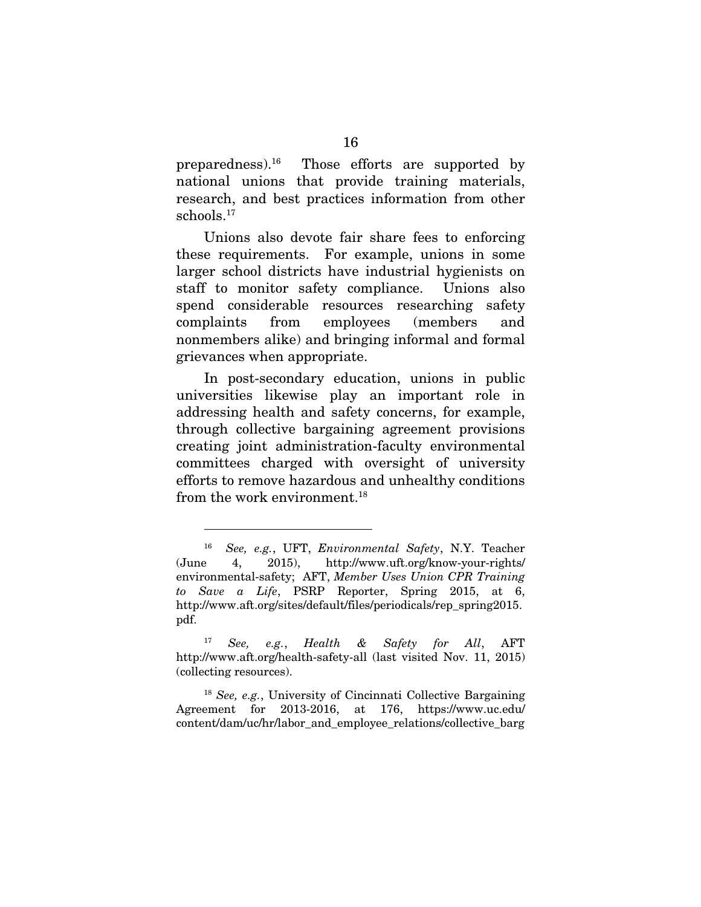preparedness).[16] Those efforts are supported by national unions that provide training materials, research, and best practices information from other schools.[17]

Unions also devote fair share fees to enforcing these requirements. For example, unions in some larger school districts have industrial hygienists on staff to monitor safety compliance. Unions also spend considerable resources researching safety complaints from employees (members and nonmembers alike) and bringing informal and formal grievances when appropriate.

In post-secondary education, unions in public universities likewise play an important role in addressing health and safety concerns, for example, through collective bargaining agreement provisions creating joint administration-faculty environmental committees charged with oversight of university efforts to remove hazardous and unhealthy conditions from the work environment.[18]

---

[16] *See, e.g.*, UFT, *Environmental Safety*, N.Y. Teacher (June 4, 2015), http://www.uft.org/know-your-rights/environmental-safety; AFT, *Member Uses Union CPR Training to Save a Life*, PSRP Reporter, Spring 2015, at 6, http://www.aft.org/sites/default/files/periodicals/rep_spring2015.pdf.

[17] *See, e.g.*, *Health & Safety for All*, AFT http://www.aft.org/health-safety-all (last visited Nov. 11, 2015) (collecting resources).

[18] *See, e.g.*, University of Cincinnati Collective Bargaining Agreement for 2013-2016, at 176, https://www.uc.edu/content/dam/uc/hr/labor_and_employee_relations/collective_barg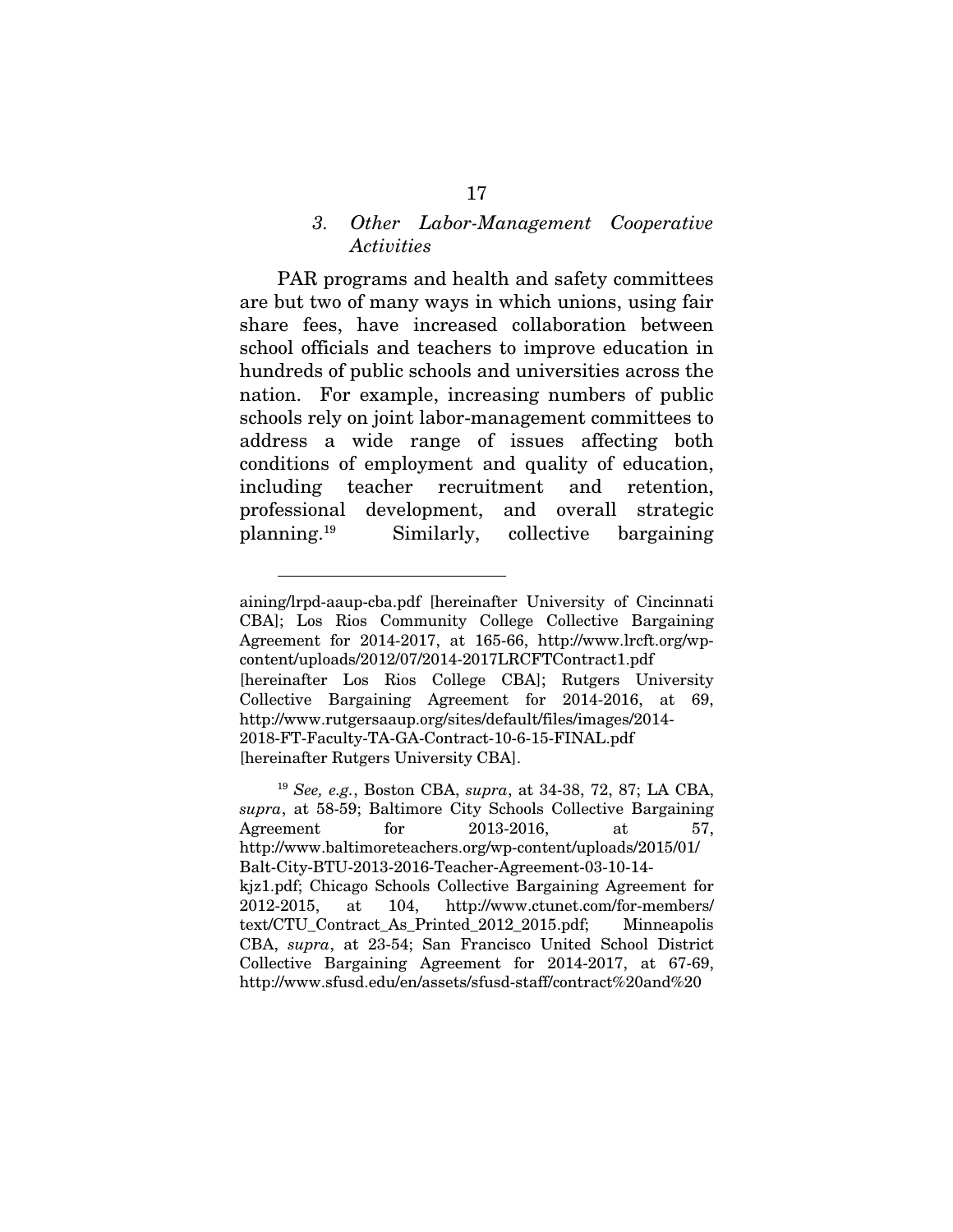### 3. *Other Labor-Management Cooperative Activities*

PAR programs and health and safety committees are but two of many ways in which unions, using fair share fees, have increased collaboration between school officials and teachers to improve education in hundreds of public schools and universities across the nation. For example, increasing numbers of public schools rely on joint labor-management committees to address a wide range of issues affecting both conditions of employment and quality of education, including teacher recruitment and retention, professional development, and overall strategic planning.[19] Similarly, collective bargaining

---

aining/lrpd-aaup-cba.pdf [hereinafter University of Cincinnati CBA]; Los Rios Community College Collective Bargaining Agreement for 2014-2017, at 165-66, http://www.lrcft.org/wp-content/uploads/2012/07/2014-2017LRCFTContract1.pdf [hereinafter Los Rios College CBA]; Rutgers University Collective Bargaining Agreement for 2014-2016, at 69, http://www.rutgersaaup.org/sites/default/files/images/2014-2018-FT-Faculty-TA-GA-Contract-10-6-15-FINAL.pdf [hereinafter Rutgers University CBA].

[19] *See, e.g.*, Boston CBA, *supra*, at 34-38, 72, 87; LA CBA, *supra*, at 58-59; Baltimore City Schools Collective Bargaining Agreement for 2013-2016, at 57, http://www.baltimoreteachers.org/wp-content/uploads/2015/01/Balt-City-BTU-2013-2016-Teacher-Agreement-03-10-14-kjz1.pdf; Chicago Schools Collective Bargaining Agreement for 2012-2015, at 104, http://www.ctunet.com/for-members/text/CTU_Contract_As_Printed_2012_2015.pdf; Minneapolis CBA, *supra*, at 23-54; San Francisco United School District Collective Bargaining Agreement for 2014-2017, at 67-69, http://www.sfusd.edu/en/assets/sfusd-staff/contract%20and%20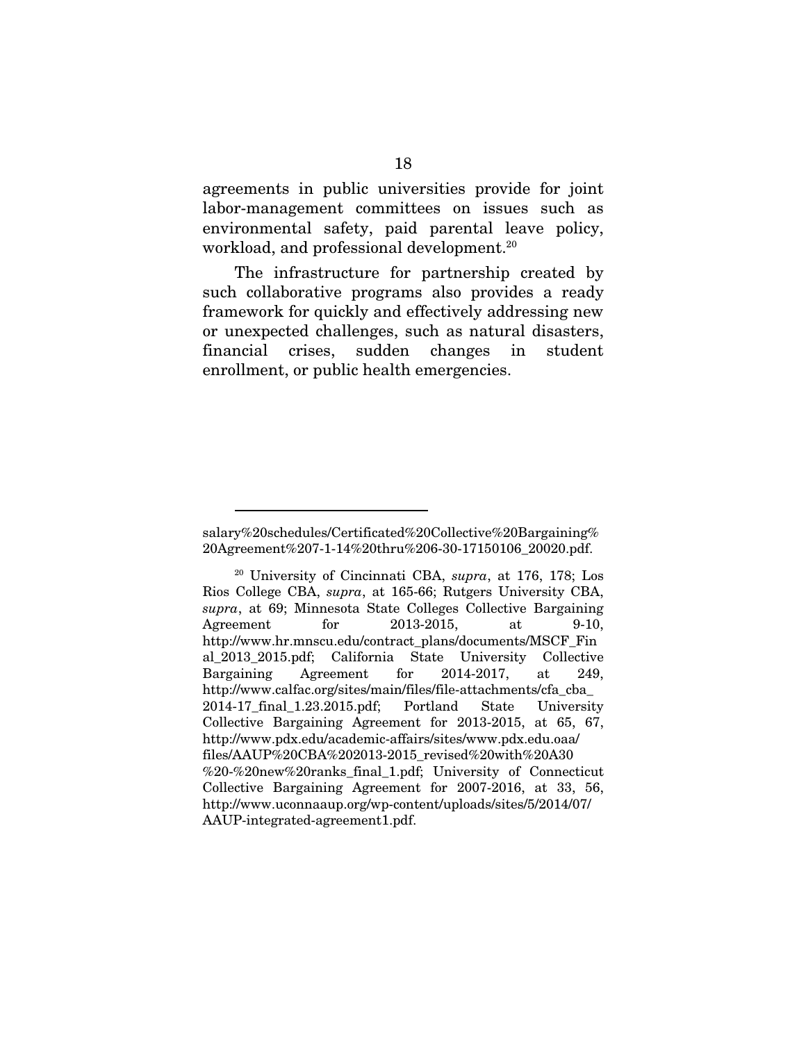agreements in public universities provide for joint labor-management committees on issues such as environmental safety, paid parental leave policy, workload, and professional development.[20]

The infrastructure for partnership created by such collaborative programs also provides a ready framework for quickly and effectively addressing new or unexpected challenges, such as natural disasters, financial crises, sudden changes in student enrollment, or public health emergencies.

---

salary%20schedules/Certificated%20Collective%20Bargaining%20Agreement%207-1-14%20thru%206-30-17150106_20020.pdf.

[20] University of Cincinnati CBA, *supra*, at 176, 178; Los Rios College CBA, *supra*, at 165-66; Rutgers University CBA, *supra*, at 69; Minnesota State Colleges Collective Bargaining Agreement for 2013-2015, at 9-10, http://www.hr.mnscu.edu/contract_plans/documents/MSCF_Final_2013_2015.pdf; California State University Collective Bargaining Agreement for 2014-2017, at 249, http://www.calfac.org/sites/main/files/file-attachments/cfa_cba_2014-17_final_1.23.2015.pdf; Portland State University Collective Bargaining Agreement for 2013-2015, at 65, 67, http://www.pdx.edu/academic-affairs/sites/www.pdx.edu.oaa/files/AAUP%20CBA%202013-2015_revised%20with%20A30%20-%20new%20ranks_final_1.pdf; University of Connecticut Collective Bargaining Agreement for 2007-2016, at 33, 56, http://www.uconnaaup.org/wp-content/uploads/sites/5/2014/07/AAUP-integrated-agreement1.pdf.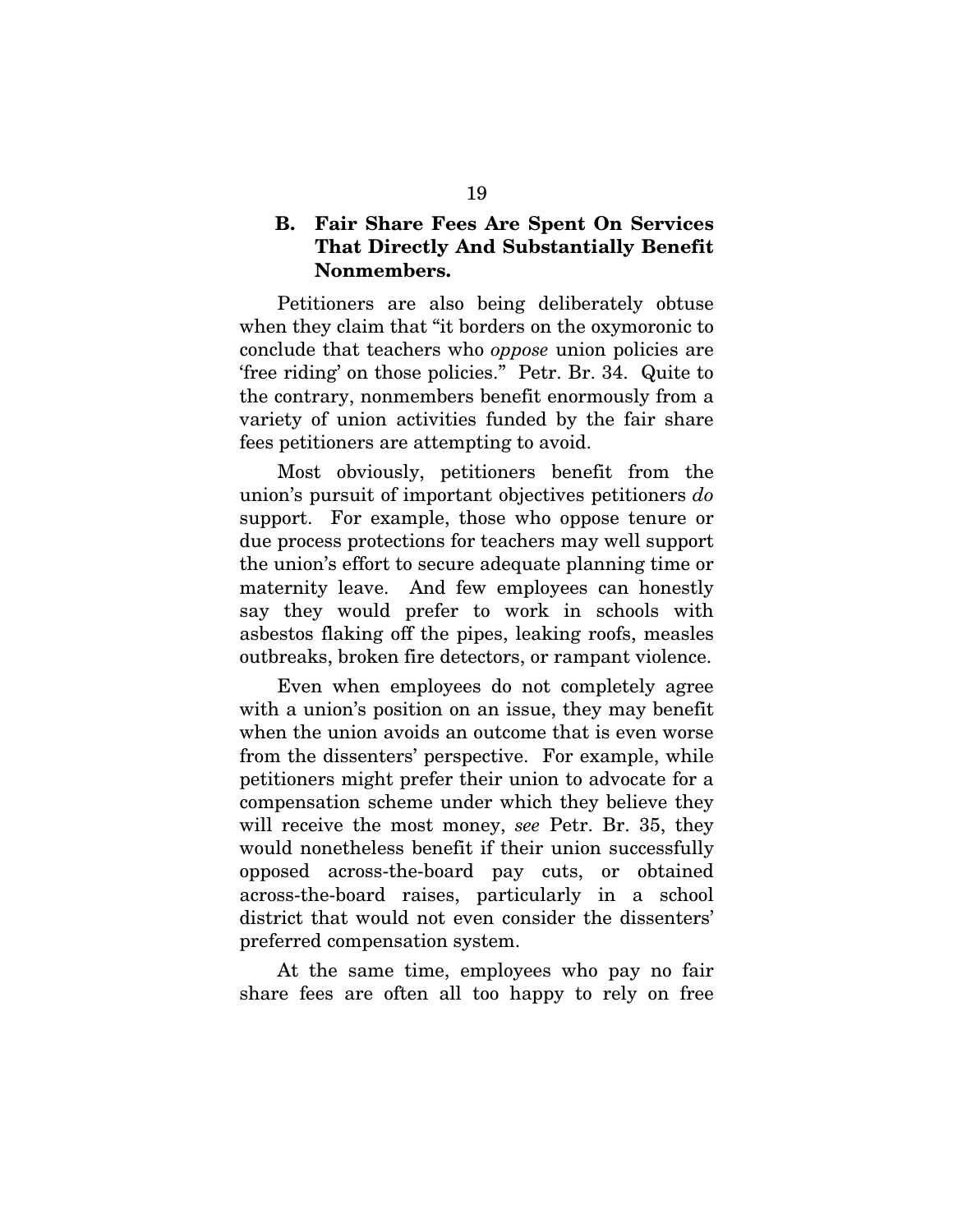### B. Fair Share Fees Are Spent On Services That Directly And Substantially Benefit Nonmembers.

Petitioners are also being deliberately obtuse when they claim that "it borders on the oxymoronic to conclude that teachers who *oppose* union policies are 'free riding' on those policies." Petr. Br. 34. Quite to the contrary, nonmembers benefit enormously from a variety of union activities funded by the fair share fees petitioners are attempting to avoid.

Most obviously, petitioners benefit from the union's pursuit of important objectives petitioners *do* support. For example, those who oppose tenure or due process protections for teachers may well support the union's effort to secure adequate planning time or maternity leave. And few employees can honestly say they would prefer to work in schools with asbestos flaking off the pipes, leaking roofs, measles outbreaks, broken fire detectors, or rampant violence.

Even when employees do not completely agree with a union's position on an issue, they may benefit when the union avoids an outcome that is even worse from the dissenters' perspective. For example, while petitioners might prefer their union to advocate for a compensation scheme under which they believe they will receive the most money, *see* Petr. Br. 35, they would nonetheless benefit if their union successfully opposed across-the-board pay cuts, or obtained across-the-board raises, particularly in a school district that would not even consider the dissenters' preferred compensation system.

At the same time, employees who pay no fair share fees are often all too happy to rely on free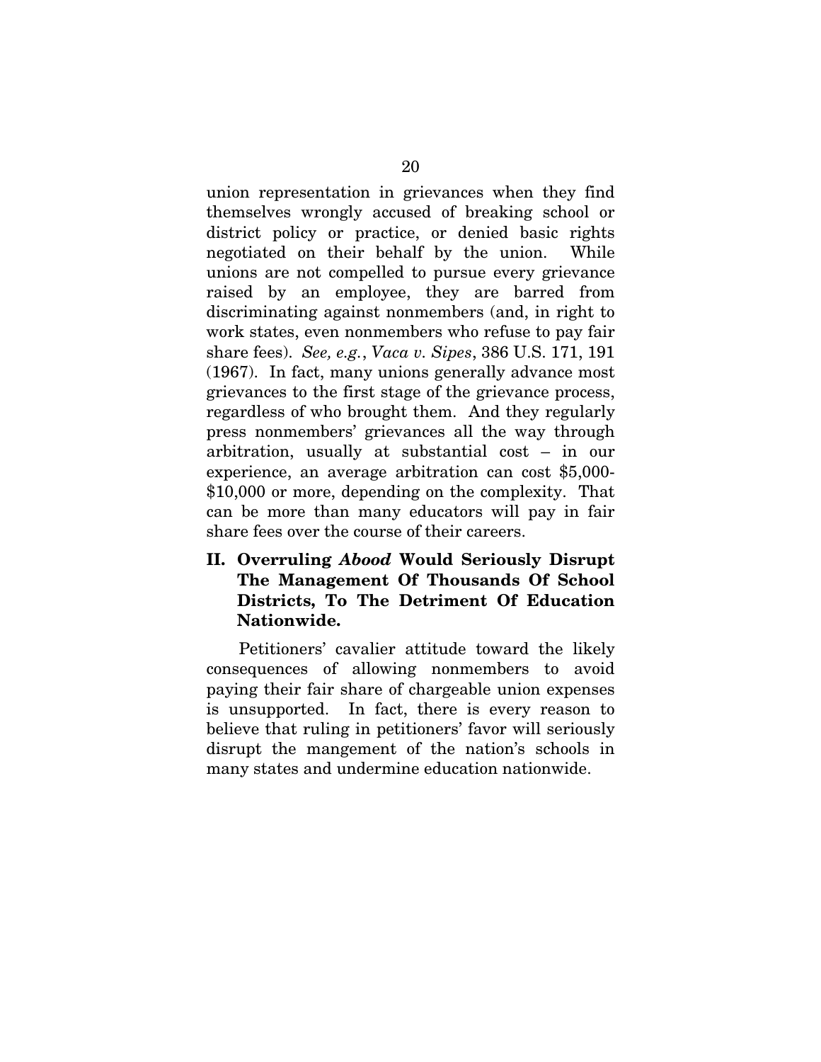union representation in grievances when they find themselves wrongly accused of breaking school or district policy or practice, or denied basic rights negotiated on their behalf by the union. While unions are not compelled to pursue every grievance raised by an employee, they are barred from discriminating against nonmembers (and, in right to work states, even nonmembers who refuse to pay fair share fees). *See, e.g.*, *Vaca v. Sipes*, 386 U.S. 171, 191 (1967). In fact, many unions generally advance most grievances to the first stage of the grievance process, regardless of who brought them. And they regularly press nonmembers' grievances all the way through arbitration, usually at substantial cost – in our experience, an average arbitration can cost $5,000-$10,000 or more, depending on the complexity. That can be more than many educators will pay in fair share fees over the course of their careers.

## II. Overruling *Abood* Would Seriously Disrupt The Management Of Thousands Of School Districts, To The Detriment Of Education Nationwide.

Petitioners' cavalier attitude toward the likely consequences of allowing nonmembers to avoid paying their fair share of chargeable union expenses is unsupported. In fact, there is every reason to believe that ruling in petitioners' favor will seriously disrupt the mangement of the nation's schools in many states and undermine education nationwide.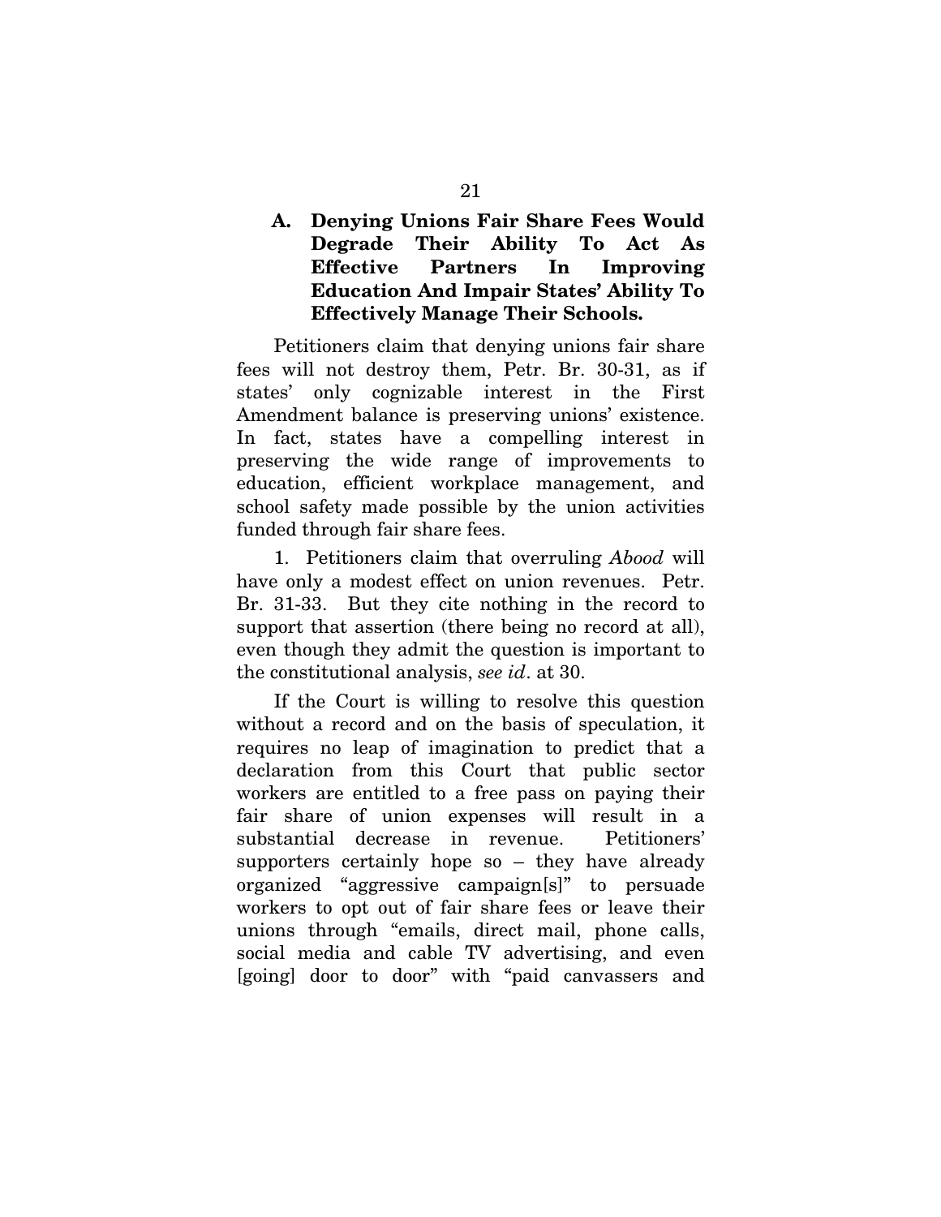### A. Denying Unions Fair Share Fees Would Degrade Their Ability To Act As Effective Partners In Improving Education And Impair States' Ability To Effectively Manage Their Schools.

Petitioners claim that denying unions fair share fees will not destroy them, Petr. Br. 30-31, as if states' only cognizable interest in the First Amendment balance is preserving unions' existence. In fact, states have a compelling interest in preserving the wide range of improvements to education, efficient workplace management, and school safety made possible by the union activities funded through fair share fees.

1. Petitioners claim that overruling *Abood* will have only a modest effect on union revenues. Petr. Br. 31-33. But they cite nothing in the record to support that assertion (there being no record at all), even though they admit the question is important to the constitutional analysis, *see id*. at 30.

If the Court is willing to resolve this question without a record and on the basis of speculation, it requires no leap of imagination to predict that a declaration from this Court that public sector workers are entitled to a free pass on paying their fair share of union expenses will result in a substantial decrease in revenue. Petitioners' supporters certainly hope so – they have already organized "aggressive campaign[s]" to persuade workers to opt out of fair share fees or leave their unions through "emails, direct mail, phone calls, social media and cable TV advertising, and even [going] door to door" with "paid canvassers and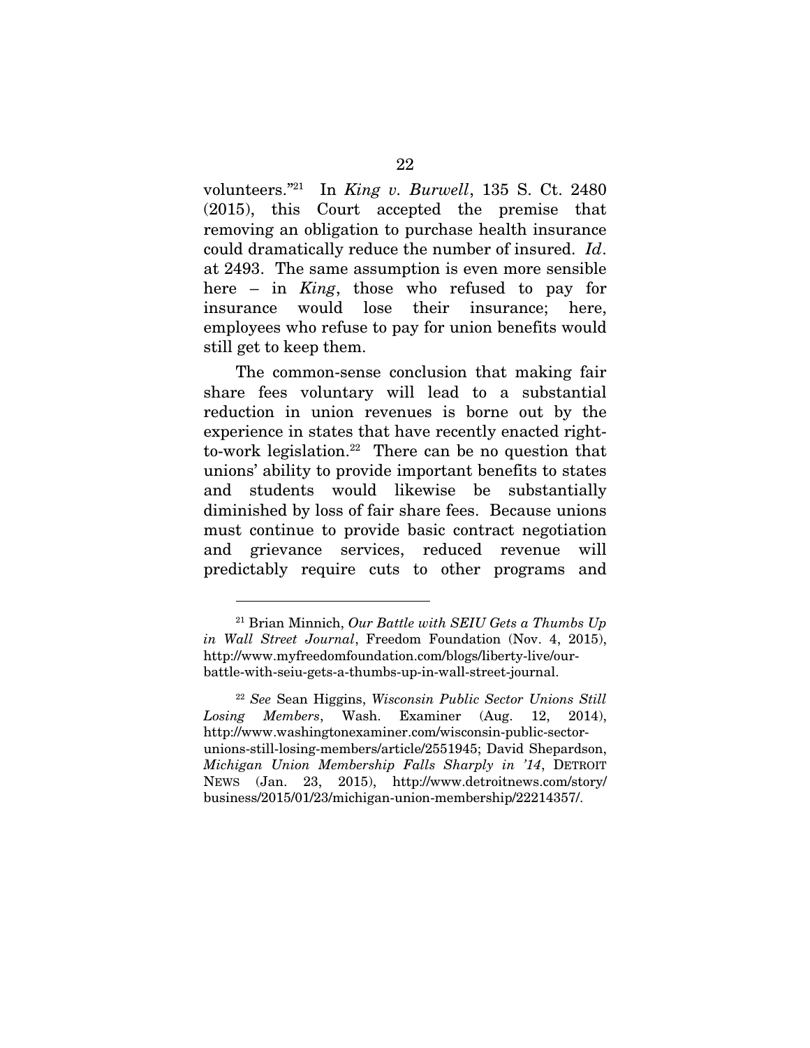volunteers."[21] In *King v. Burwell*, 135 S. Ct. 2480 (2015), this Court accepted the premise that removing an obligation to purchase health insurance could dramatically reduce the number of insured. *Id*. at 2493. The same assumption is even more sensible here – in *King*, those who refused to pay for insurance would lose their insurance; here, employees who refuse to pay for union benefits would still get to keep them.

The common-sense conclusion that making fair share fees voluntary will lead to a substantial reduction in union revenues is borne out by the experience in states that have recently enacted right-to-work legislation.[22] There can be no question that unions' ability to provide important benefits to states and students would likewise be substantially diminished by loss of fair share fees. Because unions must continue to provide basic contract negotiation and grievance services, reduced revenue will predictably require cuts to other programs and

---

[21] Brian Minnich, *Our Battle with SEIU Gets a Thumbs Up in Wall Street Journal*, Freedom Foundation (Nov. 4, 2015), http://www.myfreedomfoundation.com/blogs/liberty-live/our-battle-with-seiu-gets-a-thumbs-up-in-wall-street-journal.

[22] *See* Sean Higgins, *Wisconsin Public Sector Unions Still Losing Members*, Wash. Examiner (Aug. 12, 2014), http://www.washingtonexaminer.com/wisconsin-public-sector-unions-still-losing-members/article/2551945; David Shepardson, *Michigan Union Membership Falls Sharply in '14*, DETROIT NEWS (Jan. 23, 2015), http://www.detroitnews.com/story/business/2015/01/23/michigan-union-membership/22214357/.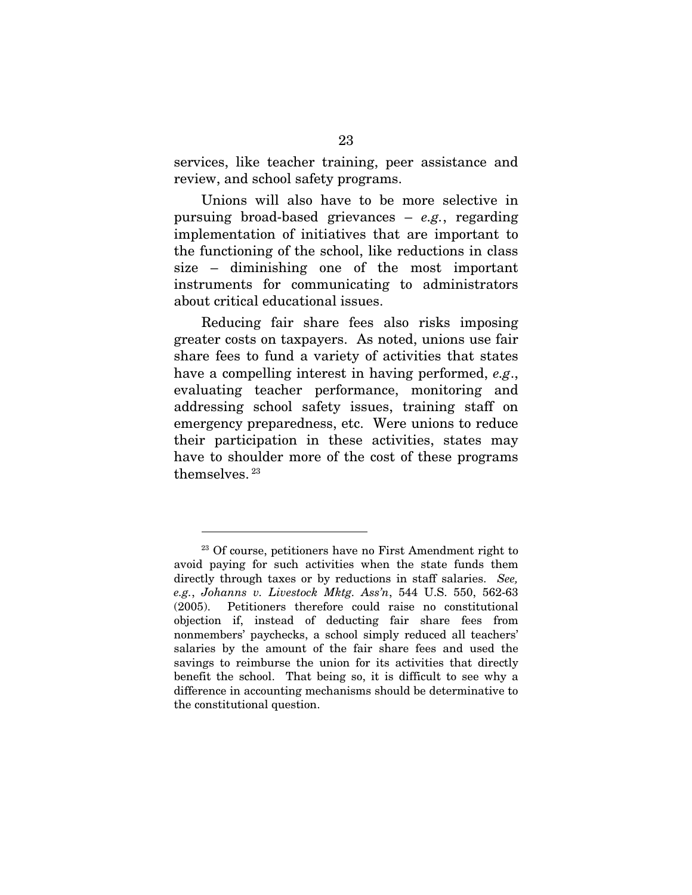services, like teacher training, peer assistance and review, and school safety programs.

Unions will also have to be more selective in pursuing broad-based grievances – *e.g.*, regarding implementation of initiatives that are important to the functioning of the school, like reductions in class size – diminishing one of the most important instruments for communicating to administrators about critical educational issues.

Reducing fair share fees also risks imposing greater costs on taxpayers. As noted, unions use fair share fees to fund a variety of activities that states have a compelling interest in having performed, *e.g*., evaluating teacher performance, monitoring and addressing school safety issues, training staff on emergency preparedness, etc. Were unions to reduce their participation in these activities, states may have to shoulder more of the cost of these programs themselves.[23]

---

[23] Of course, petitioners have no First Amendment right to avoid paying for such activities when the state funds them directly through taxes or by reductions in staff salaries. *See, e.g.*, *Johanns v. Livestock Mktg. Ass'n*, 544 U.S. 550, 562-63 (2005). Petitioners therefore could raise no constitutional objection if, instead of deducting fair share fees from nonmembers' paychecks, a school simply reduced all teachers' salaries by the amount of the fair share fees and used the savings to reimburse the union for its activities that directly benefit the school. That being so, it is difficult to see why a difference in accounting mechanisms should be determinative to the constitutional question.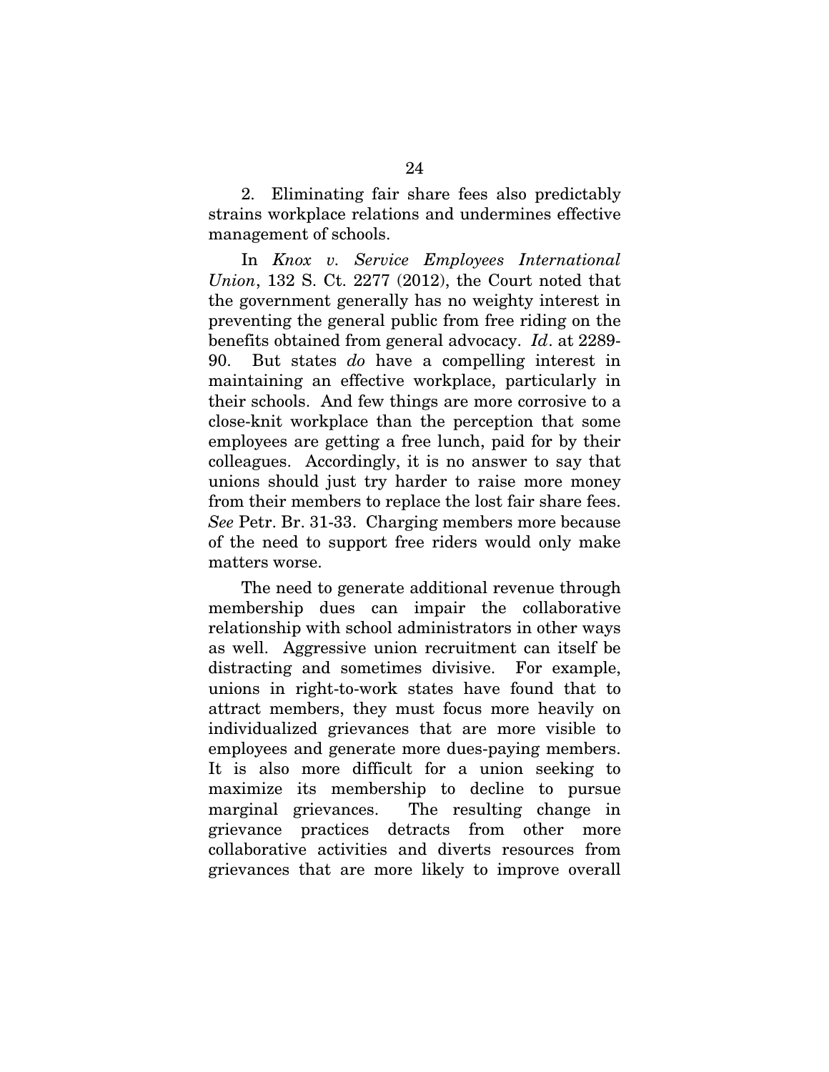2. Eliminating fair share fees also predictably strains workplace relations and undermines effective management of schools.

In *Knox v. Service Employees International Union*, 132 S. Ct. 2277 (2012), the Court noted that the government generally has no weighty interest in preventing the general public from free riding on the benefits obtained from general advocacy. *Id*. at 2289-90. But states *do* have a compelling interest in maintaining an effective workplace, particularly in their schools. And few things are more corrosive to a close-knit workplace than the perception that some employees are getting a free lunch, paid for by their colleagues. Accordingly, it is no answer to say that unions should just try harder to raise more money from their members to replace the lost fair share fees. *See* Petr. Br. 31-33. Charging members more because of the need to support free riders would only make matters worse.

The need to generate additional revenue through membership dues can impair the collaborative relationship with school administrators in other ways as well. Aggressive union recruitment can itself be distracting and sometimes divisive. For example, unions in right-to-work states have found that to attract members, they must focus more heavily on individualized grievances that are more visible to employees and generate more dues-paying members. It is also more difficult for a union seeking to maximize its membership to decline to pursue marginal grievances. The resulting change in grievance practices detracts from other more collaborative activities and diverts resources from grievances that are more likely to improve overall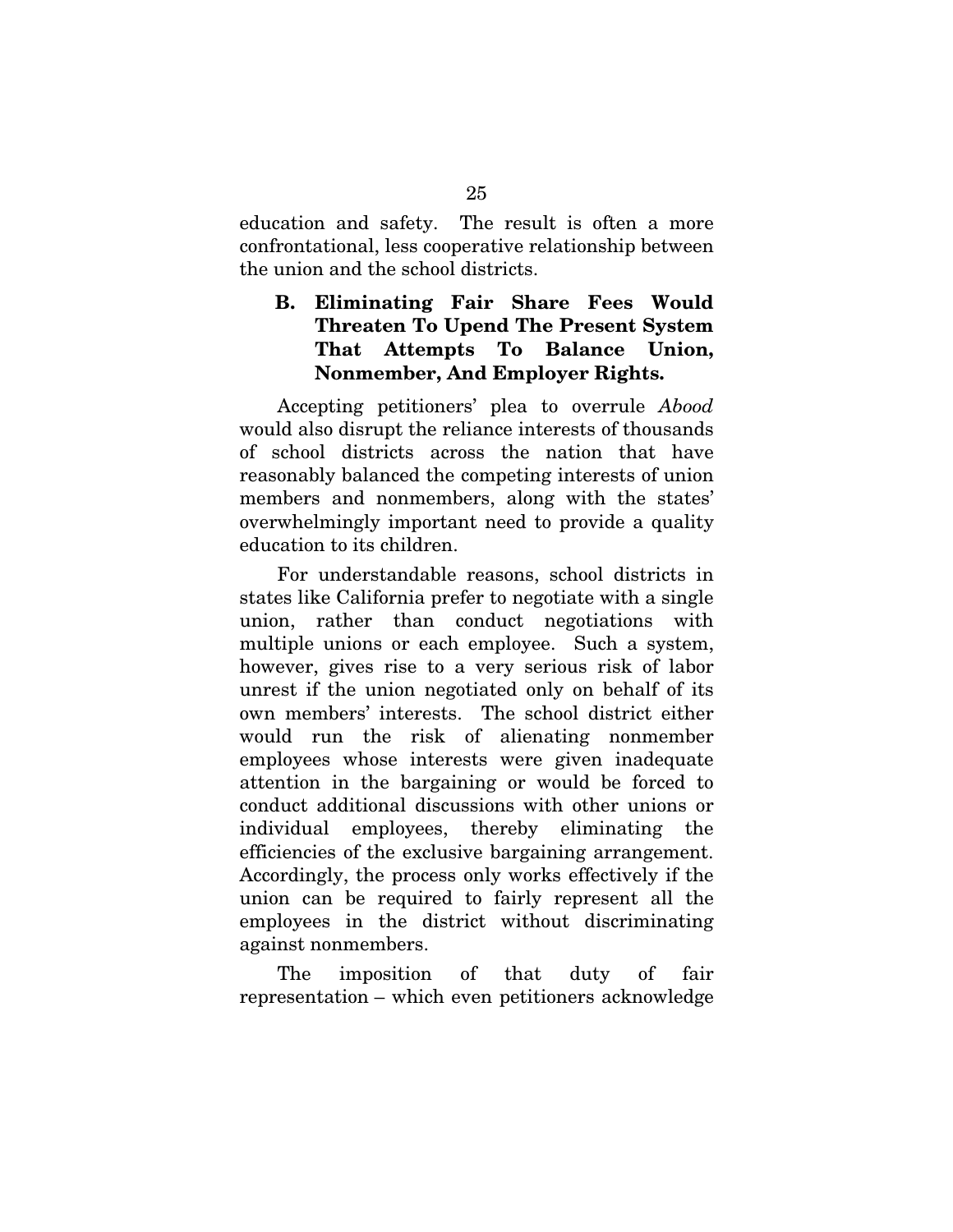education and safety. The result is often a more confrontational, less cooperative relationship between the union and the school districts.

### B. Eliminating Fair Share Fees Would Threaten To Upend The Present System That Attempts To Balance Union, Nonmember, And Employer Rights.

Accepting petitioners' plea to overrule *Abood* would also disrupt the reliance interests of thousands of school districts across the nation that have reasonably balanced the competing interests of union members and nonmembers, along with the states' overwhelmingly important need to provide a quality education to its children.

For understandable reasons, school districts in states like California prefer to negotiate with a single union, rather than conduct negotiations with multiple unions or each employee. Such a system, however, gives rise to a very serious risk of labor unrest if the union negotiated only on behalf of its own members' interests. The school district either would run the risk of alienating nonmember employees whose interests were given inadequate attention in the bargaining or would be forced to conduct additional discussions with other unions or individual employees, thereby eliminating the efficiencies of the exclusive bargaining arrangement. Accordingly, the process only works effectively if the union can be required to fairly represent all the employees in the district without discriminating against nonmembers.

The imposition of that duty of fair representation – which even petitioners acknowledge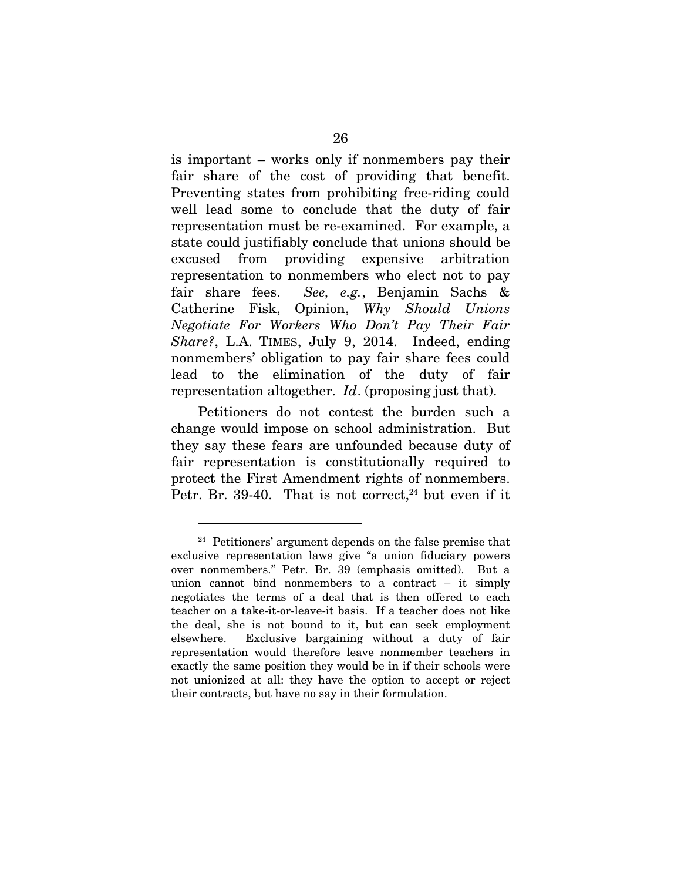is important – works only if nonmembers pay their fair share of the cost of providing that benefit. Preventing states from prohibiting free-riding could well lead some to conclude that the duty of fair representation must be re-examined. For example, a state could justifiably conclude that unions should be excused from providing expensive arbitration representation to nonmembers who elect not to pay fair share fees. *See, e.g.*, Benjamin Sachs & Catherine Fisk, Opinion, *Why Should Unions Negotiate For Workers Who Don't Pay Their Fair Share?*, L.A. TIMES, July 9, 2014. Indeed, ending nonmembers' obligation to pay fair share fees could lead to the elimination of the duty of fair representation altogether. *Id*. (proposing just that).

Petitioners do not contest the burden such a change would impose on school administration. But they say these fears are unfounded because duty of fair representation is constitutionally required to protect the First Amendment rights of nonmembers. Petr. Br. 39-40. That is not correct,[24] but even if it

---

[24] Petitioners' argument depends on the false premise that exclusive representation laws give "a union fiduciary powers over nonmembers." Petr. Br. 39 (emphasis omitted). But a union cannot bind nonmembers to a contract – it simply negotiates the terms of a deal that is then offered to each teacher on a take-it-or-leave-it basis. If a teacher does not like the deal, she is not bound to it, but can seek employment elsewhere. Exclusive bargaining without a duty of fair representation would therefore leave nonmember teachers in exactly the same position they would be in if their schools were not unionized at all: they have the option to accept or reject their contracts, but have no say in their formulation.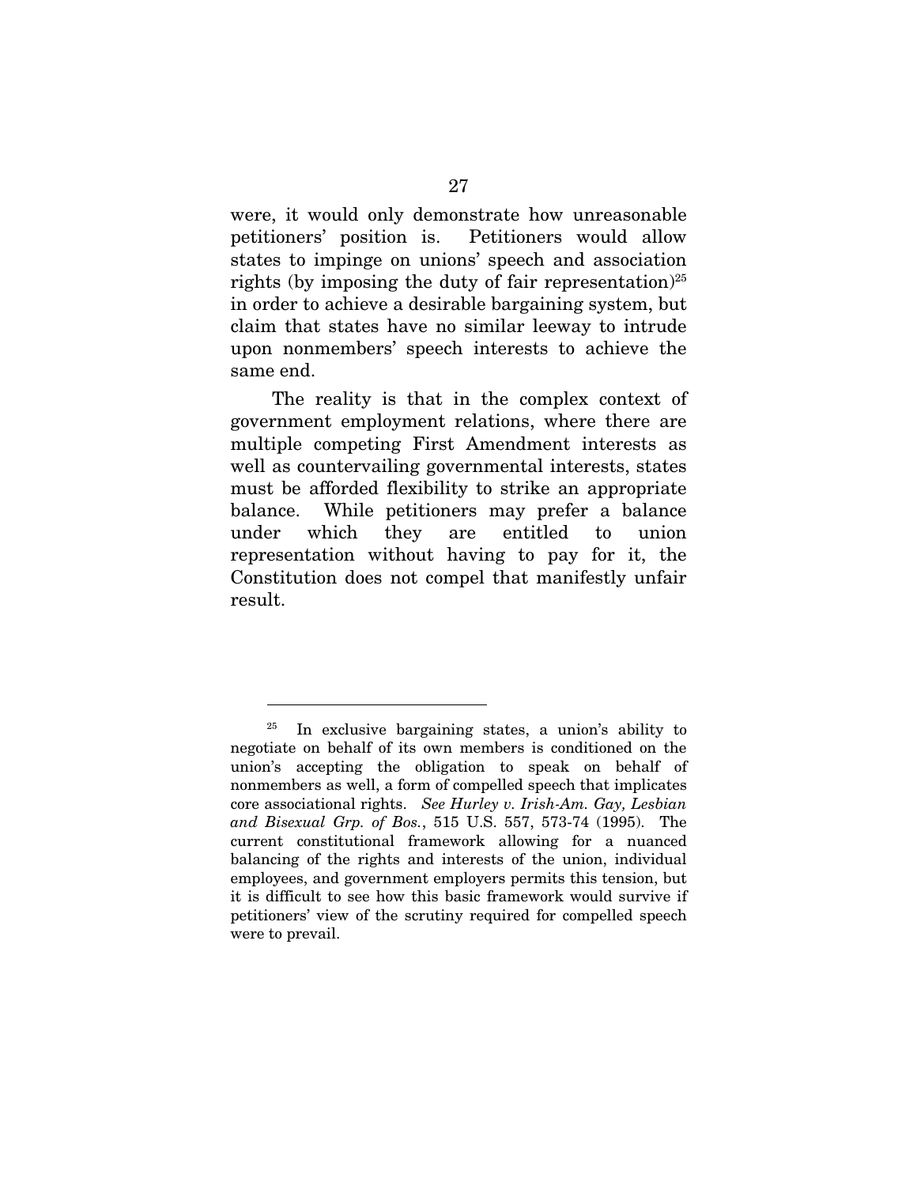were, it would only demonstrate how unreasonable petitioners' position is. Petitioners would allow states to impinge on unions' speech and association rights (by imposing the duty of fair representation)[25] in order to achieve a desirable bargaining system, but claim that states have no similar leeway to intrude upon nonmembers' speech interests to achieve the same end.

The reality is that in the complex context of government employment relations, where there are multiple competing First Amendment interests as well as countervailing governmental interests, states must be afforded flexibility to strike an appropriate balance. While petitioners may prefer a balance under which they are entitled to union representation without having to pay for it, the Constitution does not compel that manifestly unfair result.

---

[25] In exclusive bargaining states, a union's ability to negotiate on behalf of its own members is conditioned on the union's accepting the obligation to speak on behalf of nonmembers as well, a form of compelled speech that implicates core associational rights. *See Hurley v. Irish-Am. Gay, Lesbian and Bisexual Grp. of Bos.*, 515 U.S. 557, 573-74 (1995). The current constitutional framework allowing for a nuanced balancing of the rights and interests of the union, individual employees, and government employers permits this tension, but it is difficult to see how this basic framework would survive if petitioners' view of the scrutiny required for compelled speech were to prevail.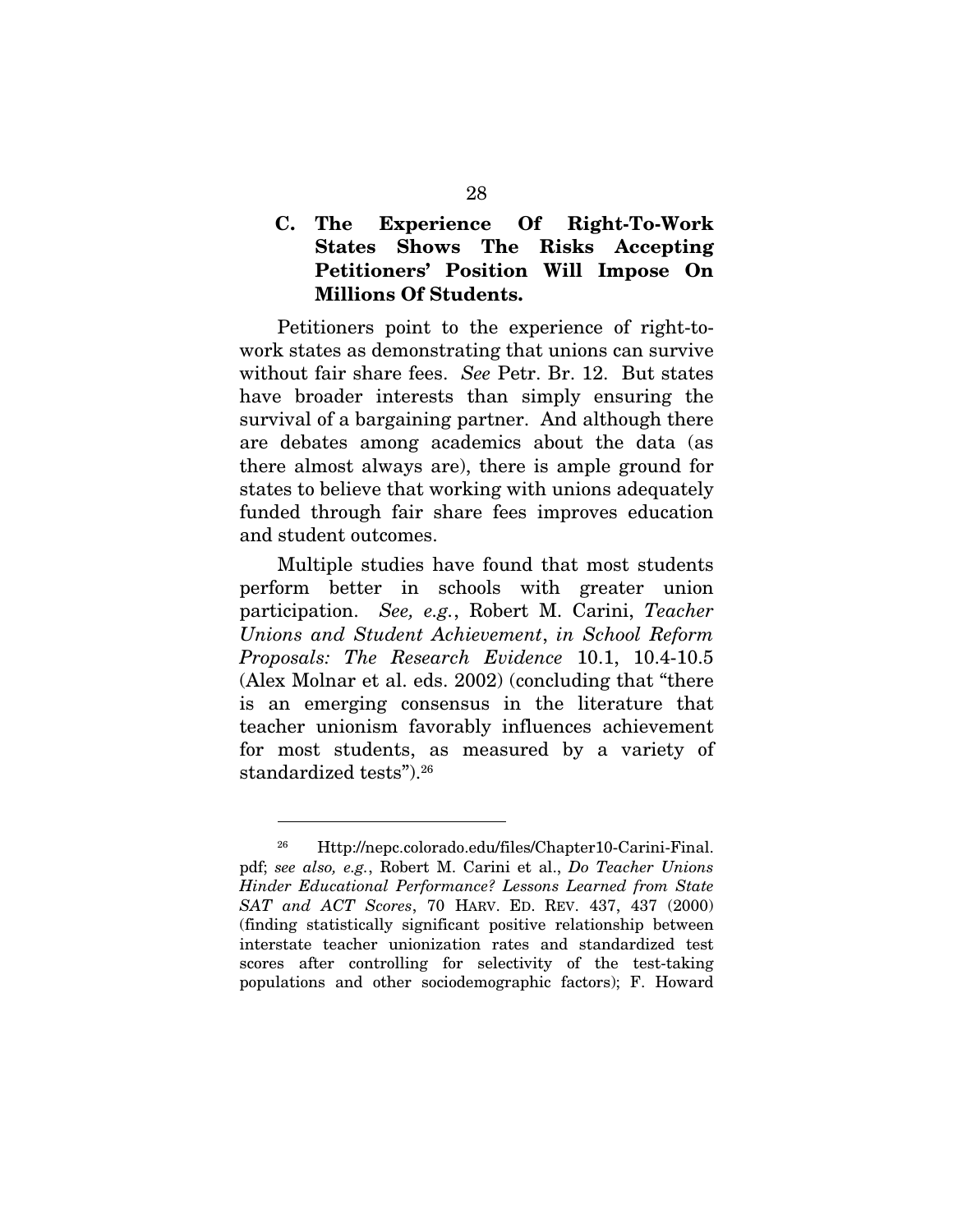### C. The Experience Of Right-To-Work States Shows The Risks Accepting Petitioners' Position Will Impose On Millions Of Students.

Petitioners point to the experience of right-to-work states as demonstrating that unions can survive without fair share fees. *See* Petr. Br. 12. But states have broader interests than simply ensuring the survival of a bargaining partner. And although there are debates among academics about the data (as there almost always are), there is ample ground for states to believe that working with unions adequately funded through fair share fees improves education and student outcomes.

Multiple studies have found that most students perform better in schools with greater union participation. *See, e.g.*, Robert M. Carini, *Teacher Unions and Student Achievement*, *in School Reform Proposals: The Research Evidence* 10.1, 10.4-10.5 (Alex Molnar et al. eds. 2002) (concluding that "there is an emerging consensus in the literature that teacher unionism favorably influences achievement for most students, as measured by a variety of standardized tests").[26]

---

[26] Http://nepc.colorado.edu/files/Chapter10-Carini-Final.pdf; *see also, e.g.*, Robert M. Carini et al., *Do Teacher Unions Hinder Educational Performance? Lessons Learned from State SAT and ACT Scores*, 70 HARV. ED. REV. 437, 437 (2000) (finding statistically significant positive relationship between interstate teacher unionization rates and standardized test scores after controlling for selectivity of the test-taking populations and other sociodemographic factors); F. Howard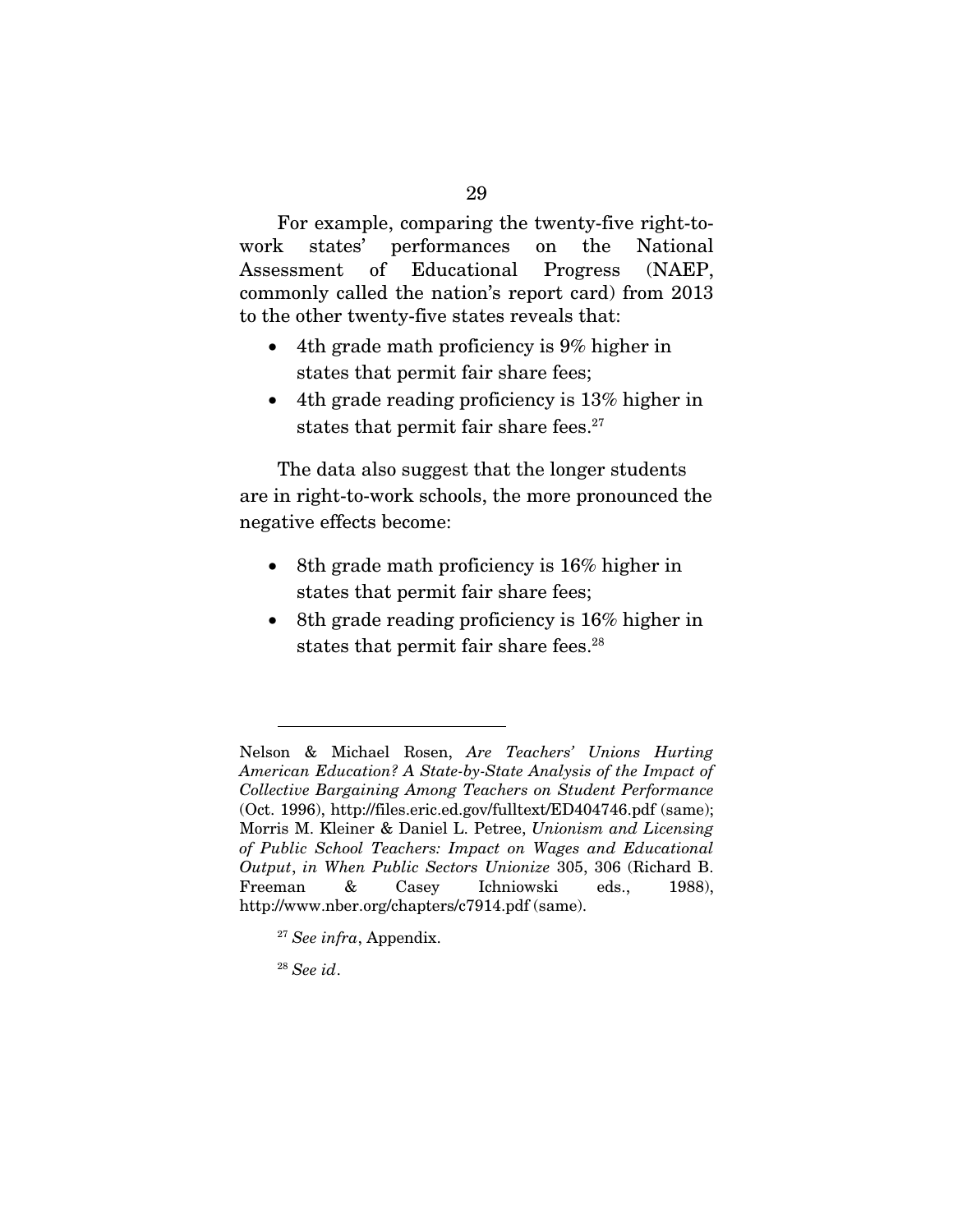For example, comparing the twenty-five right-to-work states' performances on the National Assessment of Educational Progress (NAEP, commonly called the nation's report card) from 2013 to the other twenty-five states reveals that:

- 4th grade math proficiency is 9% higher in states that permit fair share fees;
- 4th grade reading proficiency is 13% higher in states that permit fair share fees.[27]

The data also suggest that the longer students are in right-to-work schools, the more pronounced the negative effects become:

- 8th grade math proficiency is 16% higher in states that permit fair share fees;
- 8th grade reading proficiency is 16% higher in states that permit fair share fees.[28]

---

Nelson & Michael Rosen, *Are Teachers' Unions Hurting American Education? A State-by-State Analysis of the Impact of Collective Bargaining Among Teachers on Student Performance* (Oct. 1996), http://files.eric.ed.gov/fulltext/ED404746.pdf (same); Morris M. Kleiner & Daniel L. Petree, *Unionism and Licensing of Public School Teachers: Impact on Wages and Educational Output*, *in When Public Sectors Unionize* 305, 306 (Richard B. Freeman & Casey Ichniowski eds., 1988), http://www.nber.org/chapters/c7914.pdf (same).

[27] *See infra*, Appendix.

[28] *See id*.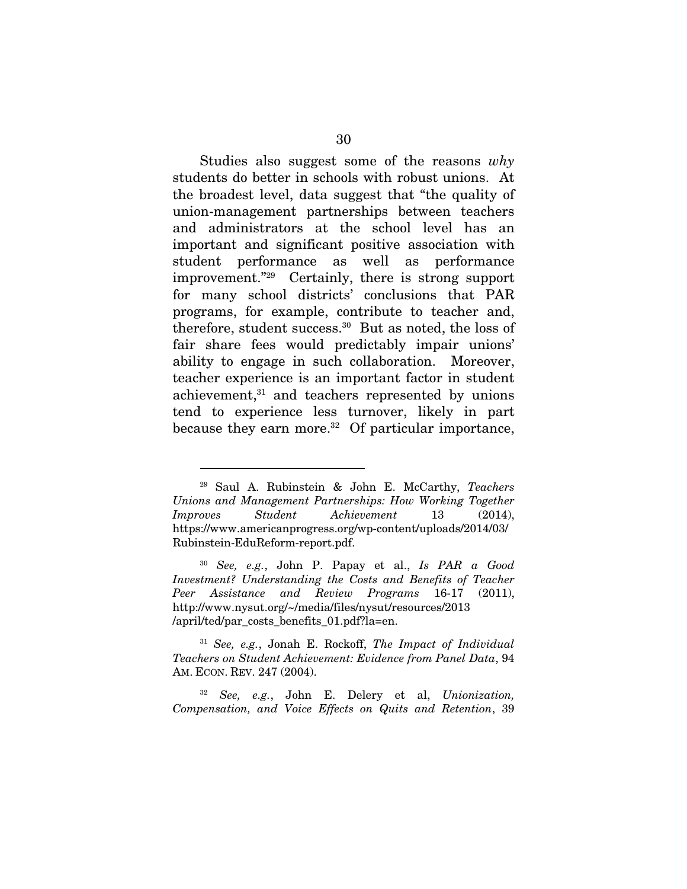Studies also suggest some of the reasons *why* students do better in schools with robust unions. At the broadest level, data suggest that "the quality of union-management partnerships between teachers and administrators at the school level has an important and significant positive association with student performance as well as performance improvement."[29] Certainly, there is strong support for many school districts' conclusions that PAR programs, for example, contribute to teacher and, therefore, student success.[30] But as noted, the loss of fair share fees would predictably impair unions' ability to engage in such collaboration. Moreover, teacher experience is an important factor in student achievement,[31] and teachers represented by unions tend to experience less turnover, likely in part because they earn more.[32] Of particular importance,

---

[29] Saul A. Rubinstein & John E. McCarthy, *Teachers Unions and Management Partnerships: How Working Together Improves Student Achievement* 13 (2014), https://www.americanprogress.org/wp-content/uploads/2014/03/Rubinstein-EduReform-report.pdf.

[30] *See, e.g.*, John P. Papay et al., *Is PAR a Good Investment? Understanding the Costs and Benefits of Teacher Peer Assistance and Review Programs* 16-17 (2011), http://www.nysut.org/~/media/files/nysut/resources/2013/april/ted/par_costs_benefits_01.pdf?la=en.

[31] *See, e.g.*, Jonah E. Rockoff, *The Impact of Individual Teachers on Student Achievement: Evidence from Panel Data*, 94 AM. ECON. REV. 247 (2004).

[32] *See, e.g.*, John E. Delery et al, *Unionization, Compensation, and Voice Effects on Quits and Retention*, 39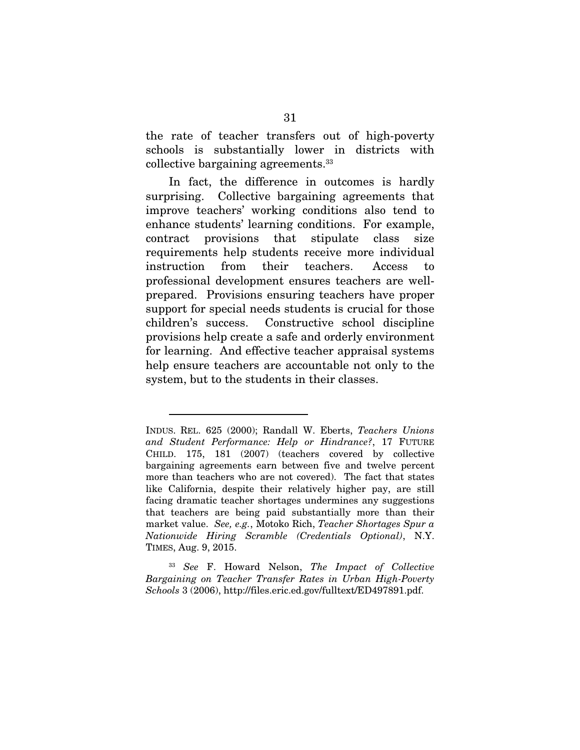the rate of teacher transfers out of high-poverty schools is substantially lower in districts with collective bargaining agreements.[33]

In fact, the difference in outcomes is hardly surprising. Collective bargaining agreements that improve teachers' working conditions also tend to enhance students' learning conditions. For example, contract provisions that stipulate class size requirements help students receive more individual instruction from their teachers. Access to professional development ensures teachers are well-prepared. Provisions ensuring teachers have proper support for special needs students is crucial for those children's success. Constructive school discipline provisions help create a safe and orderly environment for learning. And effective teacher appraisal systems help ensure teachers are accountable not only to the system, but to the students in their classes.

---

INDUS. REL. 625 (2000); Randall W. Eberts, *Teachers Unions and Student Performance: Help or Hindrance?*, 17 FUTURE CHILD. 175, 181 (2007) (teachers covered by collective bargaining agreements earn between five and twelve percent more than teachers who are not covered). The fact that states like California, despite their relatively higher pay, are still facing dramatic teacher shortages undermines any suggestions that teachers are being paid substantially more than their market value. *See, e.g.*, Motoko Rich, *Teacher Shortages Spur a Nationwide Hiring Scramble (Credentials Optional)*, N.Y. TIMES, Aug. 9, 2015.

[33] *See* F. Howard Nelson, *The Impact of Collective Bargaining on Teacher Transfer Rates in Urban High-Poverty Schools* 3 (2006), http://files.eric.ed.gov/fulltext/ED497891.pdf.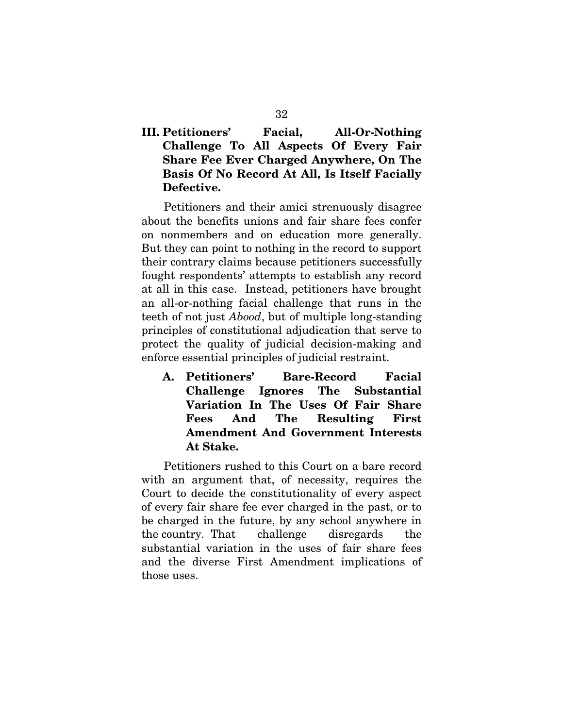## III. Petitioners' Facial, All-Or-Nothing Challenge To All Aspects Of Every Fair Share Fee Ever Charged Anywhere, On The Basis Of No Record At All, Is Itself Facially Defective.

Petitioners and their amici strenuously disagree about the benefits unions and fair share fees confer on nonmembers and on education more generally. But they can point to nothing in the record to support their contrary claims because petitioners successfully fought respondents' attempts to establish any record at all in this case. Instead, petitioners have brought an all-or-nothing facial challenge that runs in the teeth of not just *Abood*, but of multiple long-standing principles of constitutional adjudication that serve to protect the quality of judicial decision-making and enforce essential principles of judicial restraint.

### A. Petitioners' Bare-Record Facial Challenge Ignores The Substantial Variation In The Uses Of Fair Share Fees And The Resulting First Amendment And Government Interests At Stake.

Petitioners rushed to this Court on a bare record with an argument that, of necessity, requires the Court to decide the constitutionality of every aspect of every fair share fee ever charged in the past, or to be charged in the future, by any school anywhere in the country. That challenge disregards the substantial variation in the uses of fair share fees and the diverse First Amendment implications of those uses.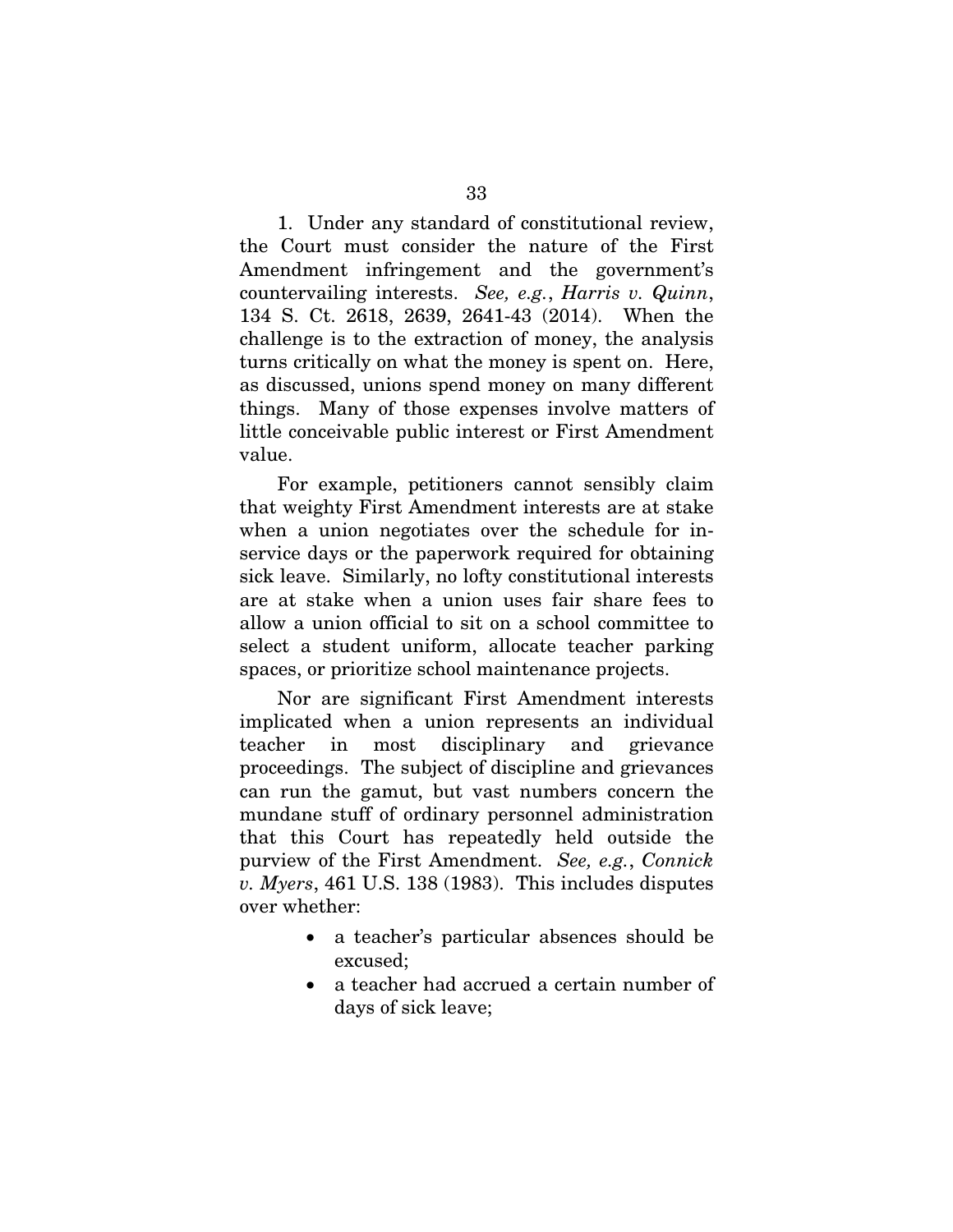1. Under any standard of constitutional review, the Court must consider the nature of the First Amendment infringement and the government's countervailing interests. *See, e.g.*, *Harris v. Quinn*, 134 S. Ct. 2618, 2639, 2641-43 (2014). When the challenge is to the extraction of money, the analysis turns critically on what the money is spent on. Here, as discussed, unions spend money on many different things. Many of those expenses involve matters of little conceivable public interest or First Amendment value.

For example, petitioners cannot sensibly claim that weighty First Amendment interests are at stake when a union negotiates over the schedule for in-service days or the paperwork required for obtaining sick leave. Similarly, no lofty constitutional interests are at stake when a union uses fair share fees to allow a union official to sit on a school committee to select a student uniform, allocate teacher parking spaces, or prioritize school maintenance projects.

Nor are significant First Amendment interests implicated when a union represents an individual teacher in most disciplinary and grievance proceedings. The subject of discipline and grievances can run the gamut, but vast numbers concern the mundane stuff of ordinary personnel administration that this Court has repeatedly held outside the purview of the First Amendment. *See, e.g.*, *Connick v. Myers*, 461 U.S. 138 (1983). This includes disputes over whether:

- a teacher's particular absences should be excused;
- a teacher had accrued a certain number of days of sick leave;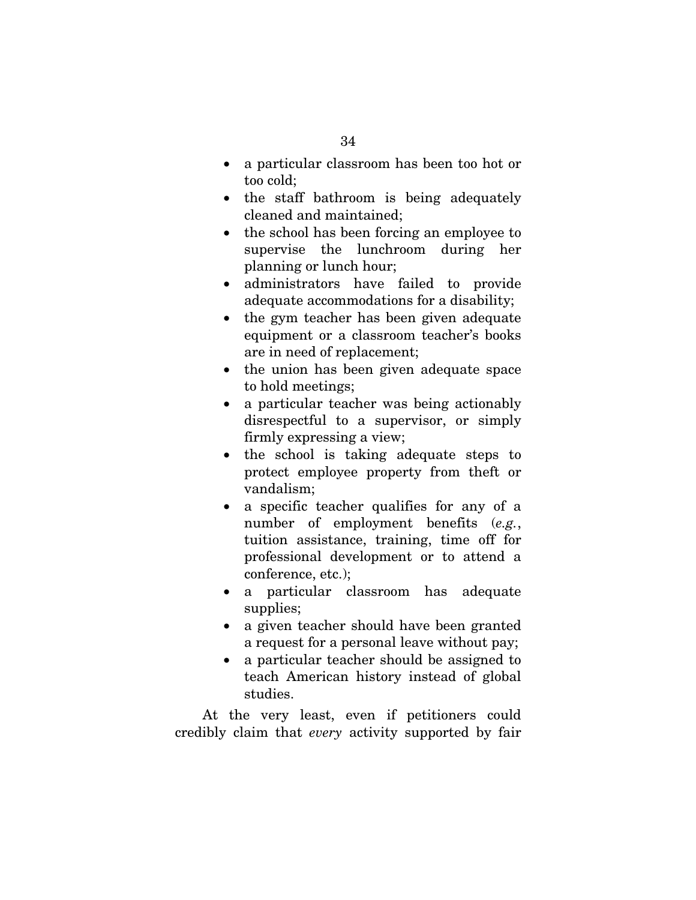- a particular classroom has been too hot or too cold;
- the staff bathroom is being adequately cleaned and maintained;
- the school has been forcing an employee to supervise the lunchroom during her planning or lunch hour;
- administrators have failed to provide adequate accommodations for a disability;
- the gym teacher has been given adequate equipment or a classroom teacher's books are in need of replacement;
- the union has been given adequate space to hold meetings;
- a particular teacher was being actionably disrespectful to a supervisor, or simply firmly expressing a view;
- the school is taking adequate steps to protect employee property from theft or vandalism;
- a specific teacher qualifies for any of a number of employment benefits (*e.g.*, tuition assistance, training, time off for professional development or to attend a conference, etc.);
- a particular classroom has adequate supplies;
- a given teacher should have been granted a request for a personal leave without pay;
- a particular teacher should be assigned to teach American history instead of global studies.

At the very least, even if petitioners could credibly claim that *every* activity supported by fair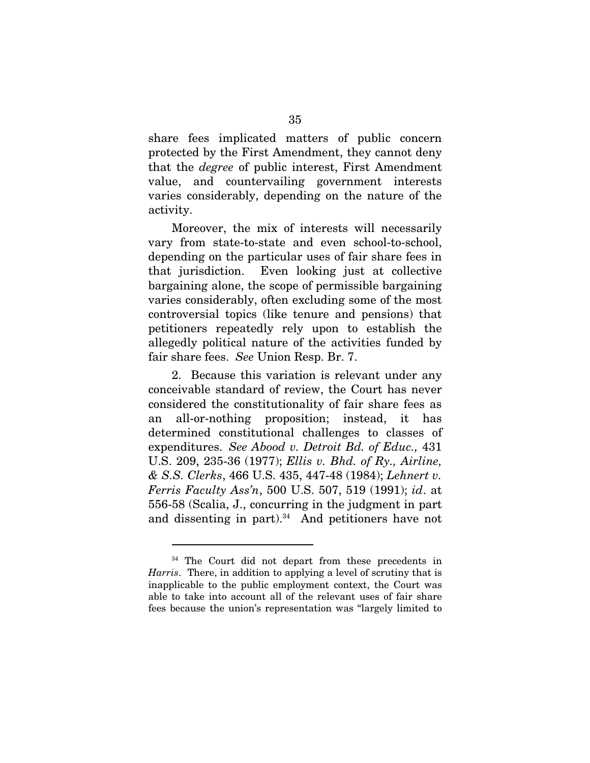share fees implicated matters of public concern protected by the First Amendment, they cannot deny that the *degree* of public interest, First Amendment value, and countervailing government interests varies considerably, depending on the nature of the activity.

Moreover, the mix of interests will necessarily vary from state-to-state and even school-to-school, depending on the particular uses of fair share fees in that jurisdiction. Even looking just at collective bargaining alone, the scope of permissible bargaining varies considerably, often excluding some of the most controversial topics (like tenure and pensions) that petitioners repeatedly rely upon to establish the allegedly political nature of the activities funded by fair share fees. *See* Union Resp. Br. 7.

2. Because this variation is relevant under any conceivable standard of review, the Court has never considered the constitutionality of fair share fees as an all-or-nothing proposition; instead, it has determined constitutional challenges to classes of expenditures. *See Abood v. Detroit Bd. of Educ.,* 431 U.S. 209, 235-36 (1977); *Ellis v. Bhd. of Ry., Airline, & S.S. Clerks*, 466 U.S. 435, 447-48 (1984); *Lehnert v. Ferris Faculty Ass'n*, 500 U.S. 507, 519 (1991); *id*. at 556-58 (Scalia, J., concurring in the judgment in part and dissenting in part).[34] And petitioners have not

---

[34] The Court did not depart from these precedents in *Harris*. There, in addition to applying a level of scrutiny that is inapplicable to the public employment context, the Court was able to take into account all of the relevant uses of fair share fees because the union's representation was "largely limited to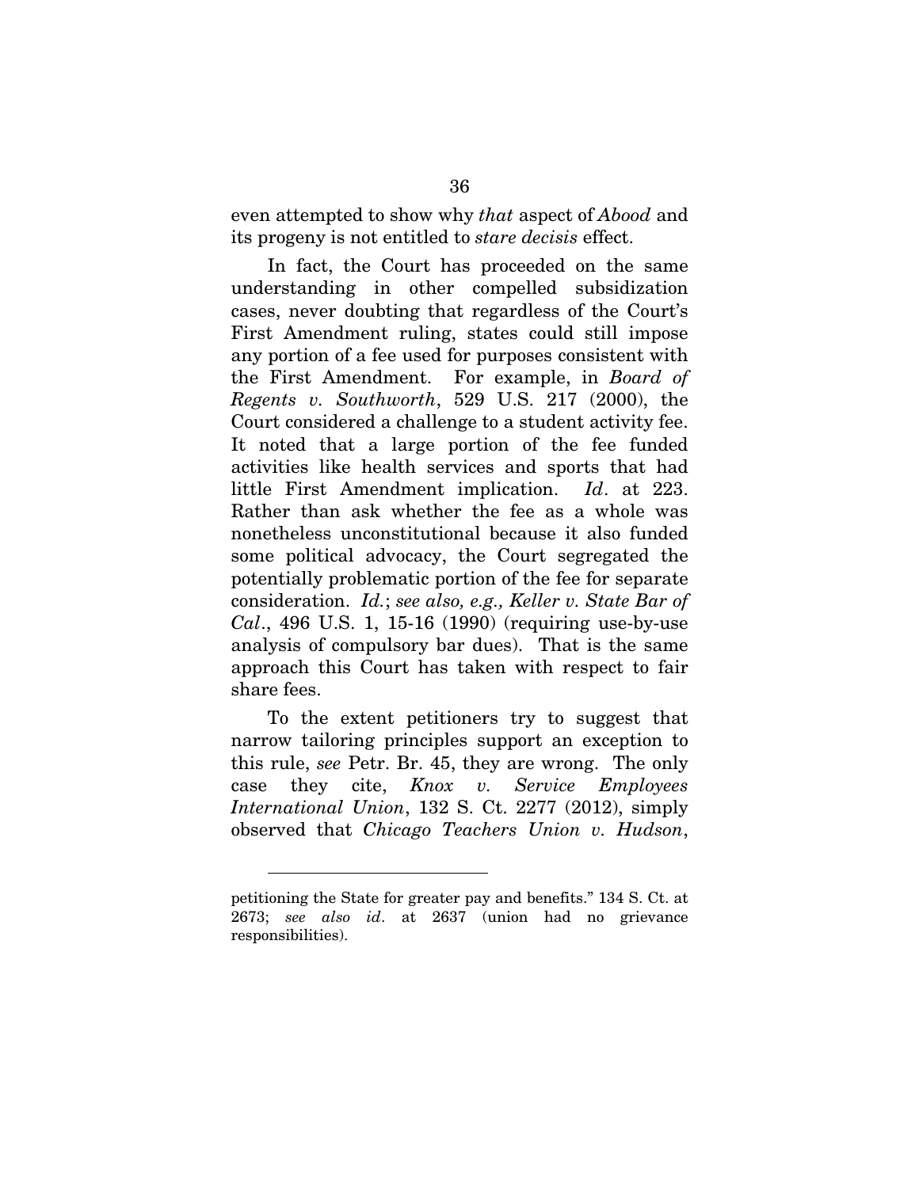even attempted to show why *that* aspect of *Abood* and its progeny is not entitled to *stare decisis* effect.

In fact, the Court has proceeded on the same understanding in other compelled subsidization cases, never doubting that regardless of the Court's First Amendment ruling, states could still impose any portion of a fee used for purposes consistent with the First Amendment. For example, in *Board of Regents v. Southworth*, 529 U.S. 217 (2000), the Court considered a challenge to a student activity fee. It noted that a large portion of the fee funded activities like health services and sports that had little First Amendment implication. *Id*. at 223. Rather than ask whether the fee as a whole was nonetheless unconstitutional because it also funded some political advocacy, the Court segregated the potentially problematic portion of the fee for separate consideration. *Id.*; *see also, e.g., Keller v. State Bar of Cal*., 496 U.S. 1, 15-16 (1990) (requiring use-by-use analysis of compulsory bar dues). That is the same approach this Court has taken with respect to fair share fees.

To the extent petitioners try to suggest that narrow tailoring principles support an exception to this rule, *see* Petr. Br. 45, they are wrong. The only case they cite, *Knox v. Service Employees International Union*, 132 S. Ct. 2277 (2012), simply observed that *Chicago Teachers Union v. Hudson*,

---

petitioning the State for greater pay and benefits." 134 S. Ct. at 2673; *see also id*. at 2637 (union had no grievance responsibilities).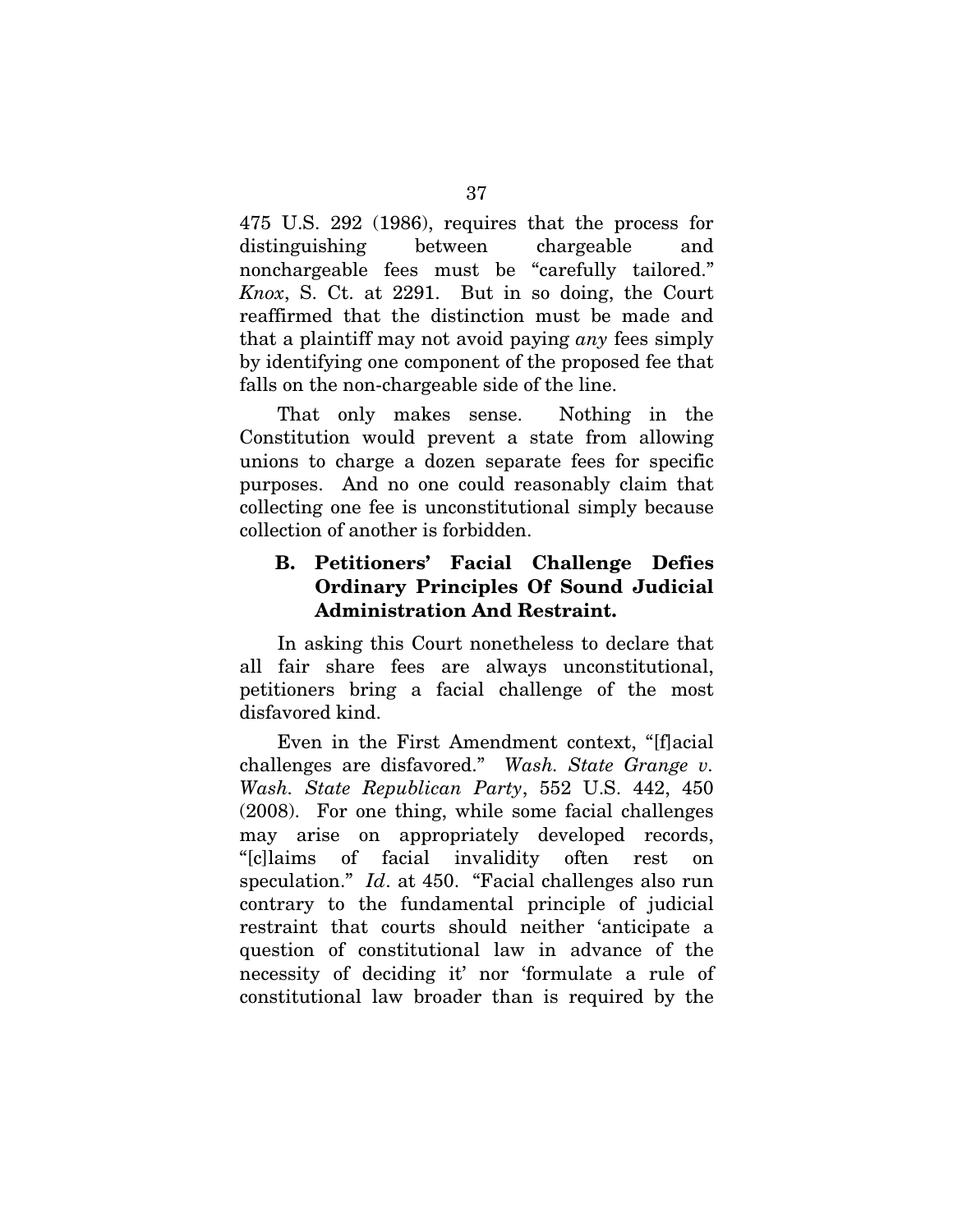475 U.S. 292 (1986), requires that the process for distinguishing between chargeable and nonchargeable fees must be "carefully tailored." *Knox*, S. Ct. at 2291. But in so doing, the Court reaffirmed that the distinction must be made and that a plaintiff may not avoid paying *any* fees simply by identifying one component of the proposed fee that falls on the non-chargeable side of the line.

That only makes sense. Nothing in the Constitution would prevent a state from allowing unions to charge a dozen separate fees for specific purposes. And no one could reasonably claim that collecting one fee is unconstitutional simply because collection of another is forbidden.

### B. Petitioners' Facial Challenge Defies Ordinary Principles Of Sound Judicial Administration And Restraint.

In asking this Court nonetheless to declare that all fair share fees are always unconstitutional, petitioners bring a facial challenge of the most disfavored kind.

Even in the First Amendment context, "[f]acial challenges are disfavored." *Wash. State Grange v. Wash. State Republican Party*, 552 U.S. 442, 450 (2008). For one thing, while some facial challenges may arise on appropriately developed records, "[c]laims of facial invalidity often rest on speculation." *Id*. at 450. "Facial challenges also run contrary to the fundamental principle of judicial restraint that courts should neither 'anticipate a question of constitutional law in advance of the necessity of deciding it' nor 'formulate a rule of constitutional law broader than is required by the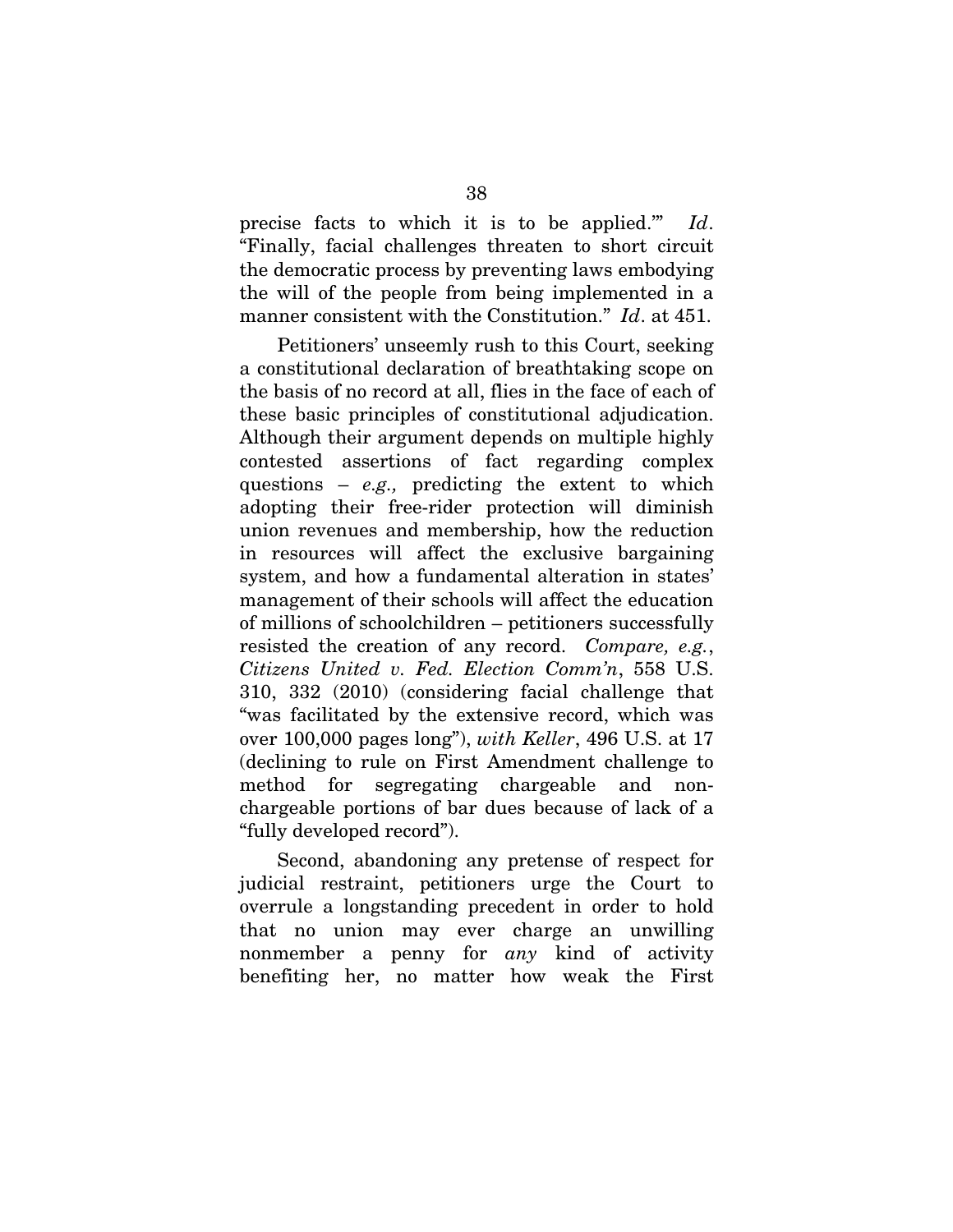precise facts to which it is to be applied.'" *Id*. "Finally, facial challenges threaten to short circuit the democratic process by preventing laws embodying the will of the people from being implemented in a manner consistent with the Constitution." *Id*. at 451.

Petitioners' unseemly rush to this Court, seeking a constitutional declaration of breathtaking scope on the basis of no record at all, flies in the face of each of these basic principles of constitutional adjudication. Although their argument depends on multiple highly contested assertions of fact regarding complex questions – *e.g.,* predicting the extent to which adopting their free-rider protection will diminish union revenues and membership, how the reduction in resources will affect the exclusive bargaining system, and how a fundamental alteration in states' management of their schools will affect the education of millions of schoolchildren – petitioners successfully resisted the creation of any record. *Compare, e.g.*, *Citizens United v. Fed. Election Comm'n*, 558 U.S. 310, 332 (2010) (considering facial challenge that "was facilitated by the extensive record, which was over 100,000 pages long"), *with Keller*, 496 U.S. at 17 (declining to rule on First Amendment challenge to method for segregating chargeable and non-chargeable portions of bar dues because of lack of a "fully developed record").

Second, abandoning any pretense of respect for judicial restraint, petitioners urge the Court to overrule a longstanding precedent in order to hold that no union may ever charge an unwilling nonmember a penny for *any* kind of activity benefiting her, no matter how weak the First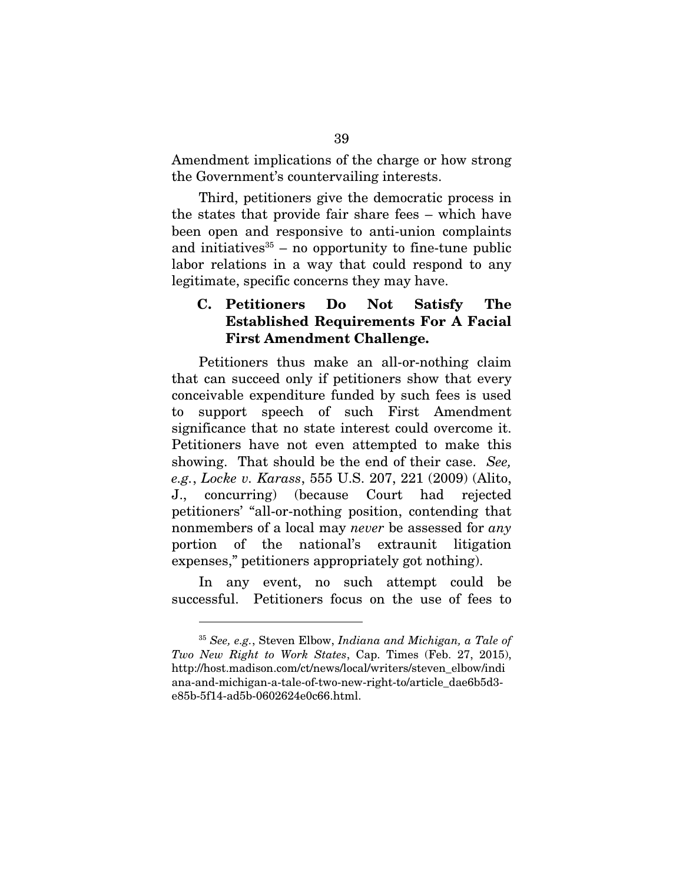Amendment implications of the charge or how strong the Government's countervailing interests.

Third, petitioners give the democratic process in the states that provide fair share fees – which have been open and responsive to anti-union complaints and initiatives[35] – no opportunity to fine-tune public labor relations in a way that could respond to any legitimate, specific concerns they may have.

### C. Petitioners Do Not Satisfy The Established Requirements For A Facial First Amendment Challenge.

Petitioners thus make an all-or-nothing claim that can succeed only if petitioners show that every conceivable expenditure funded by such fees is used to support speech of such First Amendment significance that no state interest could overcome it. Petitioners have not even attempted to make this showing. That should be the end of their case. *See, e.g.*, *Locke v. Karass*, 555 U.S. 207, 221 (2009) (Alito, J., concurring) (because Court had rejected petitioners' "all-or-nothing position, contending that nonmembers of a local may *never* be assessed for *any* portion of the national's extraunit litigation expenses," petitioners appropriately got nothing).

In any event, no such attempt could be successful. Petitioners focus on the use of fees to

---

[35] *See, e.g.*, Steven Elbow, *Indiana and Michigan, a Tale of Two New Right to Work States*, Cap. Times (Feb. 27, 2015), http://host.madison.com/ct/news/local/writers/steven_elbow/indiana-and-michigan-a-tale-of-two-new-right-to/article_dae6b5d3-e85b-5f14-ad5b-0602624e0c66.html.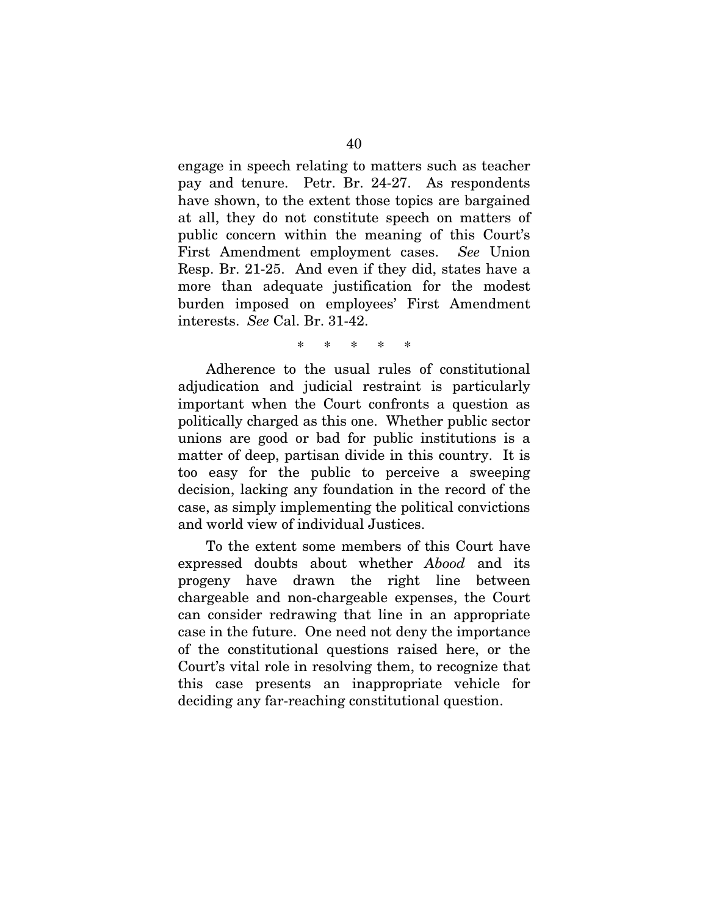engage in speech relating to matters such as teacher pay and tenure. Petr. Br. 24-27. As respondents have shown, to the extent those topics are bargained at all, they do not constitute speech on matters of public concern within the meaning of this Court's First Amendment employment cases. *See* Union Resp. Br. 21-25. And even if they did, states have a more than adequate justification for the modest burden imposed on employees' First Amendment interests. *See* Cal. Br. 31-42.

\* \* \* \* \*

Adherence to the usual rules of constitutional adjudication and judicial restraint is particularly important when the Court confronts a question as politically charged as this one. Whether public sector unions are good or bad for public institutions is a matter of deep, partisan divide in this country. It is too easy for the public to perceive a sweeping decision, lacking any foundation in the record of the case, as simply implementing the political convictions and world view of individual Justices.

To the extent some members of this Court have expressed doubts about whether *Abood* and its progeny have drawn the right line between chargeable and non-chargeable expenses, the Court can consider redrawing that line in an appropriate case in the future. One need not deny the importance of the constitutional questions raised here, or the Court's vital role in resolving them, to recognize that this case presents an inappropriate vehicle for deciding any far-reaching constitutional question.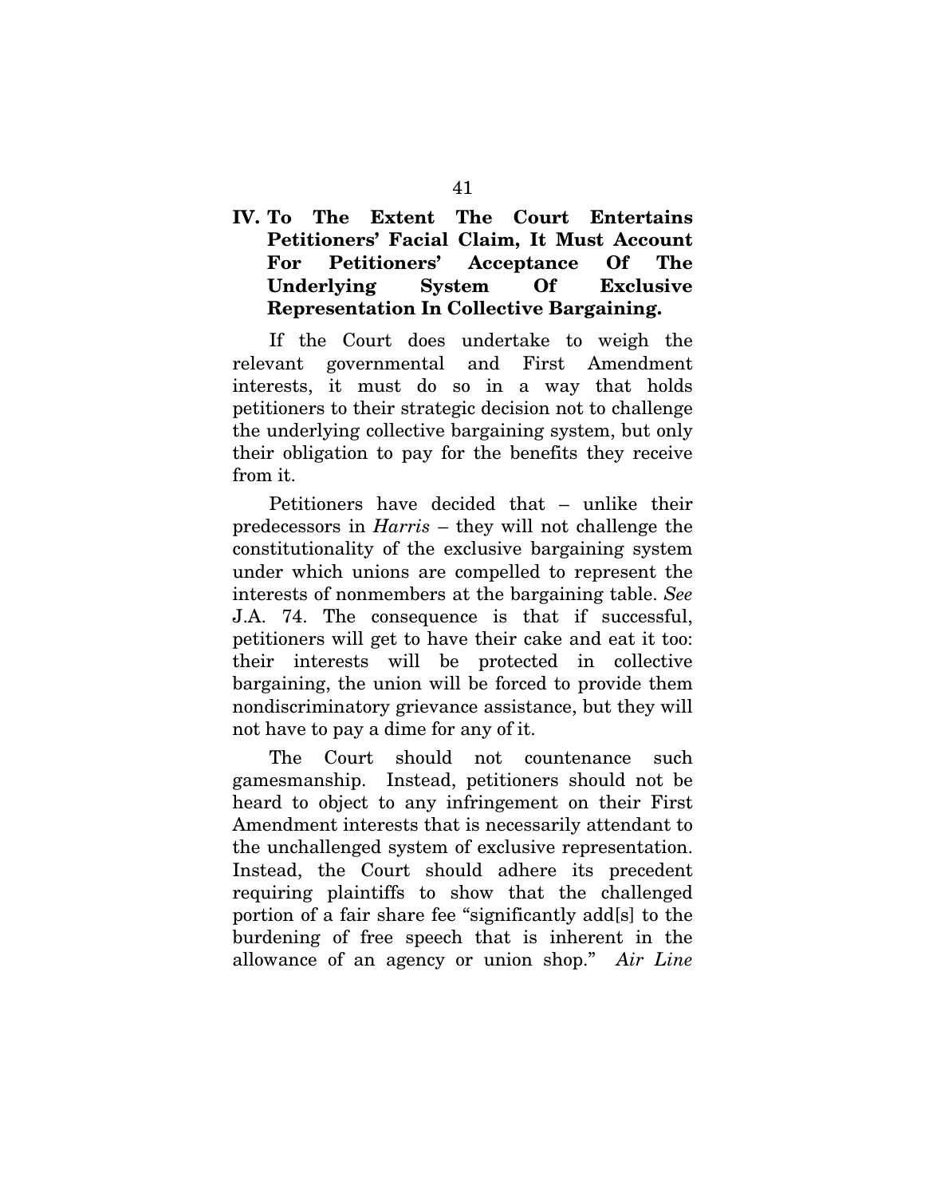## IV. To The Extent The Court Entertains Petitioners' Facial Claim, It Must Account For Petitioners' Acceptance Of The Underlying System Of Exclusive Representation In Collective Bargaining.

If the Court does undertake to weigh the relevant governmental and First Amendment interests, it must do so in a way that holds petitioners to their strategic decision not to challenge the underlying collective bargaining system, but only their obligation to pay for the benefits they receive from it.

Petitioners have decided that – unlike their predecessors in *Harris* – they will not challenge the constitutionality of the exclusive bargaining system under which unions are compelled to represent the interests of nonmembers at the bargaining table. *See* J.A. 74. The consequence is that if successful, petitioners will get to have their cake and eat it too: their interests will be protected in collective bargaining, the union will be forced to provide them nondiscriminatory grievance assistance, but they will not have to pay a dime for any of it.

The Court should not countenance such gamesmanship. Instead, petitioners should not be heard to object to any infringement on their First Amendment interests that is necessarily attendant to the unchallenged system of exclusive representation. Instead, the Court should adhere its precedent requiring plaintiffs to show that the challenged portion of a fair share fee "significantly add[s] to the burdening of free speech that is inherent in the allowance of an agency or union shop." *Air Line*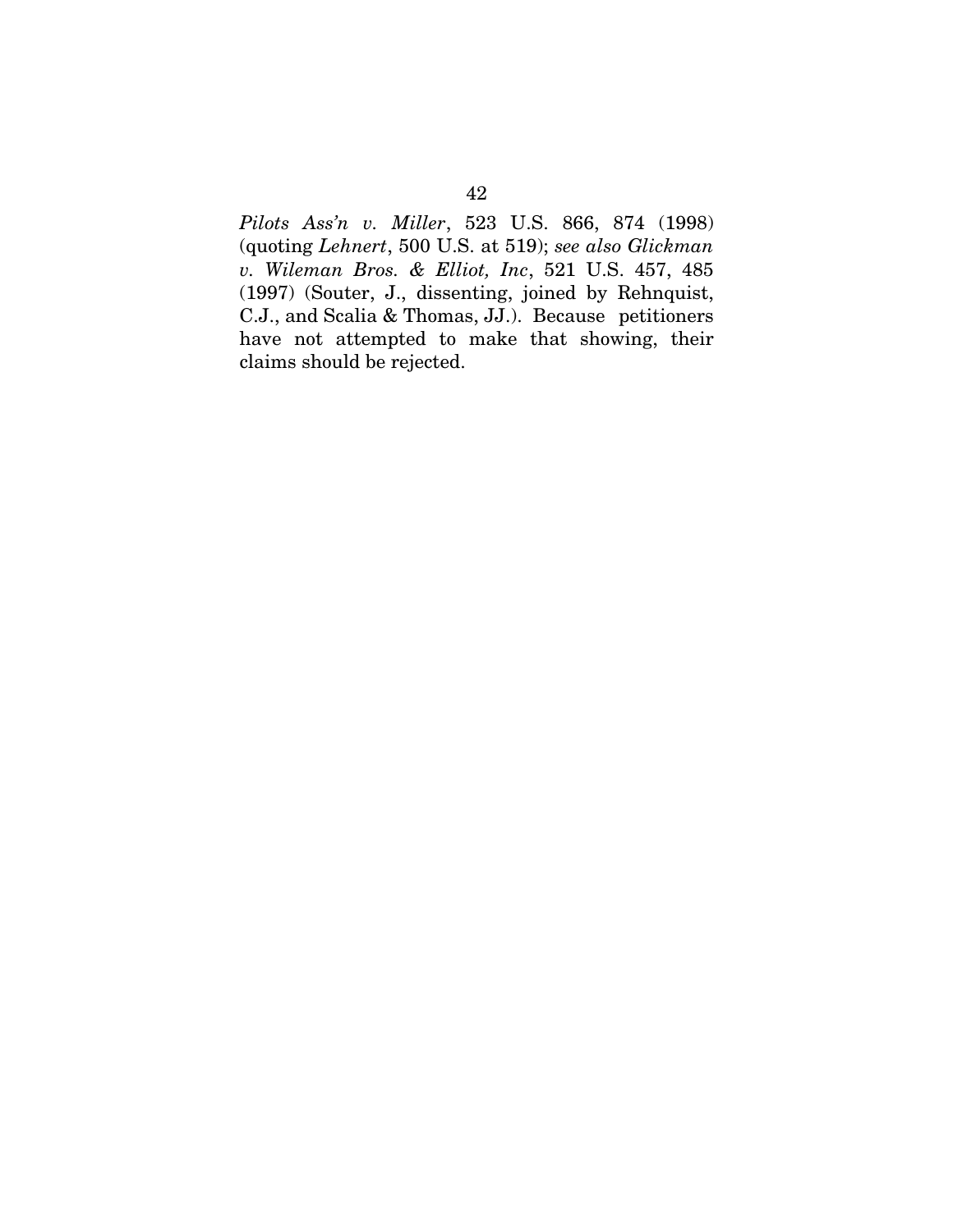*Pilots Ass'n v. Miller*, 523 U.S. 866, 874 (1998) (quoting *Lehnert*, 500 U.S. at 519); *see also Glickman v. Wileman Bros. & Elliot, Inc*, 521 U.S. 457, 485 (1997) (Souter, J., dissenting, joined by Rehnquist, C.J., and Scalia & Thomas, JJ.). Because petitioners have not attempted to make that showing, their claims should be rejected.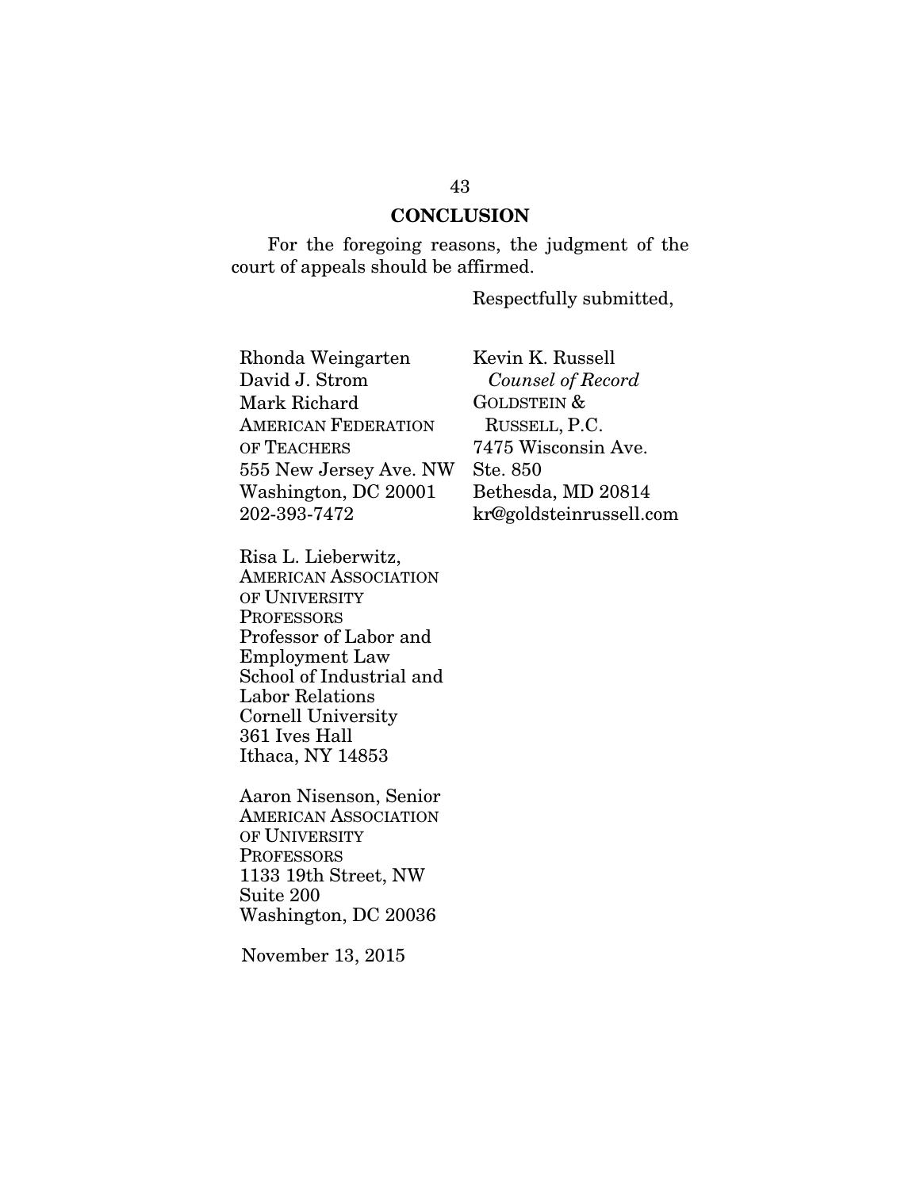## CONCLUSION

For the foregoing reasons, the judgment of the court of appeals should be affirmed.

Respectfully submitted,

Kevin K. Russell
*Counsel of Record*
GOLDSTEIN &
RUSSELL, P.C.
7475 Wisconsin Ave.
Ste. 850
Bethesda, MD 20814
kr@goldsteinrussell.com

Rhonda Weingarten
David J. Strom
Mark Richard
AMERICAN FEDERATION
OF TEACHERS
555 New Jersey Ave. NW
Washington, DC 20001
202-393-7472

Risa L. Lieberwitz,
AMERICAN ASSOCIATION
OF UNIVERSITY
PROFESSORS
Professor of Labor and
Employment Law
School of Industrial and
Labor Relations
Cornell University
361 Ives Hall
Ithaca, NY 14853

Aaron Nisenson, Senior
AMERICAN ASSOCIATION
OF UNIVERSITY
PROFESSORS
1133 19th Street, NW
Suite 200
Washington, DC 20036

November 13, 2015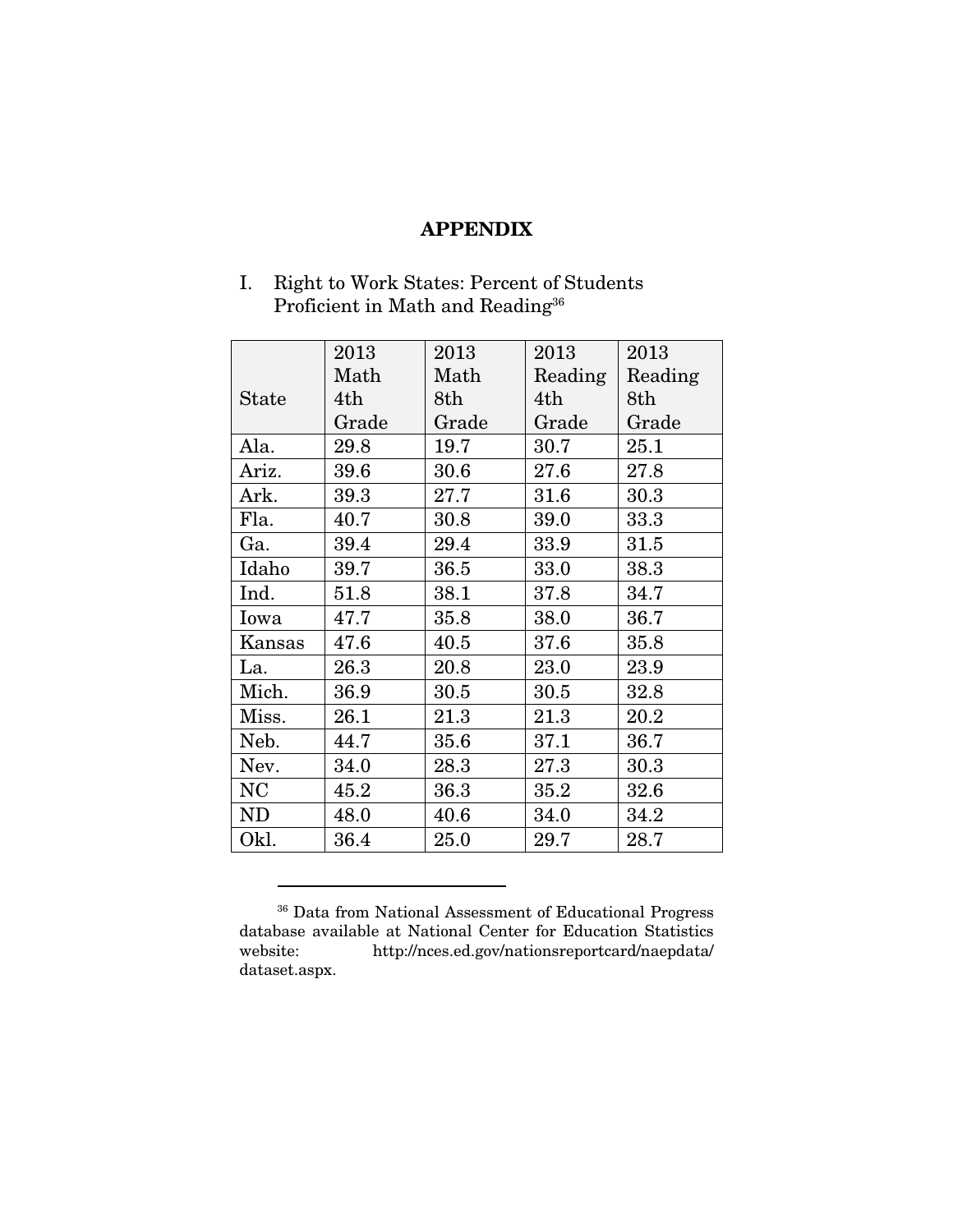## APPENDIX

I. Right to Work States: Percent of Students Proficient in Math and Reading[36]

| State | 2013 Math 4th Grade | 2013 Math 8th Grade | 2013 Reading 4th Grade | 2013 Reading 8th Grade |
|---|---|---|---|---|
| Ala. | 29.8 | 19.7 | 30.7 | 25.1 |
| Ariz. | 39.6 | 30.6 | 27.6 | 27.8 |
| Ark. | 39.3 | 27.7 | 31.6 | 30.3 |
| Fla. | 40.7 | 30.8 | 39.0 | 33.3 |
| Ga. | 39.4 | 29.4 | 33.9 | 31.5 |
| Idaho | 39.7 | 36.5 | 33.0 | 38.3 |
| Ind. | 51.8 | 38.1 | 37.8 | 34.7 |
| Iowa | 47.7 | 35.8 | 38.0 | 36.7 |
| Kansas | 47.6 | 40.5 | 37.6 | 35.8 |
| La. | 26.3 | 20.8 | 23.0 | 23.9 |
| Mich. | 36.9 | 30.5 | 30.5 | 32.8 |
| Miss. | 26.1 | 21.3 | 21.3 | 20.2 |
| Neb. | 44.7 | 35.6 | 37.1 | 36.7 |
| Nev. | 34.0 | 28.3 | 27.3 | 30.3 |
| NC | 45.2 | 36.3 | 35.2 | 32.6 |
| ND | 48.0 | 40.6 | 34.0 | 34.2 |
| Okl. | 36.4 | 25.0 | 29.7 | 28.7 |

[36] Data from National Assessment of Educational Progress database available at National Center for Education Statistics website: http://nces.ed.gov/nationsreportcard/naepdata/dataset.aspx.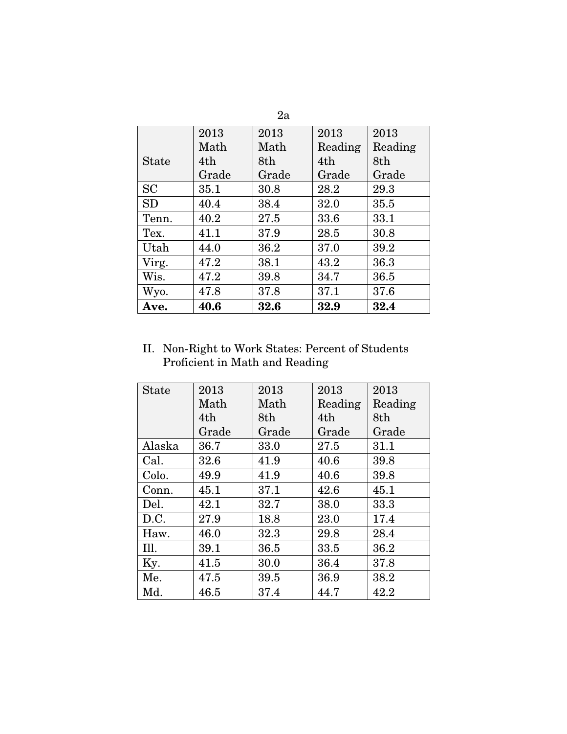| State | 2013 Math 4th Grade | 2013 Math 8th Grade | 2013 Reading 4th Grade | 2013 Reading 8th Grade |
|---|---|---|---|---|
| SC | 35.1 | 30.8 | 28.2 | 29.3 |
| SD | 40.4 | 38.4 | 32.0 | 35.5 |
| Tenn. | 40.2 | 27.5 | 33.6 | 33.1 |
| Tex. | 41.1 | 37.9 | 28.5 | 30.8 |
| Utah | 44.0 | 36.2 | 37.0 | 39.2 |
| Virg. | 47.2 | 38.1 | 43.2 | 36.3 |
| Wis. | 47.2 | 39.8 | 34.7 | 36.5 |
| Wyo. | 47.8 | 37.8 | 37.1 | 37.6 |
| **Ave.** | **40.6** | **32.6** | **32.9** | **32.4** |

II. Non-Right to Work States: Percent of Students Proficient in Math and Reading

| State | 2013 Math 4th Grade | 2013 Math 8th Grade | 2013 Reading 4th Grade | 2013 Reading 8th Grade |
|---|---|---|---|---|
| Alaska | 36.7 | 33.0 | 27.5 | 31.1 |
| Cal. | 32.6 | 41.9 | 40.6 | 39.8 |
| Colo. | 49.9 | 41.9 | 40.6 | 39.8 |
| Conn. | 45.1 | 37.1 | 42.6 | 45.1 |
| Del. | 42.1 | 32.7 | 38.0 | 33.3 |
| D.C. | 27.9 | 18.8 | 23.0 | 17.4 |
| Haw. | 46.0 | 32.3 | 29.8 | 28.4 |
| Ill. | 39.1 | 36.5 | 33.5 | 36.2 |
| Ky. | 41.5 | 30.0 | 36.4 | 37.8 |
| Me. | 47.5 | 39.5 | 36.9 | 38.2 |
| Md. | 46.5 | 37.4 | 44.7 | 42.2 |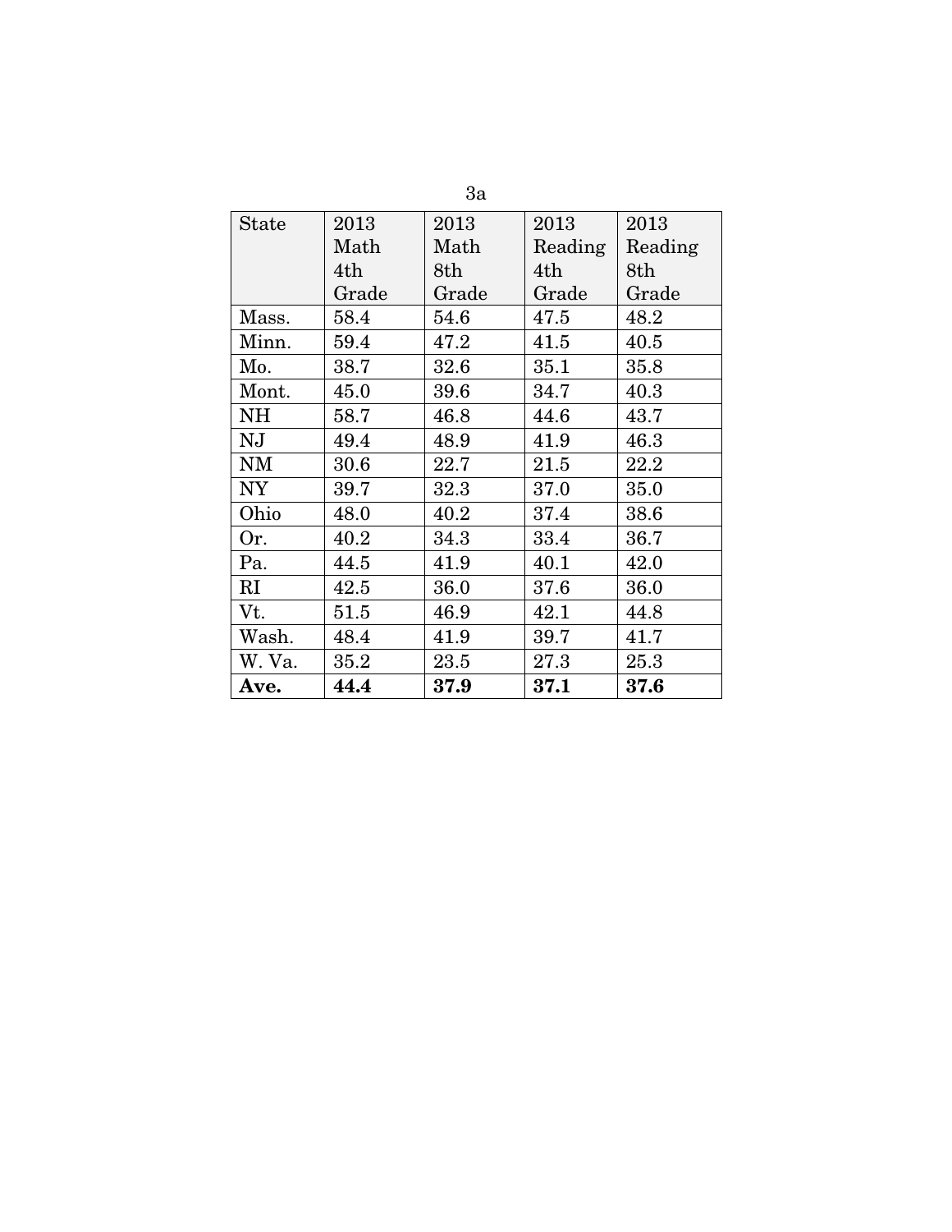3a

| State | 2013 Math 4th Grade | 2013 Math 8th Grade | 2013 Reading 4th Grade | 2013 Reading 8th Grade |
|---|---|---|---|---|
| Mass. | 58.4 | 54.6 | 47.5 | 48.2 |
| Minn. | 59.4 | 47.2 | 41.5 | 40.5 |
| Mo. | 38.7 | 32.6 | 35.1 | 35.8 |
| Mont. | 45.0 | 39.6 | 34.7 | 40.3 |
| NH | 58.7 | 46.8 | 44.6 | 43.7 |
| NJ | 49.4 | 48.9 | 41.9 | 46.3 |
| NM | 30.6 | 22.7 | 21.5 | 22.2 |
| NY | 39.7 | 32.3 | 37.0 | 35.0 |
| Ohio | 48.0 | 40.2 | 37.4 | 38.6 |
| Or. | 40.2 | 34.3 | 33.4 | 36.7 |
| Pa. | 44.5 | 41.9 | 40.1 | 42.0 |
| RI | 42.5 | 36.0 | 37.6 | 36.0 |
| Vt. | 51.5 | 46.9 | 42.1 | 44.8 |
| Wash. | 48.4 | 41.9 | 39.7 | 41.7 |
| W. Va. | 35.2 | 23.5 | 27.3 | 25.3 |
| **Ave.** | **44.4** | **37.9** | **37.1** | **37.6** |